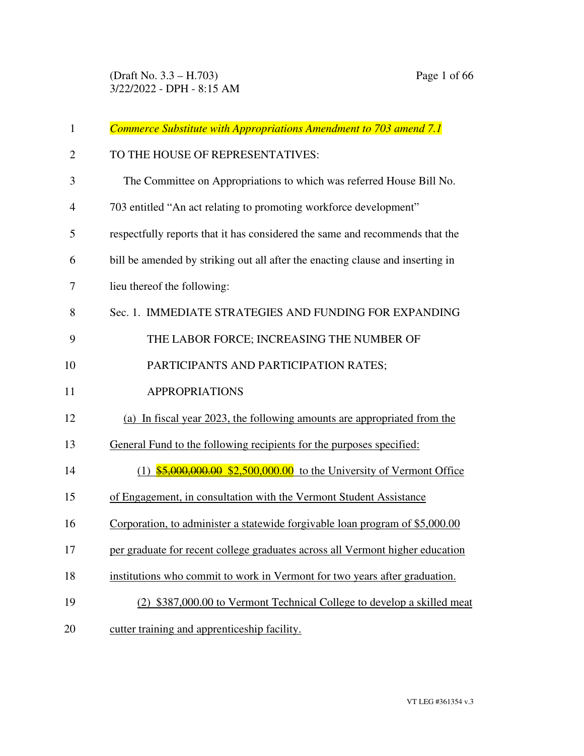*Commerce Substitute with Appropriations Amendment to 703 amend 7.1*

TO THE HOUSE OF REPRESENTATIVES:

The Committee on Appropriations to which was referred House Bill No. 703 entitled "An act relating to promoting workforce development" respectfully reports that it has considered the same and recommends that the bill be amended by striking out all after the enacting clause and inserting in lieu thereof the following:

Sec. 1. IMMEDIATE STRATEGIES AND FUNDING FOR EXPANDING THE LABOR FORCE; INCREASING THE NUMBER OF PARTICIPANTS AND PARTICIPATION RATES; APPROPRIATIONS

<u>(a) In fiscal year 2023, the following amounts are appropriated from the General Fund to the following recipients for the purposes specified:</u>

<u>(1)</u> ~~<u>$5,000,000.00</u>~~ <u>$2,500,000.00 to the University of Vermont Office of Engagement, in consultation with the Vermont Student Assistance Corporation, to administer a statewide forgivable loan program of $5,000.00 per graduate for recent college graduates across all Vermont higher education institutions who commit to work in Vermont for two years after graduation.</u>

<u>(2) $387,000.00 to Vermont Technical College to develop a skilled meat cutter training and apprenticeship facility.</u>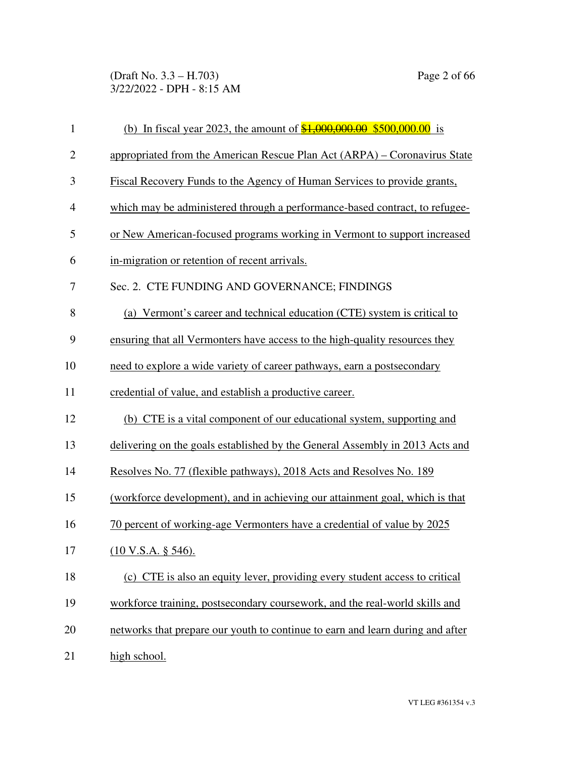(b) In fiscal year 2023, the amount of ~~$1,000,000.00~~ $500,000.00 is appropriated from the American Rescue Plan Act (ARPA) – Coronavirus State Fiscal Recovery Funds to the Agency of Human Services to provide grants, which may be administered through a performance-based contract, to refugee- or New American-focused programs working in Vermont to support increased in-migration or retention of recent arrivals.

Sec. 2. CTE FUNDING AND GOVERNANCE; FINDINGS

(a) Vermont's career and technical education (CTE) system is critical to ensuring that all Vermonters have access to the high-quality resources they need to explore a wide variety of career pathways, earn a postsecondary credential of value, and establish a productive career.

(b) CTE is a vital component of our educational system, supporting and delivering on the goals established by the General Assembly in 2013 Acts and Resolves No. 77 (flexible pathways), 2018 Acts and Resolves No. 189 (workforce development), and in achieving our attainment goal, which is that 70 percent of working-age Vermonters have a credential of value by 2025 (10 V.S.A. § 546).

(c) CTE is also an equity lever, providing every student access to critical workforce training, postsecondary coursework, and the real-world skills and networks that prepare our youth to continue to earn and learn during and after high school.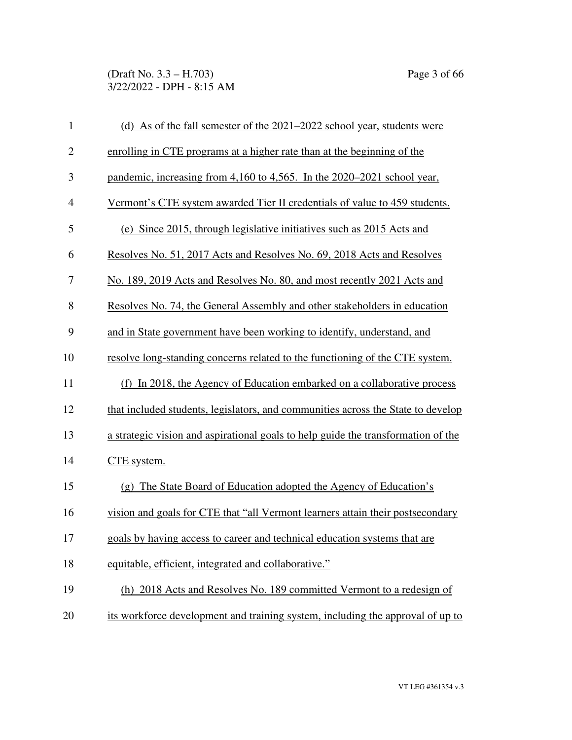(d) As of the fall semester of the 2021–2022 school year, students were enrolling in CTE programs at a higher rate than at the beginning of the pandemic, increasing from 4,160 to 4,565. In the 2020–2021 school year, Vermont's CTE system awarded Tier II credentials of value to 459 students.

(e) Since 2015, through legislative initiatives such as 2015 Acts and Resolves No. 51, 2017 Acts and Resolves No. 69, 2018 Acts and Resolves No. 189, 2019 Acts and Resolves No. 80, and most recently 2021 Acts and Resolves No. 74, the General Assembly and other stakeholders in education and in State government have been working to identify, understand, and resolve long-standing concerns related to the functioning of the CTE system.

(f) In 2018, the Agency of Education embarked on a collaborative process that included students, legislators, and communities across the State to develop a strategic vision and aspirational goals to help guide the transformation of the CTE system.

(g) The State Board of Education adopted the Agency of Education's vision and goals for CTE that "all Vermont learners attain their postsecondary goals by having access to career and technical education systems that are equitable, efficient, integrated and collaborative."

(h) 2018 Acts and Resolves No. 189 committed Vermont to a redesign of its workforce development and training system, including the approval of up to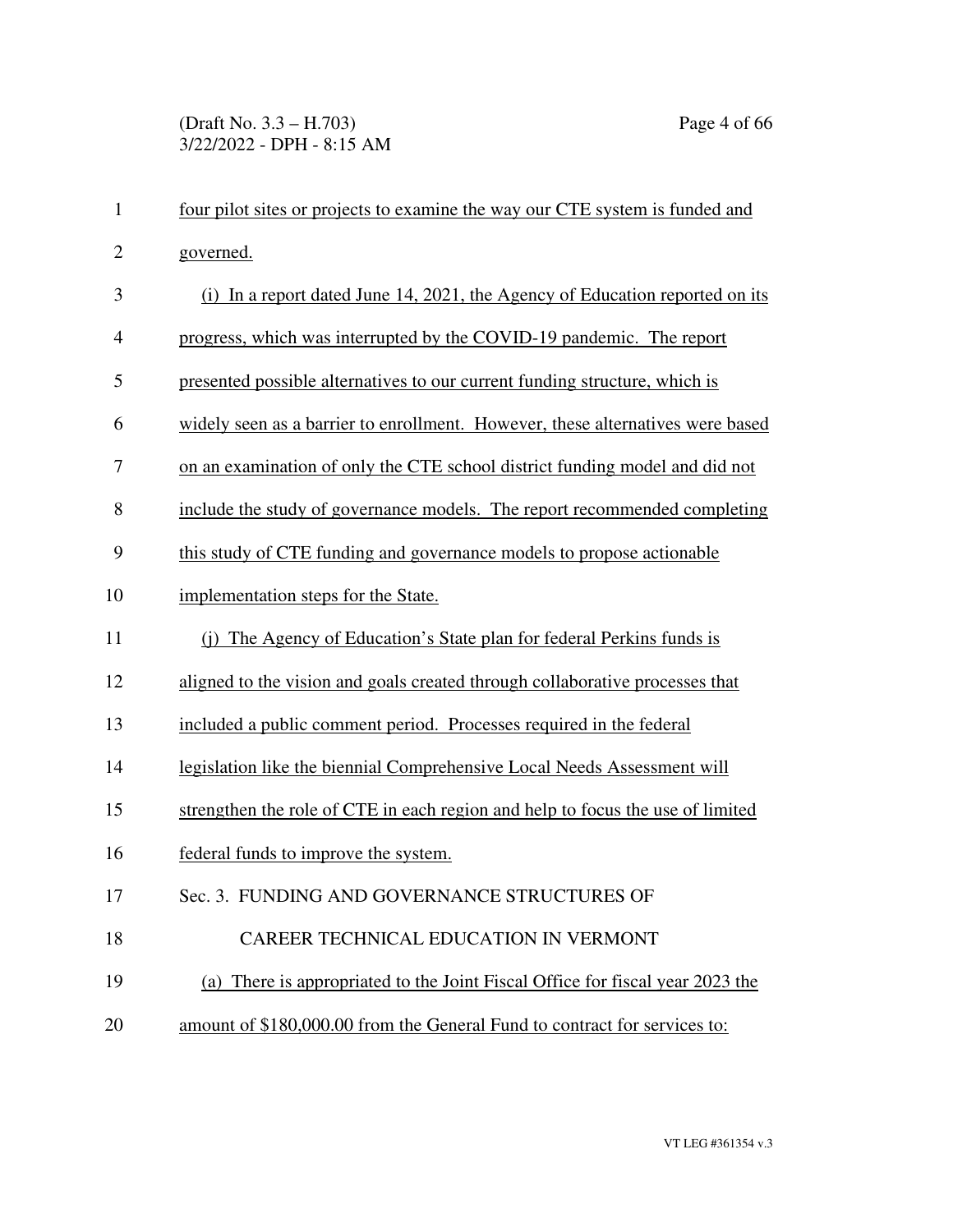four pilot sites or projects to examine the way our CTE system is funded and governed.

(i) In a report dated June 14, 2021, the Agency of Education reported on its progress, which was interrupted by the COVID-19 pandemic. The report presented possible alternatives to our current funding structure, which is widely seen as a barrier to enrollment. However, these alternatives were based on an examination of only the CTE school district funding model and did not include the study of governance models. The report recommended completing this study of CTE funding and governance models to propose actionable implementation steps for the State.

(j) The Agency of Education's State plan for federal Perkins funds is aligned to the vision and goals created through collaborative processes that included a public comment period. Processes required in the federal legislation like the biennial Comprehensive Local Needs Assessment will strengthen the role of CTE in each region and help to focus the use of limited federal funds to improve the system.

Sec. 3. FUNDING AND GOVERNANCE STRUCTURES OF CAREER TECHNICAL EDUCATION IN VERMONT

(a) There is appropriated to the Joint Fiscal Office for fiscal year 2023 the amount of $180,000.00 from the General Fund to contract for services to: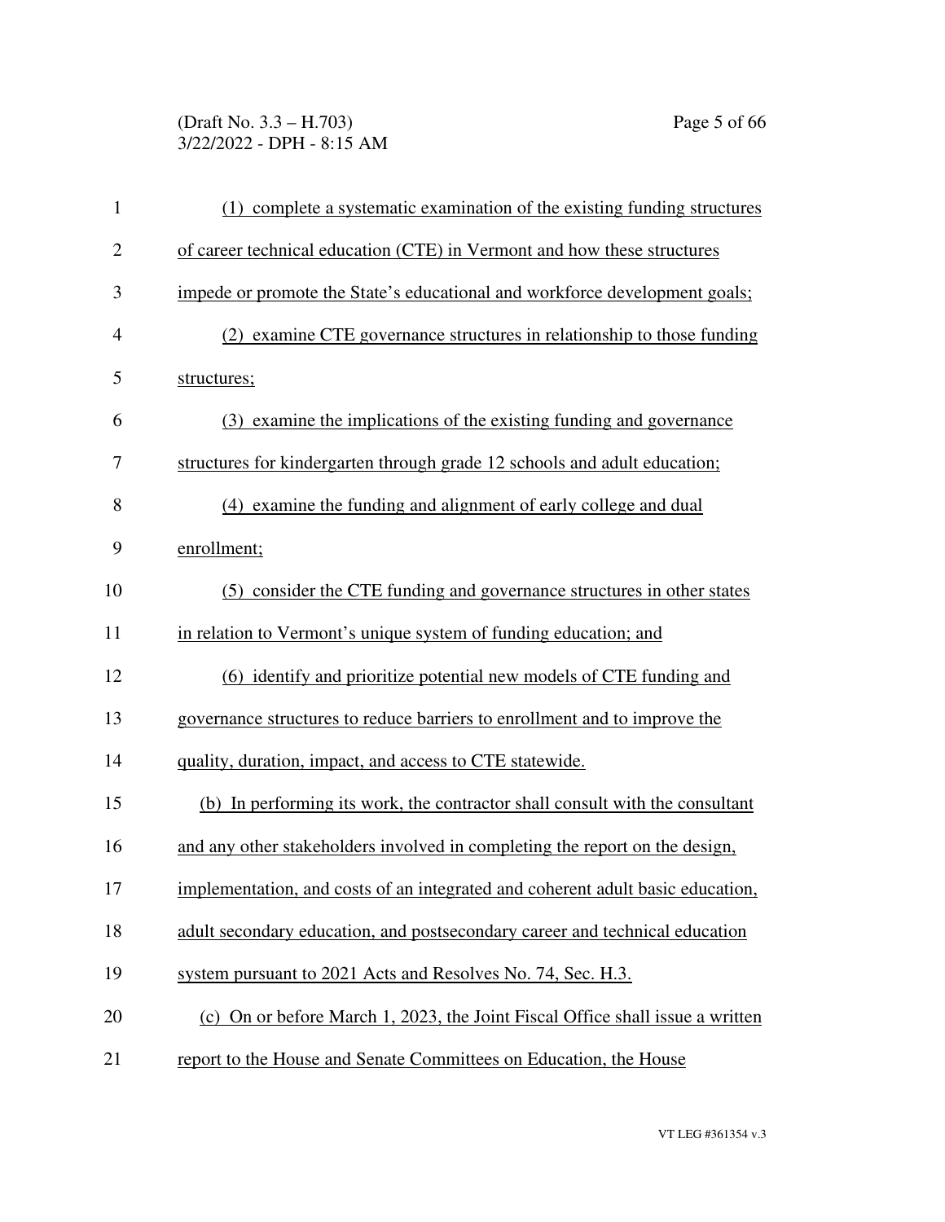(1) complete a systematic examination of the existing funding structures of career technical education (CTE) in Vermont and how these structures impede or promote the State's educational and workforce development goals;

(2) examine CTE governance structures in relationship to those funding structures;

(3) examine the implications of the existing funding and governance structures for kindergarten through grade 12 schools and adult education;

(4) examine the funding and alignment of early college and dual enrollment;

(5) consider the CTE funding and governance structures in other states in relation to Vermont's unique system of funding education; and

(6) identify and prioritize potential new models of CTE funding and governance structures to reduce barriers to enrollment and to improve the quality, duration, impact, and access to CTE statewide.

(b) In performing its work, the contractor shall consult with the consultant and any other stakeholders involved in completing the report on the design, implementation, and costs of an integrated and coherent adult basic education, adult secondary education, and postsecondary career and technical education system pursuant to 2021 Acts and Resolves No. 74, Sec. H.3.

(c) On or before March 1, 2023, the Joint Fiscal Office shall issue a written report to the House and Senate Committees on Education, the House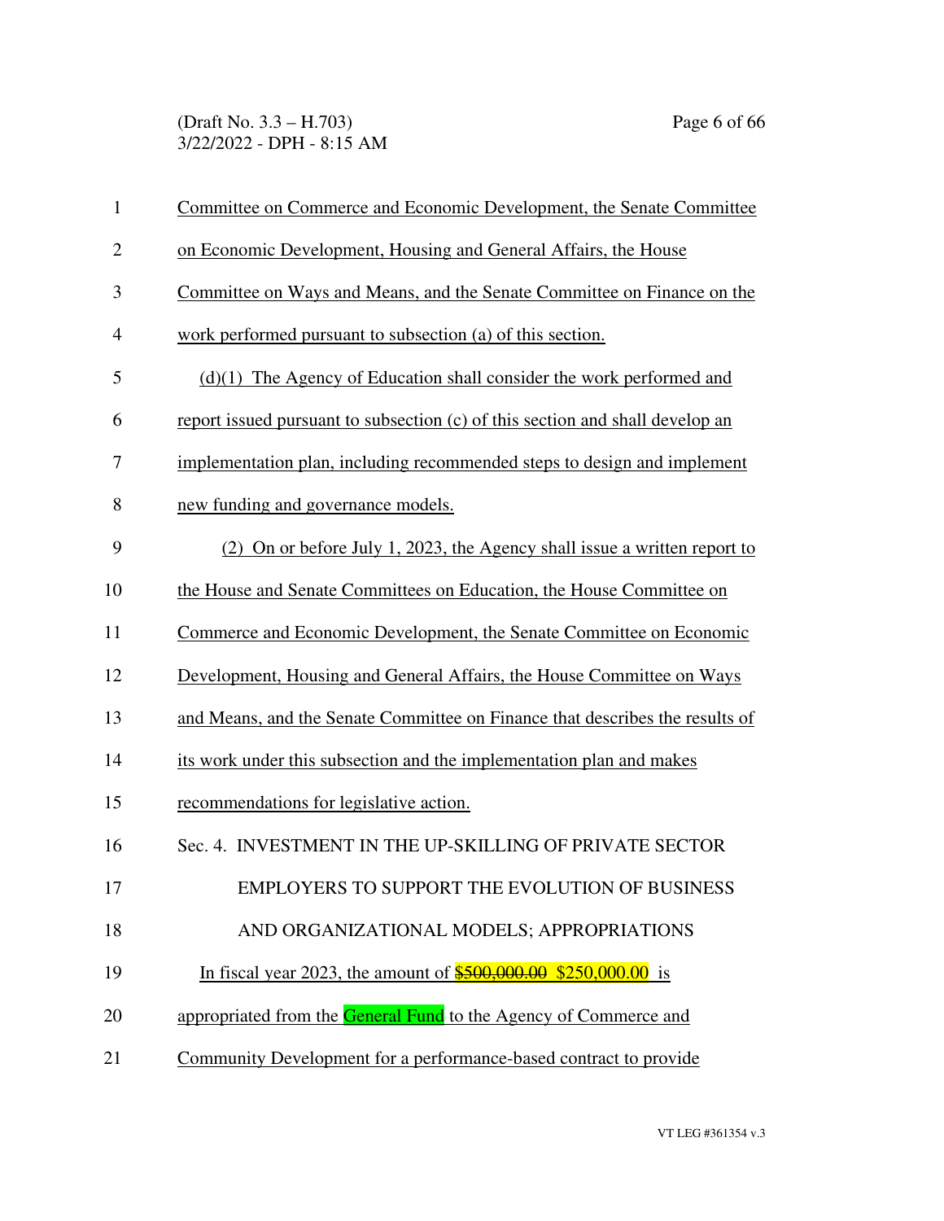Committee on Commerce and Economic Development, the Senate Committee on Economic Development, Housing and General Affairs, the House Committee on Ways and Means, and the Senate Committee on Finance on the work performed pursuant to subsection (a) of this section.

(d)(1) The Agency of Education shall consider the work performed and report issued pursuant to subsection (c) of this section and shall develop an implementation plan, including recommended steps to design and implement new funding and governance models.

(2) On or before July 1, 2023, the Agency shall issue a written report to the House and Senate Committees on Education, the House Committee on Commerce and Economic Development, the Senate Committee on Economic Development, Housing and General Affairs, the House Committee on Ways and Means, and the Senate Committee on Finance that describes the results of its work under this subsection and the implementation plan and makes recommendations for legislative action.

Sec. 4. INVESTMENT IN THE UP-SKILLING OF PRIVATE SECTOR EMPLOYERS TO SUPPORT THE EVOLUTION OF BUSINESS AND ORGANIZATIONAL MODELS; APPROPRIATIONS

In fiscal year 2023, the amount of ~~$500,000.00~~ $250,000.00 is appropriated from the General Fund to the Agency of Commerce and Community Development for a performance-based contract to provide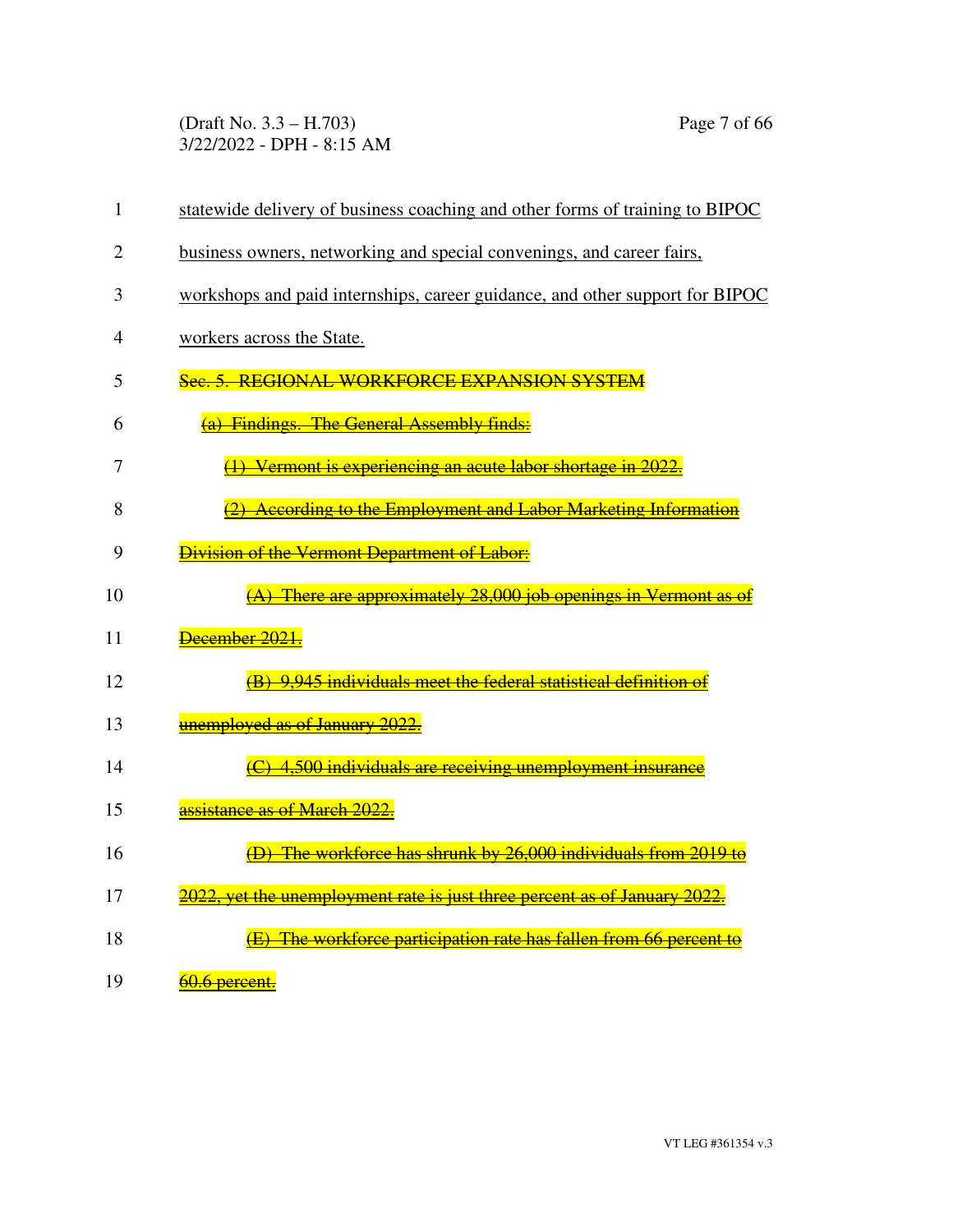statewide delivery of business coaching and other forms of training to BIPOC business owners, networking and special convenings, and career fairs, workshops and paid internships, career guidance, and other support for BIPOC workers across the State.

~~Sec. 5. REGIONAL WORKFORCE EXPANSION SYSTEM~~

~~(a) Findings. The General Assembly finds:~~

~~(1) Vermont is experiencing an acute labor shortage in 2022.~~

~~(2) According to the Employment and Labor Marketing Information Division of the Vermont Department of Labor:~~

~~(A) There are approximately 28,000 job openings in Vermont as of December 2021.~~

~~(B) 9,945 individuals meet the federal statistical definition of unemployed as of January 2022.~~

~~(C) 4,500 individuals are receiving unemployment insurance assistance as of March 2022.~~

~~(D) The workforce has shrunk by 26,000 individuals from 2019 to 2022, yet the unemployment rate is just three percent as of January 2022.~~

~~(E) The workforce participation rate has fallen from 66 percent to 60.6 percent.~~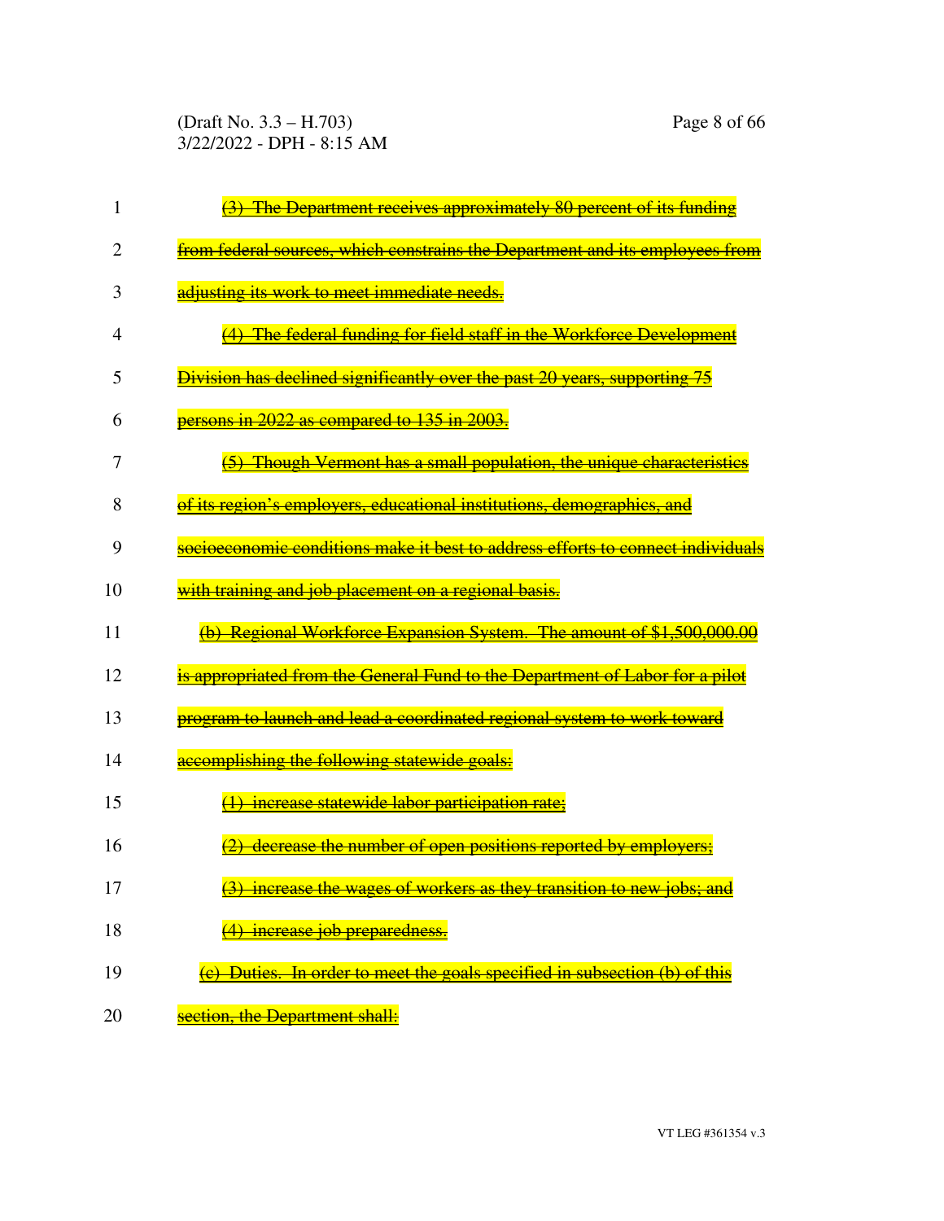~~(3) The Department receives approximately 80 percent of its funding from federal sources, which constrains the Department and its employees from adjusting its work to meet immediate needs.~~

~~(4) The federal funding for field staff in the Workforce Development Division has declined significantly over the past 20 years, supporting 75 persons in 2022 as compared to 135 in 2003.~~

~~(5) Though Vermont has a small population, the unique characteristics of its region's employers, educational institutions, demographics, and socioeconomic conditions make it best to address efforts to connect individuals with training and job placement on a regional basis.~~

~~(b) Regional Workforce Expansion System. The amount of $1,500,000.00 is appropriated from the General Fund to the Department of Labor for a pilot program to launch and lead a coordinated regional system to work toward accomplishing the following statewide goals:~~

~~(1) increase statewide labor participation rate;~~

~~(2) decrease the number of open positions reported by employers;~~

~~(3) increase the wages of workers as they transition to new jobs; and~~

~~(4) increase job preparedness.~~

~~(c) Duties. In order to meet the goals specified in subsection (b) of this section, the Department shall:~~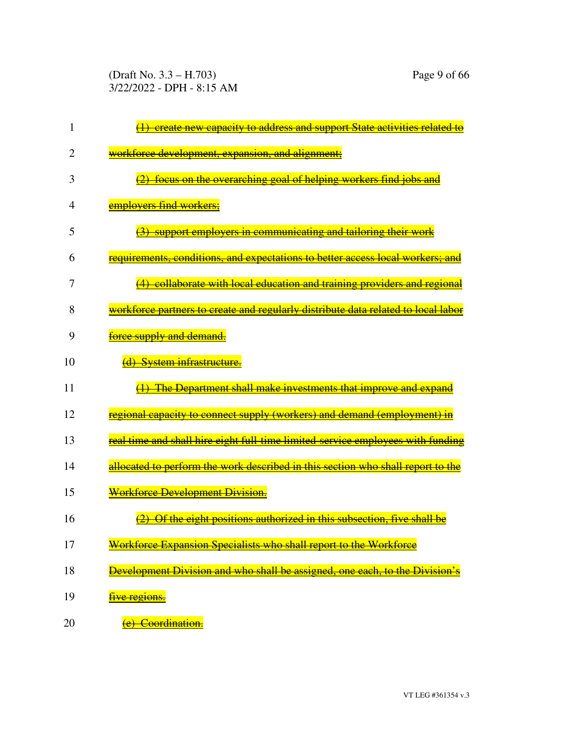~~(1) create new capacity to address and support State activities related to workforce development, expansion, and alignment;~~

~~(2) focus on the overarching goal of helping workers find jobs and employers find workers;~~

~~(3) support employers in communicating and tailoring their work requirements, conditions, and expectations to better access local workers; and~~

~~(4) collaborate with local education and training providers and regional workforce partners to create and regularly distribute data related to local labor force supply and demand.~~

~~(d) System infrastructure.~~

~~(1) The Department shall make investments that improve and expand regional capacity to connect supply (workers) and demand (employment) in real time and shall hire eight full-time limited-service employees with funding allocated to perform the work described in this section who shall report to the Workforce Development Division.~~

~~(2) Of the eight positions authorized in this subsection, five shall be Workforce Expansion Specialists who shall report to the Workforce Development Division and who shall be assigned, one each, to the Division's five regions.~~

~~(e) Coordination.~~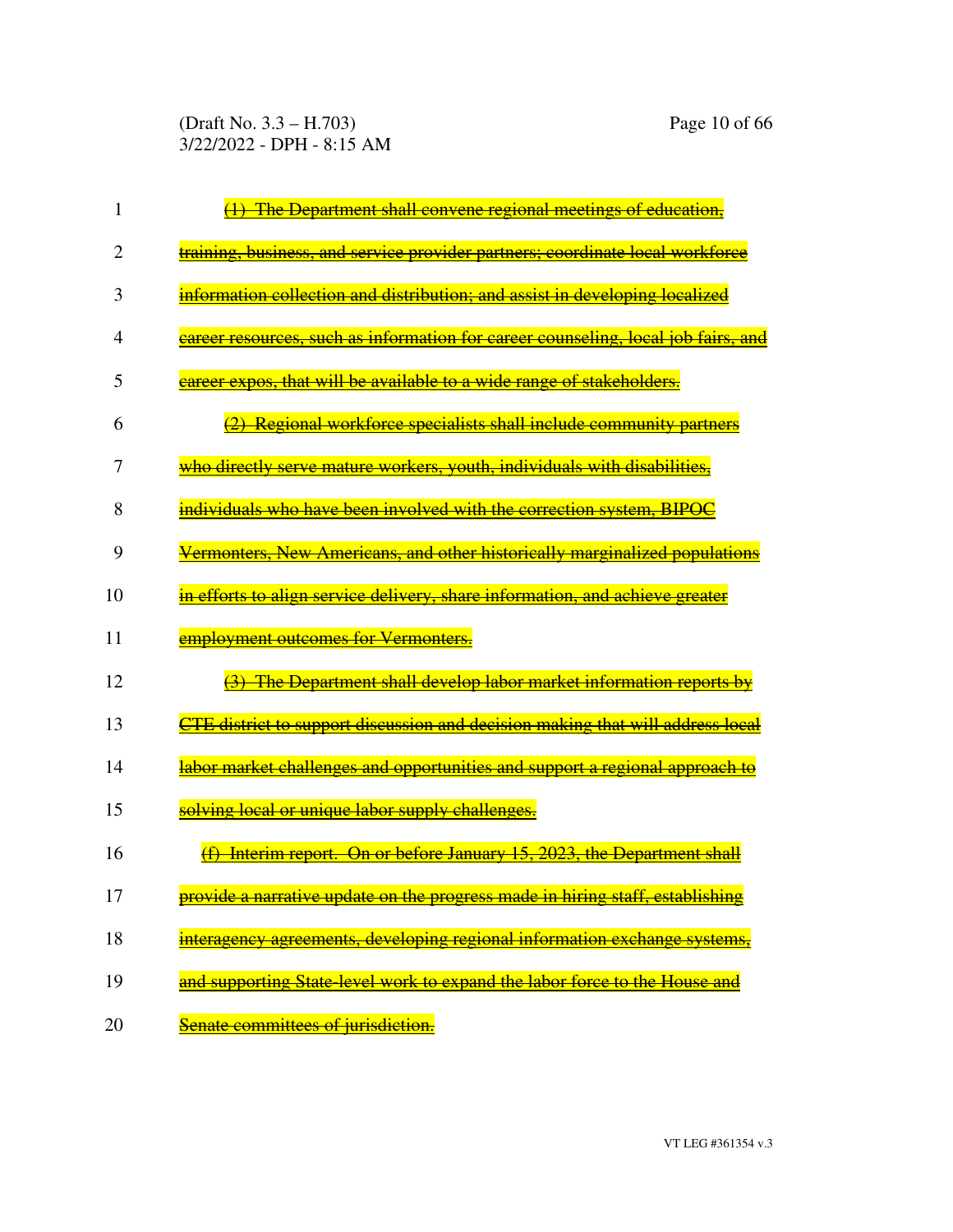~~(1) The Department shall convene regional meetings of education, training, business, and service provider partners; coordinate local workforce information collection and distribution; and assist in developing localized career resources, such as information for career counseling, local job fairs, and career expos, that will be available to a wide range of stakeholders.~~

~~(2) Regional workforce specialists shall include community partners who directly serve mature workers, youth, individuals with disabilities, individuals who have been involved with the correction system, BIPOC Vermonters, New Americans, and other historically marginalized populations in efforts to align service delivery, share information, and achieve greater employment outcomes for Vermonters.~~

~~(3) The Department shall develop labor market information reports by CTE district to support discussion and decision making that will address local labor market challenges and opportunities and support a regional approach to solving local or unique labor supply challenges.~~

~~(f) Interim report. On or before January 15, 2023, the Department shall provide a narrative update on the progress made in hiring staff, establishing interagency agreements, developing regional information exchange systems, and supporting State-level work to expand the labor force to the House and Senate committees of jurisdiction.~~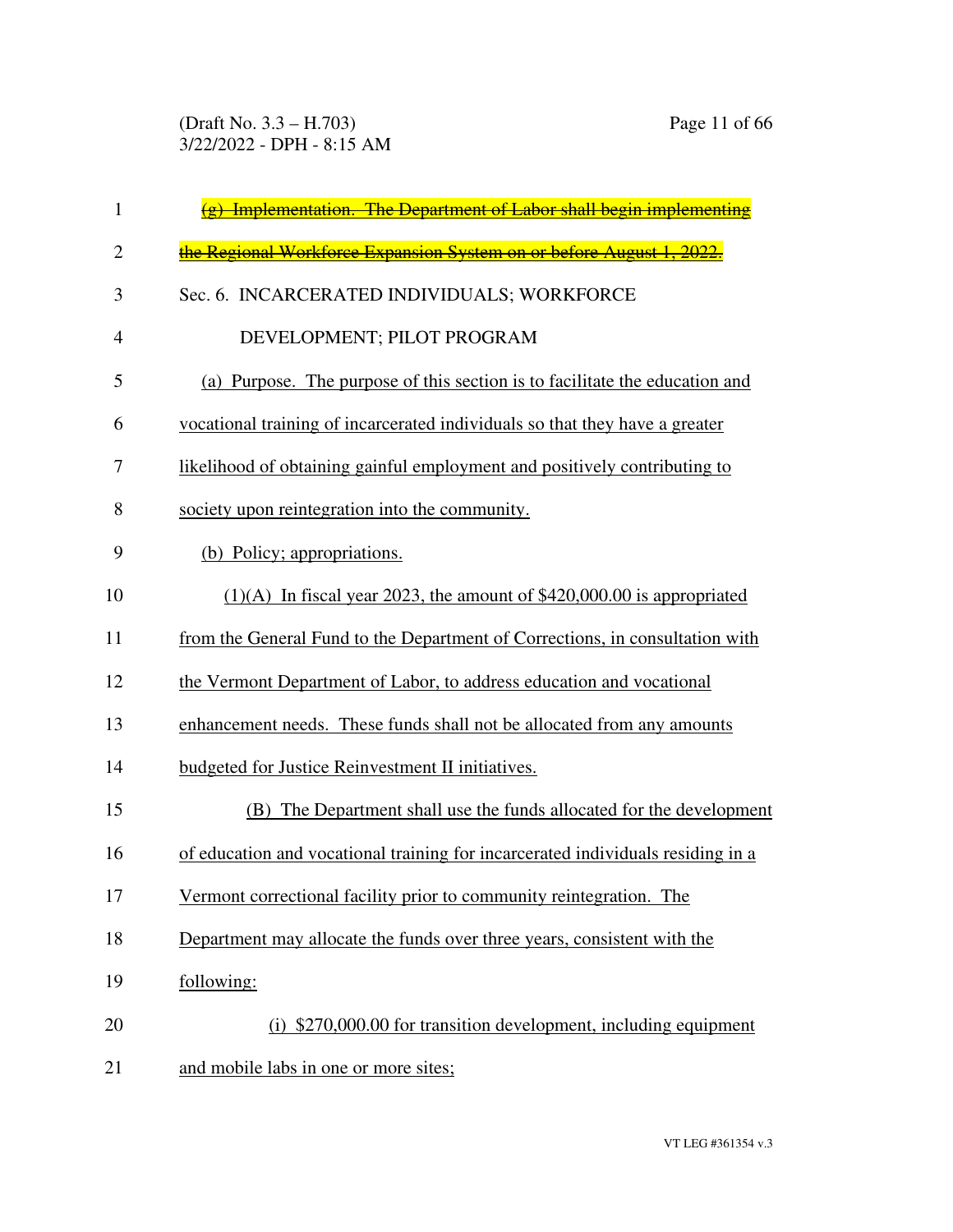~~(g) Implementation. The Department of Labor shall begin implementing the Regional Workforce Expansion System on or before August 1, 2022.~~

Sec. 6. INCARCERATED INDIVIDUALS; WORKFORCE DEVELOPMENT; PILOT PROGRAM

(a) Purpose. The purpose of this section is to facilitate the education and vocational training of incarcerated individuals so that they have a greater likelihood of obtaining gainful employment and positively contributing to society upon reintegration into the community.

(b) Policy; appropriations.

(1)(A) In fiscal year 2023, the amount of $420,000.00 is appropriated from the General Fund to the Department of Corrections, in consultation with the Vermont Department of Labor, to address education and vocational enhancement needs. These funds shall not be allocated from any amounts budgeted for Justice Reinvestment II initiatives.

(B) The Department shall use the funds allocated for the development of education and vocational training for incarcerated individuals residing in a Vermont correctional facility prior to community reintegration. The Department may allocate the funds over three years, consistent with the following:

(i) $270,000.00 for transition development, including equipment and mobile labs in one or more sites;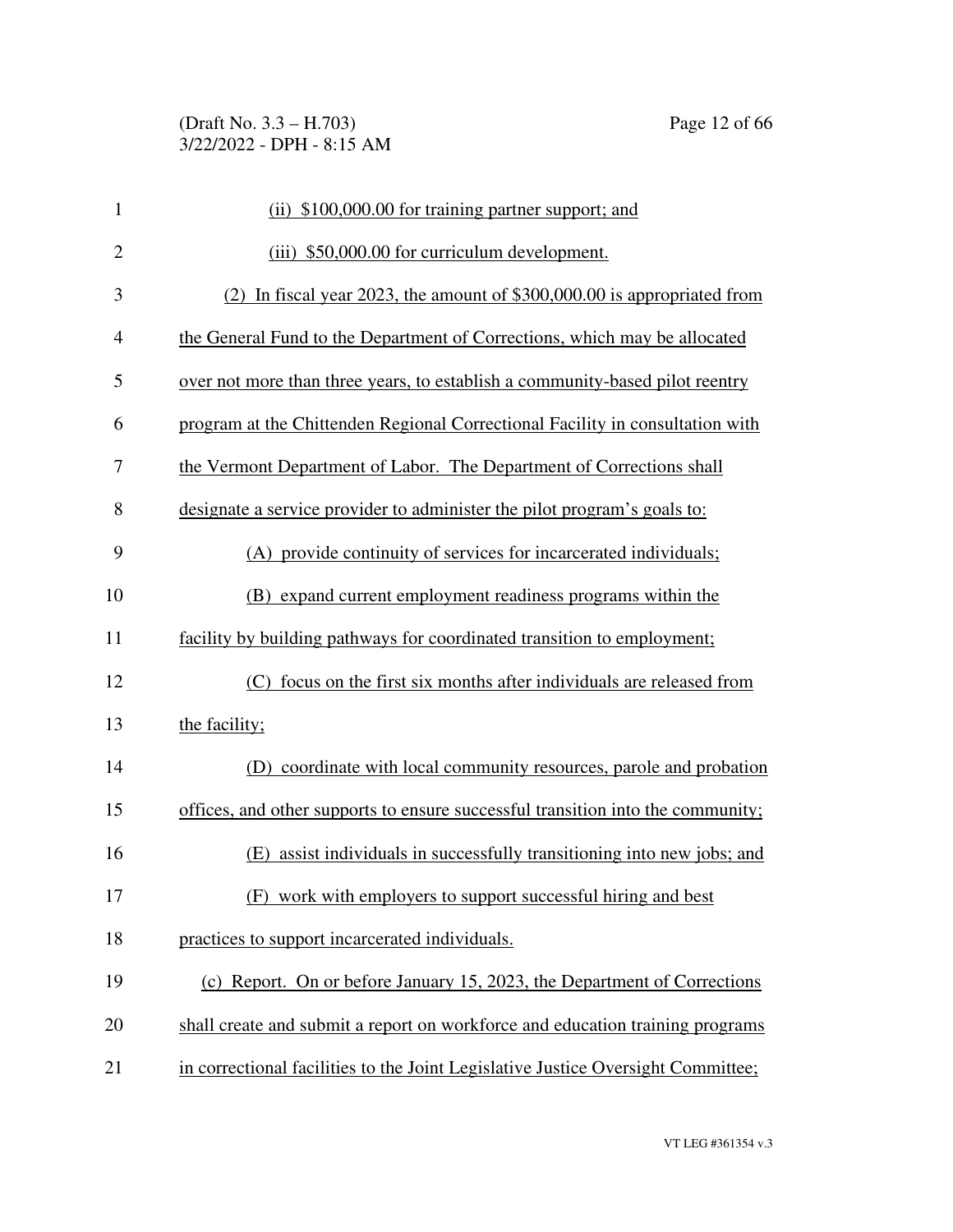(ii) $100,000.00 for training partner support; and

(iii) $50,000.00 for curriculum development.

(2) In fiscal year 2023, the amount of $300,000.00 is appropriated from the General Fund to the Department of Corrections, which may be allocated over not more than three years, to establish a community-based pilot reentry program at the Chittenden Regional Correctional Facility in consultation with the Vermont Department of Labor. The Department of Corrections shall designate a service provider to administer the pilot program's goals to:

(A) provide continuity of services for incarcerated individuals;

(B) expand current employment readiness programs within the facility by building pathways for coordinated transition to employment;

(C) focus on the first six months after individuals are released from the facility;

(D) coordinate with local community resources, parole and probation offices, and other supports to ensure successful transition into the community;

(E) assist individuals in successfully transitioning into new jobs; and

(F) work with employers to support successful hiring and best practices to support incarcerated individuals.

(c) Report. On or before January 15, 2023, the Department of Corrections shall create and submit a report on workforce and education training programs in correctional facilities to the Joint Legislative Justice Oversight Committee;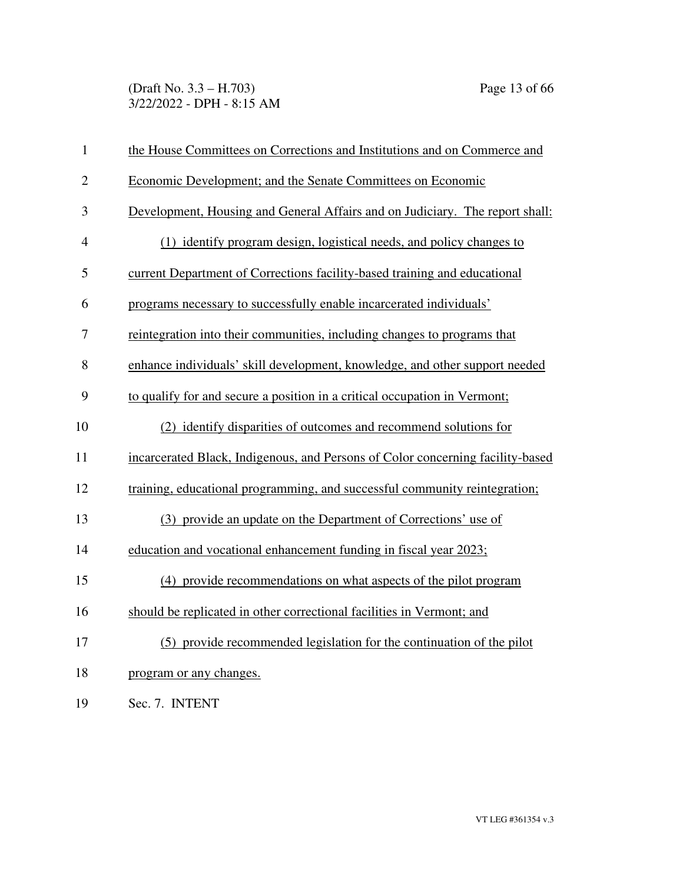the House Committees on Corrections and Institutions and on Commerce and Economic Development; and the Senate Committees on Economic Development, Housing and General Affairs and on Judiciary. The report shall:

(1) identify program design, logistical needs, and policy changes to current Department of Corrections facility-based training and educational programs necessary to successfully enable incarcerated individuals' reintegration into their communities, including changes to programs that enhance individuals' skill development, knowledge, and other support needed to qualify for and secure a position in a critical occupation in Vermont;

(2) identify disparities of outcomes and recommend solutions for incarcerated Black, Indigenous, and Persons of Color concerning facility-based training, educational programming, and successful community reintegration;

(3) provide an update on the Department of Corrections' use of education and vocational enhancement funding in fiscal year 2023;

(4) provide recommendations on what aspects of the pilot program should be replicated in other correctional facilities in Vermont; and

(5) provide recommended legislation for the continuation of the pilot program or any changes.

Sec. 7. INTENT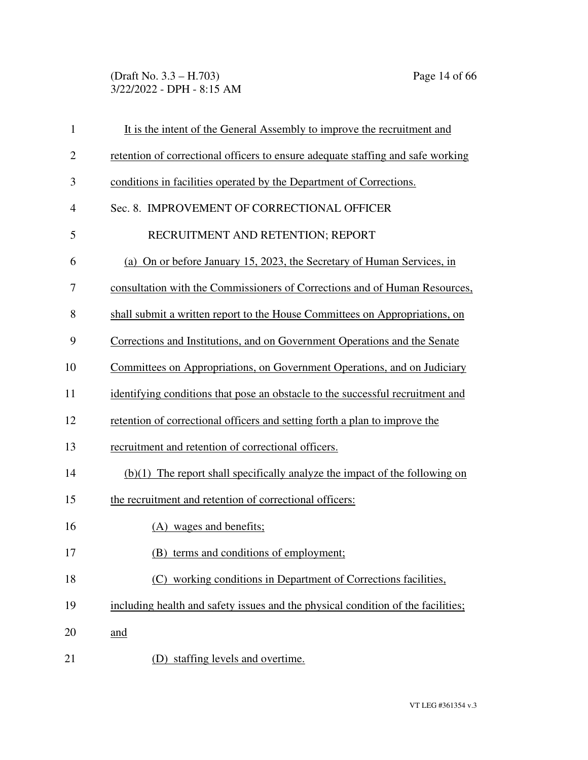It is the intent of the General Assembly to improve the recruitment and retention of correctional officers to ensure adequate staffing and safe working conditions in facilities operated by the Department of Corrections.

Sec. 8. IMPROVEMENT OF CORRECTIONAL OFFICER RECRUITMENT AND RETENTION; REPORT

(a) On or before January 15, 2023, the Secretary of Human Services, in consultation with the Commissioners of Corrections and of Human Resources, shall submit a written report to the House Committees on Appropriations, on Corrections and Institutions, and on Government Operations and the Senate Committees on Appropriations, on Government Operations, and on Judiciary identifying conditions that pose an obstacle to the successful recruitment and retention of correctional officers and setting forth a plan to improve the recruitment and retention of correctional officers.

(b)(1) The report shall specifically analyze the impact of the following on the recruitment and retention of correctional officers:

(A) wages and benefits;

(B) terms and conditions of employment;

(C) working conditions in Department of Corrections facilities, including health and safety issues and the physical condition of the facilities; and

(D) staffing levels and overtime.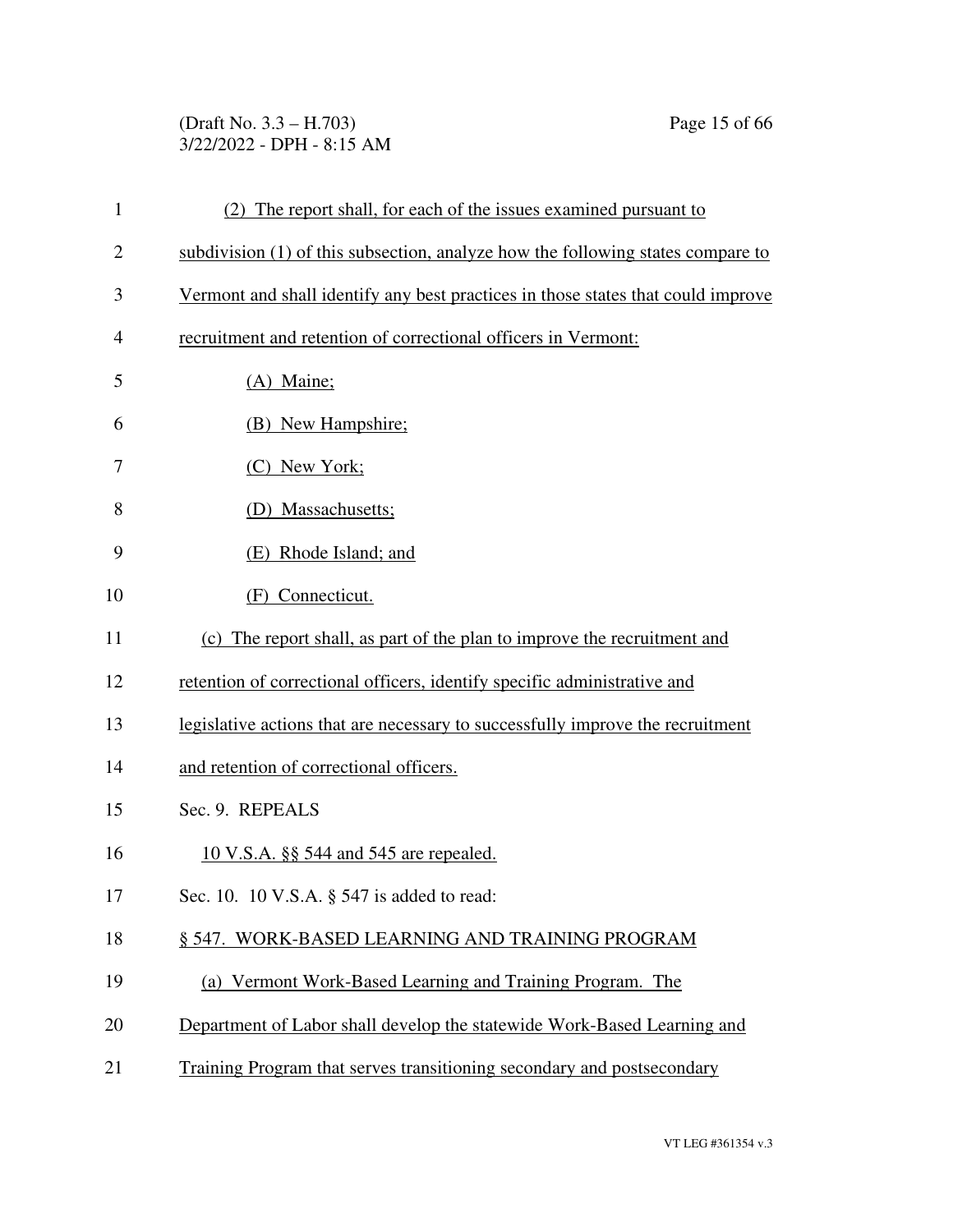(2) The report shall, for each of the issues examined pursuant to subdivision (1) of this subsection, analyze how the following states compare to Vermont and shall identify any best practices in those states that could improve recruitment and retention of correctional officers in Vermont:

(A) Maine;

(B) New Hampshire;

(C) New York;

(D) Massachusetts;

(E) Rhode Island; and

(F) Connecticut.

(c) The report shall, as part of the plan to improve the recruitment and retention of correctional officers, identify specific administrative and legislative actions that are necessary to successfully improve the recruitment and retention of correctional officers.

Sec. 9. REPEALS

10 V.S.A. §§ 544 and 545 are repealed.

Sec. 10. 10 V.S.A. § 547 is added to read:

§ 547. WORK-BASED LEARNING AND TRAINING PROGRAM

(a) Vermont Work-Based Learning and Training Program. The Department of Labor shall develop the statewide Work-Based Learning and Training Program that serves transitioning secondary and postsecondary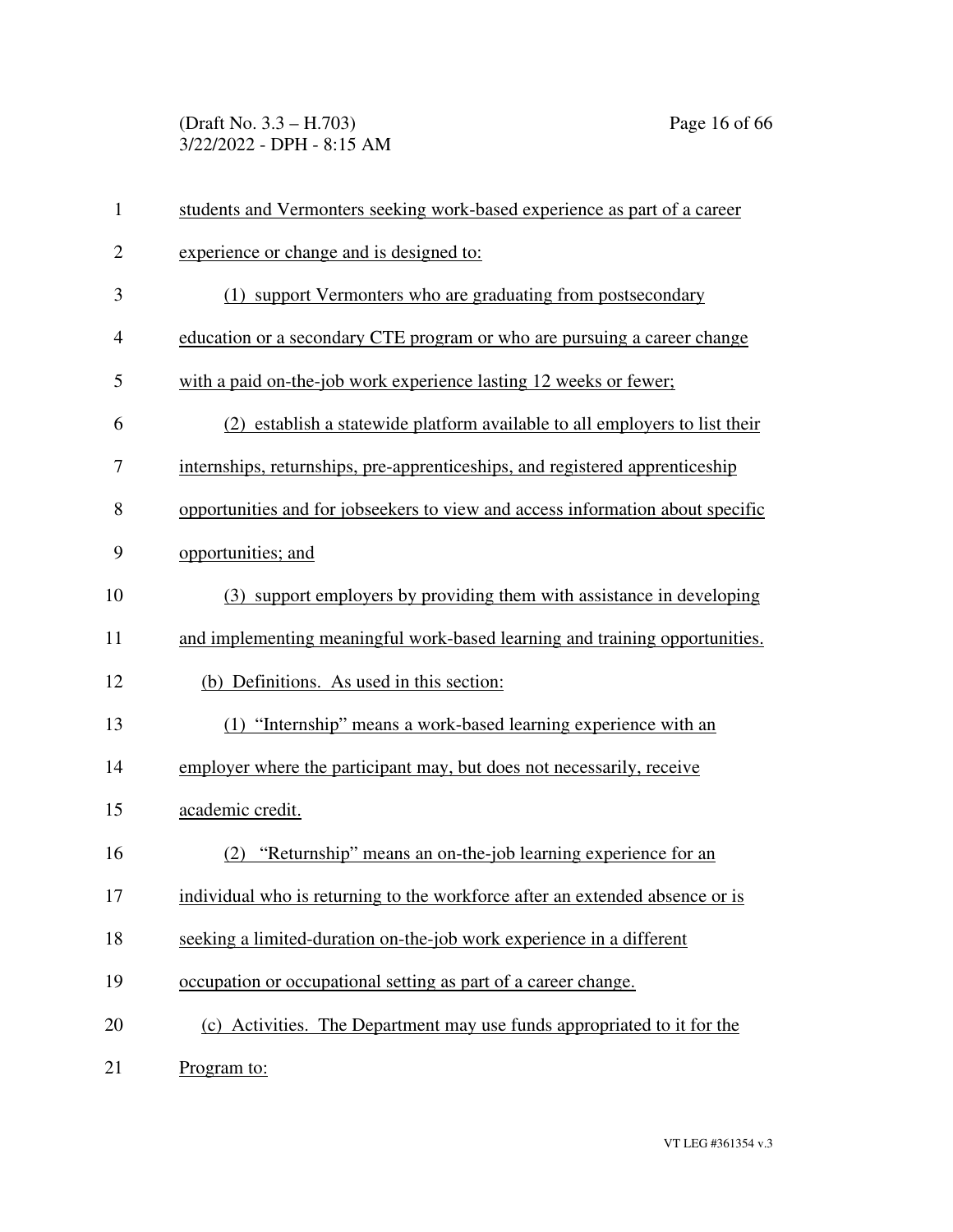students and Vermonters seeking work-based experience as part of a career experience or change and is designed to:

(1) support Vermonters who are graduating from postsecondary education or a secondary CTE program or who are pursuing a career change with a paid on-the-job work experience lasting 12 weeks or fewer;

(2) establish a statewide platform available to all employers to list their internships, returnships, pre-apprenticeships, and registered apprenticeship opportunities and for jobseekers to view and access information about specific opportunities; and

(3) support employers by providing them with assistance in developing and implementing meaningful work-based learning and training opportunities.

(b) Definitions. As used in this section:

(1) "Internship" means a work-based learning experience with an employer where the participant may, but does not necessarily, receive academic credit.

(2) "Returnship" means an on-the-job learning experience for an individual who is returning to the workforce after an extended absence or is seeking a limited-duration on-the-job work experience in a different occupation or occupational setting as part of a career change.

(c) Activities. The Department may use funds appropriated to it for the Program to: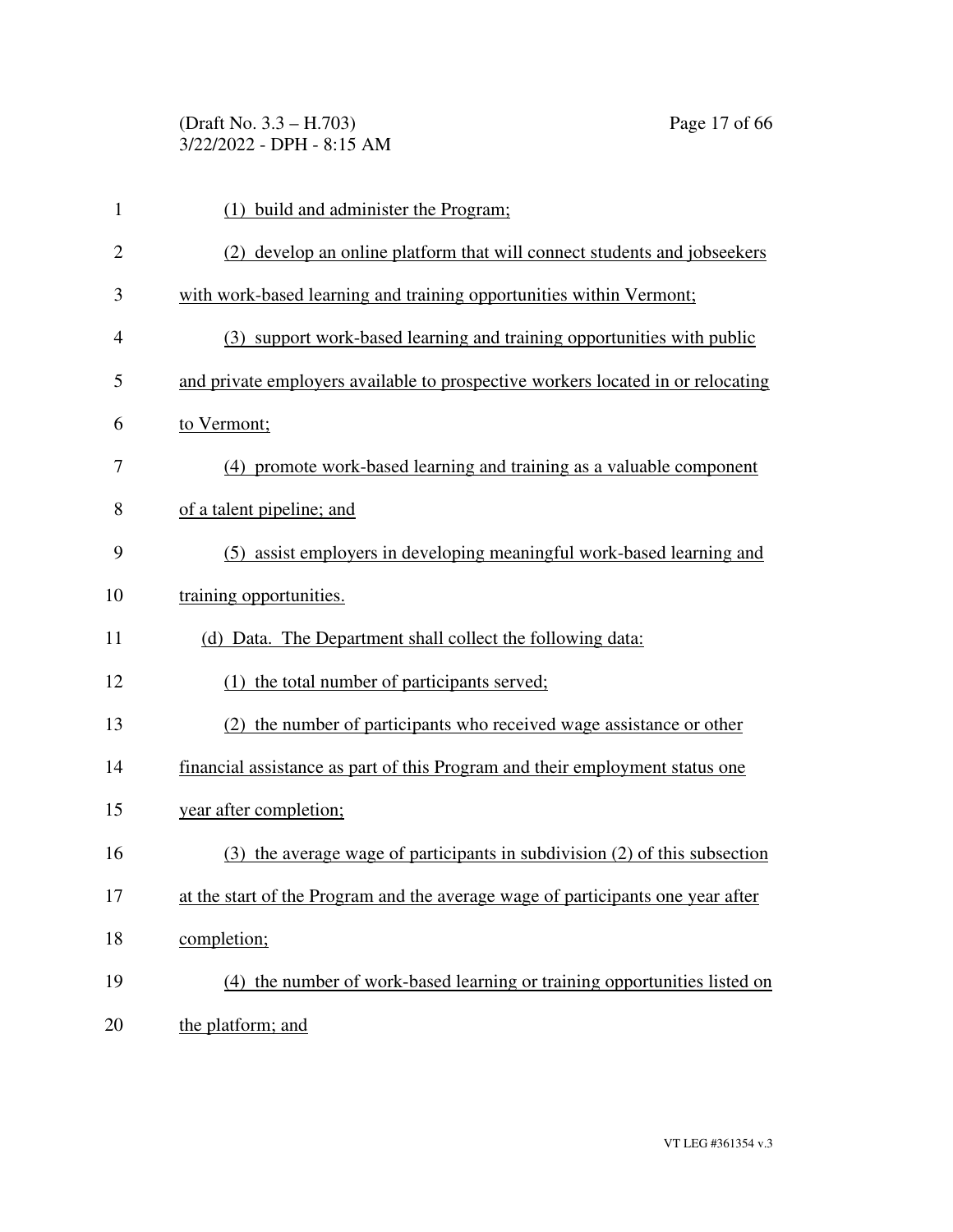(1) build and administer the Program;

(2) develop an online platform that will connect students and jobseekers with work-based learning and training opportunities within Vermont;

(3) support work-based learning and training opportunities with public and private employers available to prospective workers located in or relocating to Vermont;

(4) promote work-based learning and training as a valuable component of a talent pipeline; and

(5) assist employers in developing meaningful work-based learning and training opportunities.

(d) Data. The Department shall collect the following data:

(1) the total number of participants served;

(2) the number of participants who received wage assistance or other financial assistance as part of this Program and their employment status one year after completion;

(3) the average wage of participants in subdivision (2) of this subsection at the start of the Program and the average wage of participants one year after completion;

(4) the number of work-based learning or training opportunities listed on the platform; and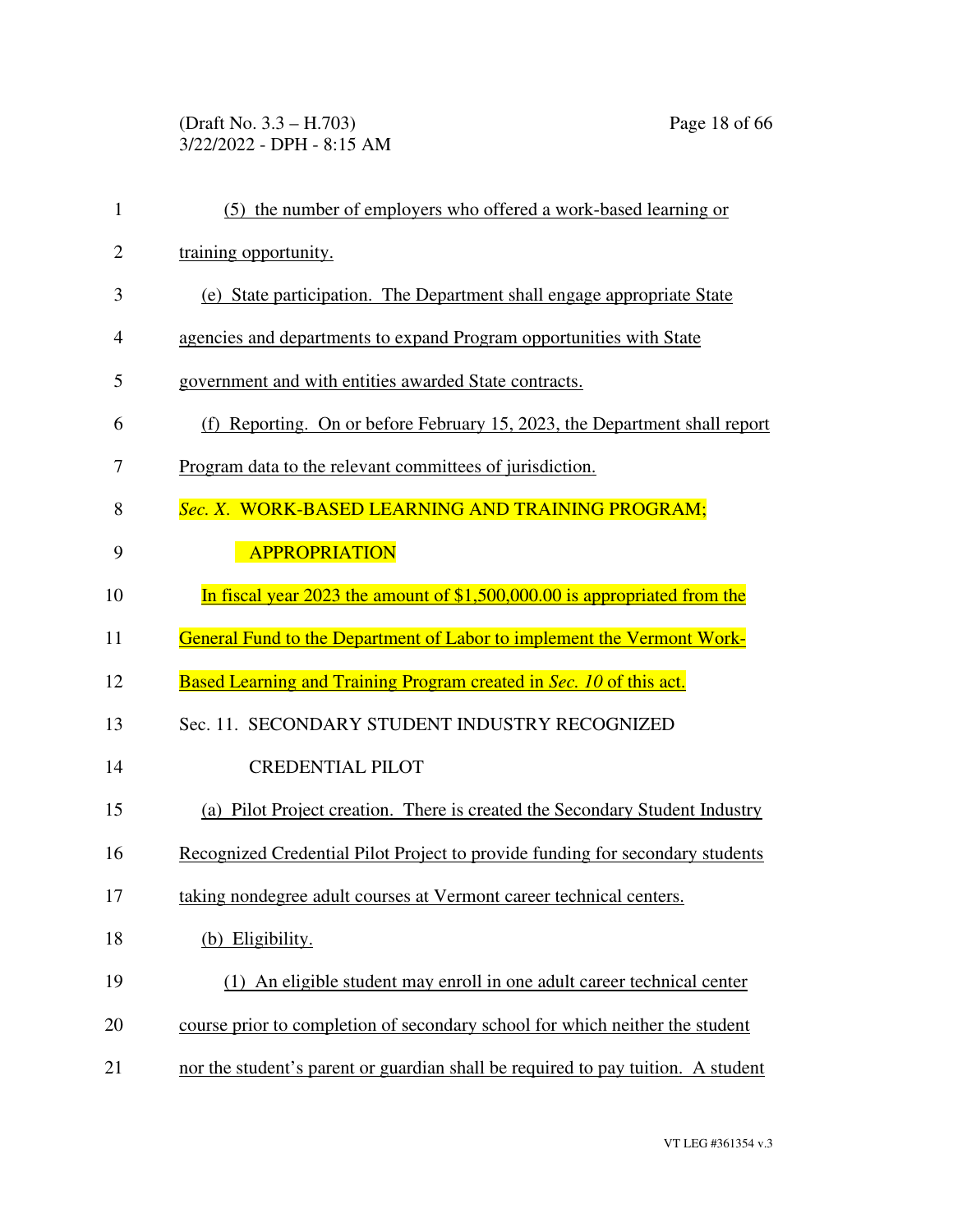(5) the number of employers who offered a work-based learning or training opportunity.

(e) State participation. The Department shall engage appropriate State agencies and departments to expand Program opportunities with State government and with entities awarded State contracts.

(f) Reporting. On or before February 15, 2023, the Department shall report Program data to the relevant committees of jurisdiction.

*Sec. X.* WORK-BASED LEARNING AND TRAINING PROGRAM; APPROPRIATION

In fiscal year 2023 the amount of $1,500,000.00 is appropriated from the General Fund to the Department of Labor to implement the Vermont Work-Based Learning and Training Program created in *Sec. 10* of this act.

Sec. 11. SECONDARY STUDENT INDUSTRY RECOGNIZED CREDENTIAL PILOT

(a) Pilot Project creation. There is created the Secondary Student Industry Recognized Credential Pilot Project to provide funding for secondary students taking nondegree adult courses at Vermont career technical centers.

(b) Eligibility.

(1) An eligible student may enroll in one adult career technical center course prior to completion of secondary school for which neither the student nor the student's parent or guardian shall be required to pay tuition. A student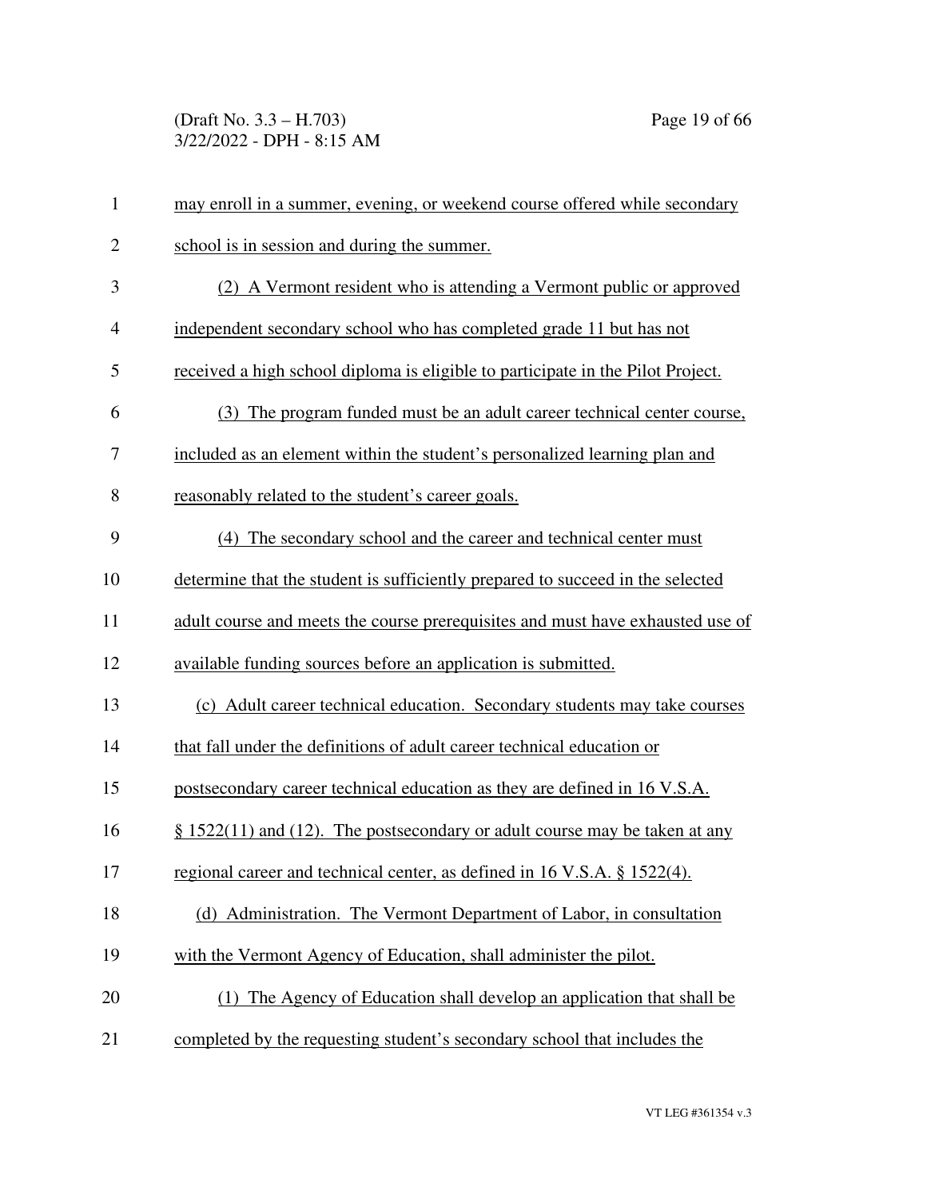may enroll in a summer, evening, or weekend course offered while secondary school is in session and during the summer.

(2) A Vermont resident who is attending a Vermont public or approved independent secondary school who has completed grade 11 but has not received a high school diploma is eligible to participate in the Pilot Project.

(3) The program funded must be an adult career technical center course, included as an element within the student's personalized learning plan and reasonably related to the student's career goals.

(4) The secondary school and the career and technical center must determine that the student is sufficiently prepared to succeed in the selected adult course and meets the course prerequisites and must have exhausted use of available funding sources before an application is submitted.

(c) Adult career technical education. Secondary students may take courses that fall under the definitions of adult career technical education or postsecondary career technical education as they are defined in 16 V.S.A. § 1522(11) and (12). The postsecondary or adult course may be taken at any regional career and technical center, as defined in 16 V.S.A. § 1522(4).

(d) Administration. The Vermont Department of Labor, in consultation with the Vermont Agency of Education, shall administer the pilot.

(1) The Agency of Education shall develop an application that shall be completed by the requesting student's secondary school that includes the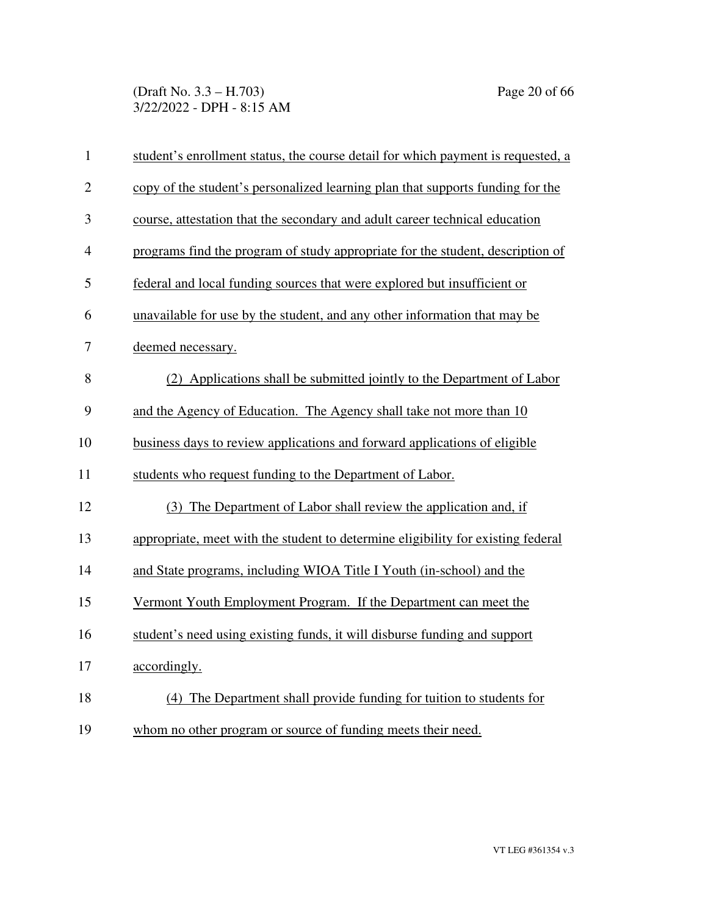student's enrollment status, the course detail for which payment is requested, a copy of the student's personalized learning plan that supports funding for the course, attestation that the secondary and adult career technical education programs find the program of study appropriate for the student, description of federal and local funding sources that were explored but insufficient or unavailable for use by the student, and any other information that may be deemed necessary.

(2) Applications shall be submitted jointly to the Department of Labor and the Agency of Education. The Agency shall take not more than 10 business days to review applications and forward applications of eligible students who request funding to the Department of Labor.

(3) The Department of Labor shall review the application and, if appropriate, meet with the student to determine eligibility for existing federal and State programs, including WIOA Title I Youth (in-school) and the Vermont Youth Employment Program. If the Department can meet the student's need using existing funds, it will disburse funding and support accordingly.

(4) The Department shall provide funding for tuition to students for whom no other program or source of funding meets their need.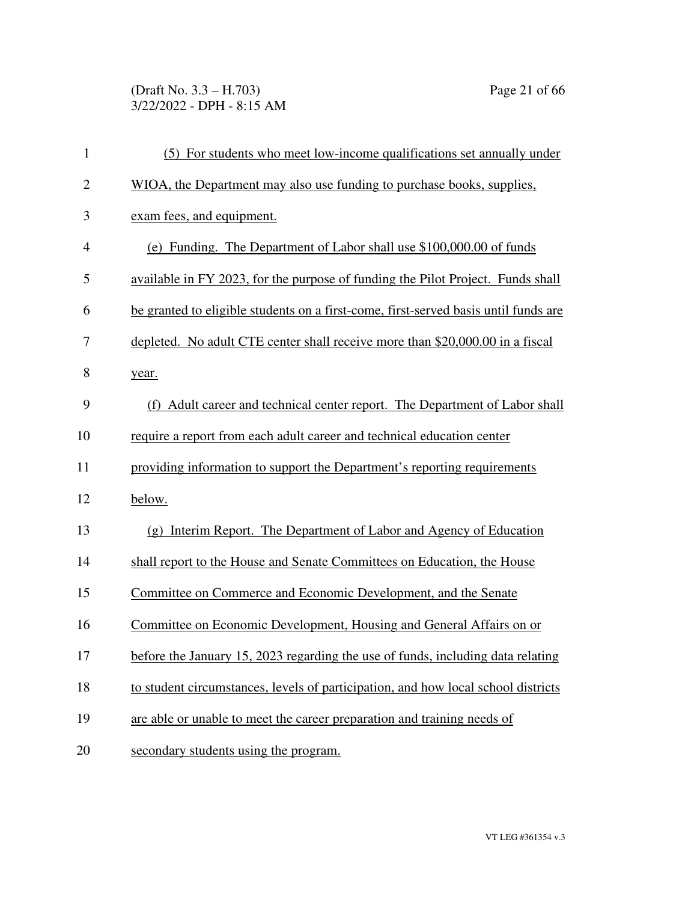(5) For students who meet low-income qualifications set annually under WIOA, the Department may also use funding to purchase books, supplies, exam fees, and equipment.

(e) Funding. The Department of Labor shall use $100,000.00 of funds available in FY 2023, for the purpose of funding the Pilot Project. Funds shall be granted to eligible students on a first-come, first-served basis until funds are depleted. No adult CTE center shall receive more than $20,000.00 in a fiscal year.

(f) Adult career and technical center report. The Department of Labor shall require a report from each adult career and technical education center providing information to support the Department's reporting requirements below.

(g) Interim Report. The Department of Labor and Agency of Education shall report to the House and Senate Committees on Education, the House Committee on Commerce and Economic Development, and the Senate Committee on Economic Development, Housing and General Affairs on or before the January 15, 2023 regarding the use of funds, including data relating to student circumstances, levels of participation, and how local school districts are able or unable to meet the career preparation and training needs of secondary students using the program.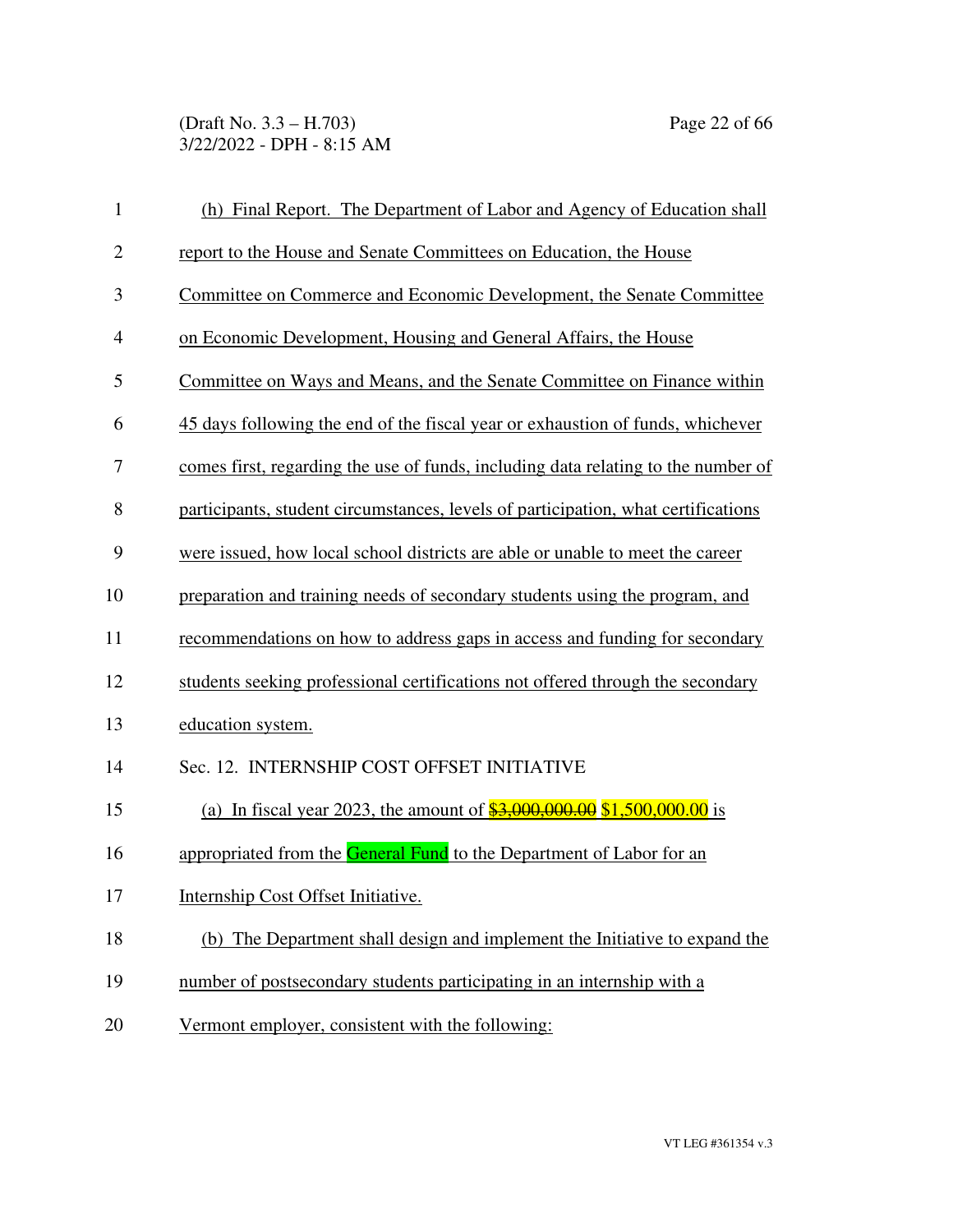(h) Final Report. The Department of Labor and Agency of Education shall report to the House and Senate Committees on Education, the House Committee on Commerce and Economic Development, the Senate Committee on Economic Development, Housing and General Affairs, the House Committee on Ways and Means, and the Senate Committee on Finance within 45 days following the end of the fiscal year or exhaustion of funds, whichever comes first, regarding the use of funds, including data relating to the number of participants, student circumstances, levels of participation, what certifications were issued, how local school districts are able or unable to meet the career preparation and training needs of secondary students using the program, and recommendations on how to address gaps in access and funding for secondary students seeking professional certifications not offered through the secondary education system.

Sec. 12. INTERNSHIP COST OFFSET INITIATIVE

(a) In fiscal year 2023, the amount of ~~$3,000,000.00~~ $1,500,000.00 is appropriated from the General Fund to the Department of Labor for an Internship Cost Offset Initiative.

(b) The Department shall design and implement the Initiative to expand the number of postsecondary students participating in an internship with a Vermont employer, consistent with the following: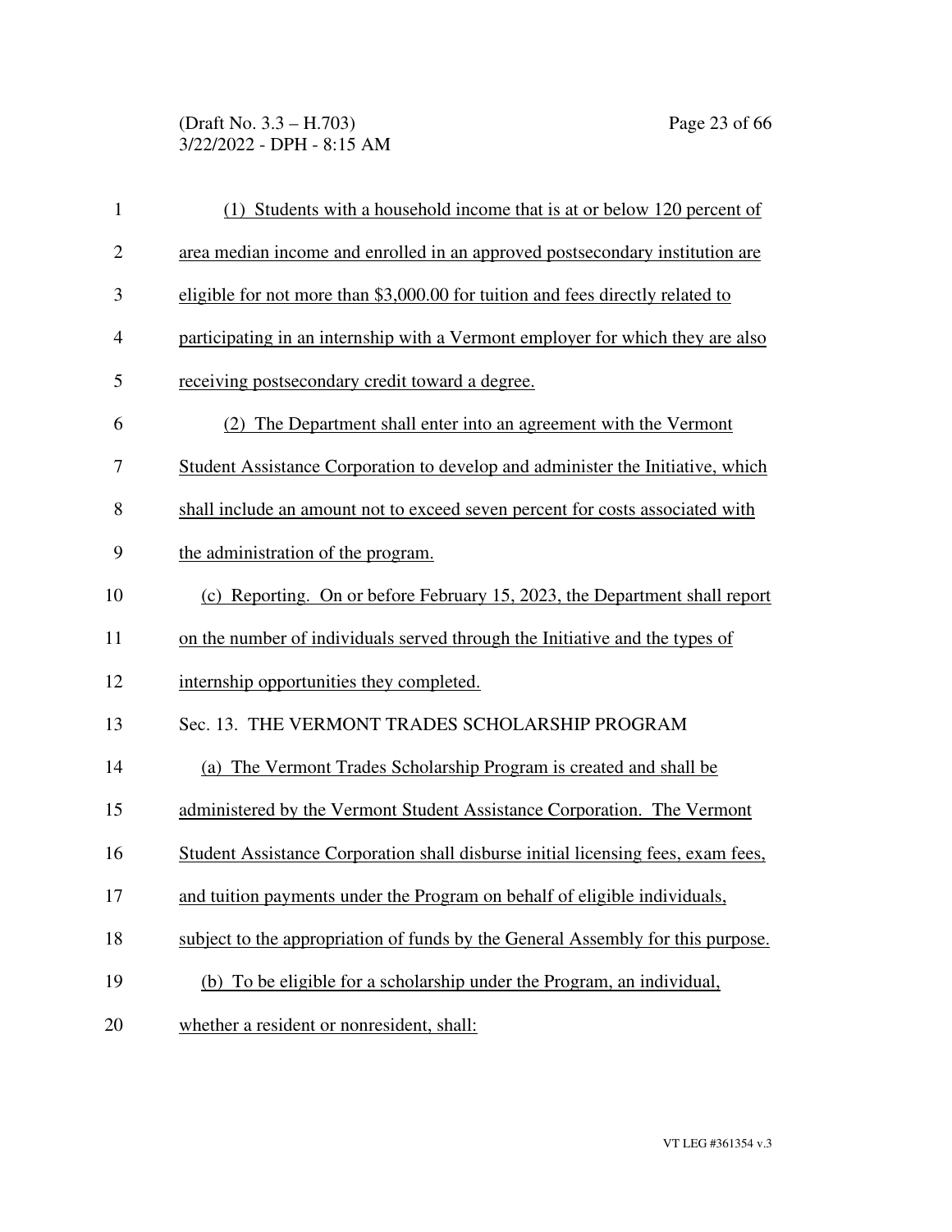(1) Students with a household income that is at or below 120 percent of area median income and enrolled in an approved postsecondary institution are eligible for not more than $3,000.00 for tuition and fees directly related to participating in an internship with a Vermont employer for which they are also receiving postsecondary credit toward a degree.

(2) The Department shall enter into an agreement with the Vermont Student Assistance Corporation to develop and administer the Initiative, which shall include an amount not to exceed seven percent for costs associated with the administration of the program.

(c) Reporting. On or before February 15, 2023, the Department shall report on the number of individuals served through the Initiative and the types of internship opportunities they completed.

Sec. 13. THE VERMONT TRADES SCHOLARSHIP PROGRAM

(a) The Vermont Trades Scholarship Program is created and shall be administered by the Vermont Student Assistance Corporation. The Vermont Student Assistance Corporation shall disburse initial licensing fees, exam fees, and tuition payments under the Program on behalf of eligible individuals, subject to the appropriation of funds by the General Assembly for this purpose.

(b) To be eligible for a scholarship under the Program, an individual, whether a resident or nonresident, shall: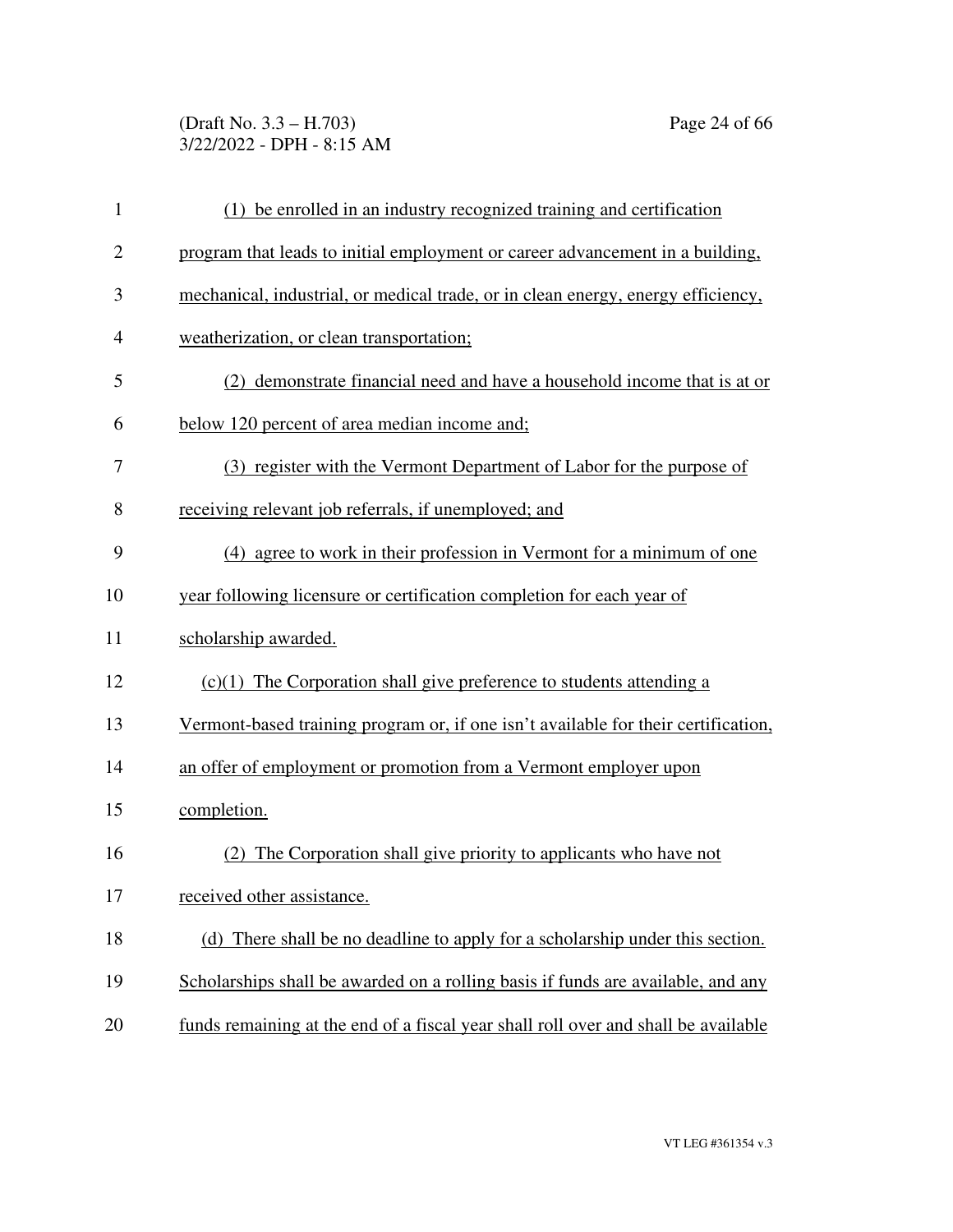(1) be enrolled in an industry recognized training and certification program that leads to initial employment or career advancement in a building, mechanical, industrial, or medical trade, or in clean energy, energy efficiency, weatherization, or clean transportation;

(2) demonstrate financial need and have a household income that is at or below 120 percent of area median income and;

(3) register with the Vermont Department of Labor for the purpose of receiving relevant job referrals, if unemployed; and

(4) agree to work in their profession in Vermont for a minimum of one year following licensure or certification completion for each year of scholarship awarded.

(c)(1) The Corporation shall give preference to students attending a Vermont-based training program or, if one isn't available for their certification, an offer of employment or promotion from a Vermont employer upon completion.

(2) The Corporation shall give priority to applicants who have not received other assistance.

(d) There shall be no deadline to apply for a scholarship under this section. Scholarships shall be awarded on a rolling basis if funds are available, and any funds remaining at the end of a fiscal year shall roll over and shall be available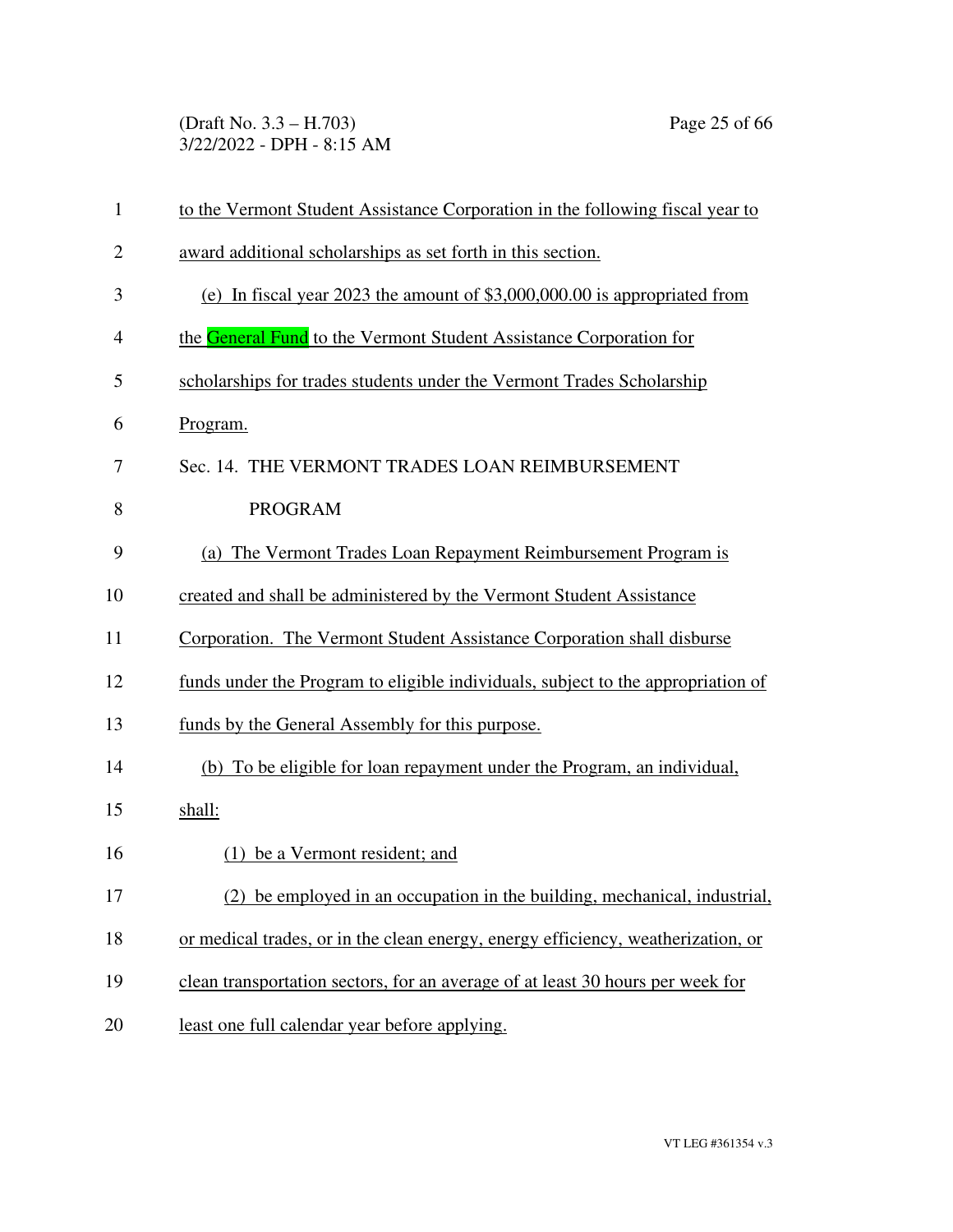to the Vermont Student Assistance Corporation in the following fiscal year to award additional scholarships as set forth in this section.

(e) In fiscal year 2023 the amount of $3,000,000.00 is appropriated from the General Fund to the Vermont Student Assistance Corporation for scholarships for trades students under the Vermont Trades Scholarship Program.

Sec. 14. THE VERMONT TRADES LOAN REIMBURSEMENT PROGRAM

(a) The Vermont Trades Loan Repayment Reimbursement Program is created and shall be administered by the Vermont Student Assistance Corporation. The Vermont Student Assistance Corporation shall disburse funds under the Program to eligible individuals, subject to the appropriation of funds by the General Assembly for this purpose.

(b) To be eligible for loan repayment under the Program, an individual, shall:

(1) be a Vermont resident; and

(2) be employed in an occupation in the building, mechanical, industrial, or medical trades, or in the clean energy, energy efficiency, weatherization, or clean transportation sectors, for an average of at least 30 hours per week for least one full calendar year before applying.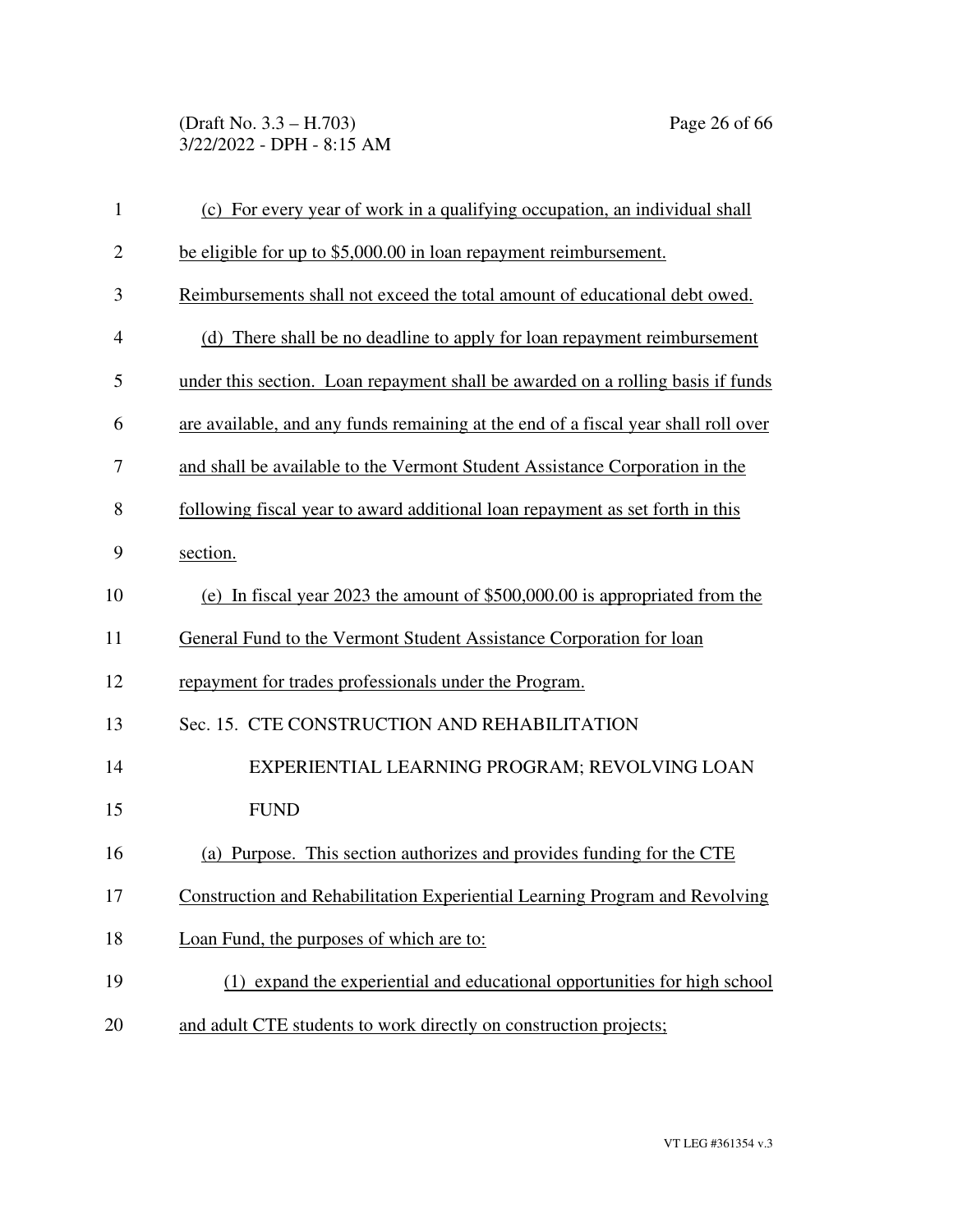(c) For every year of work in a qualifying occupation, an individual shall be eligible for up to $5,000.00 in loan repayment reimbursement. Reimbursements shall not exceed the total amount of educational debt owed.

(d) There shall be no deadline to apply for loan repayment reimbursement under this section. Loan repayment shall be awarded on a rolling basis if funds are available, and any funds remaining at the end of a fiscal year shall roll over and shall be available to the Vermont Student Assistance Corporation in the following fiscal year to award additional loan repayment as set forth in this section.

(e) In fiscal year 2023 the amount of $500,000.00 is appropriated from the General Fund to the Vermont Student Assistance Corporation for loan repayment for trades professionals under the Program.

Sec. 15. CTE CONSTRUCTION AND REHABILITATION EXPERIENTIAL LEARNING PROGRAM; REVOLVING LOAN FUND

(a) Purpose. This section authorizes and provides funding for the CTE Construction and Rehabilitation Experiential Learning Program and Revolving Loan Fund, the purposes of which are to:

(1) expand the experiential and educational opportunities for high school and adult CTE students to work directly on construction projects;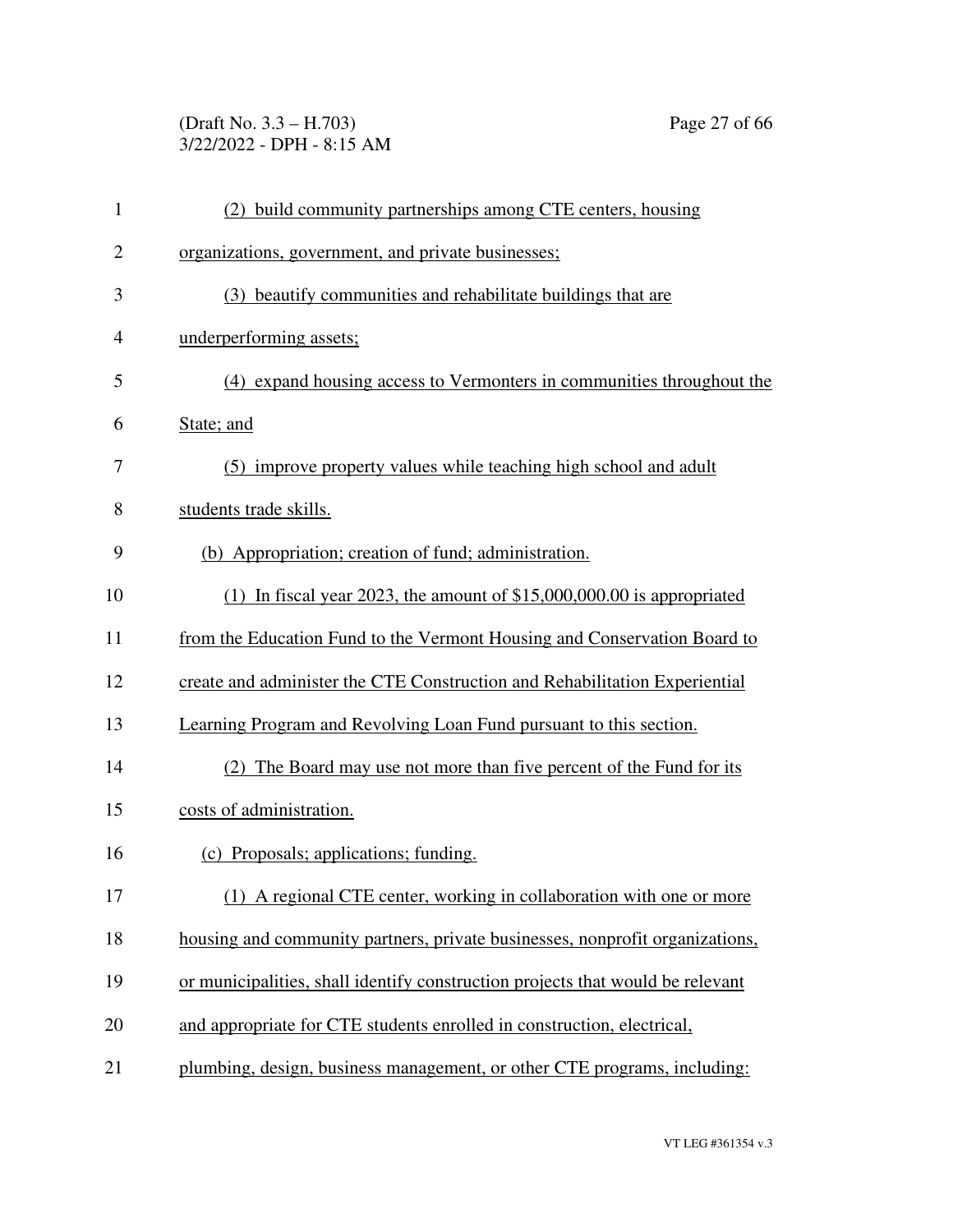(2) build community partnerships among CTE centers, housing organizations, government, and private businesses;

(3) beautify communities and rehabilitate buildings that are underperforming assets;

(4) expand housing access to Vermonters in communities throughout the State; and

(5) improve property values while teaching high school and adult students trade skills.

(b) Appropriation; creation of fund; administration.

(1) In fiscal year 2023, the amount of $15,000,000.00 is appropriated from the Education Fund to the Vermont Housing and Conservation Board to create and administer the CTE Construction and Rehabilitation Experiential Learning Program and Revolving Loan Fund pursuant to this section.

(2) The Board may use not more than five percent of the Fund for its costs of administration.

(c) Proposals; applications; funding.

(1) A regional CTE center, working in collaboration with one or more housing and community partners, private businesses, nonprofit organizations, or municipalities, shall identify construction projects that would be relevant and appropriate for CTE students enrolled in construction, electrical, plumbing, design, business management, or other CTE programs, including: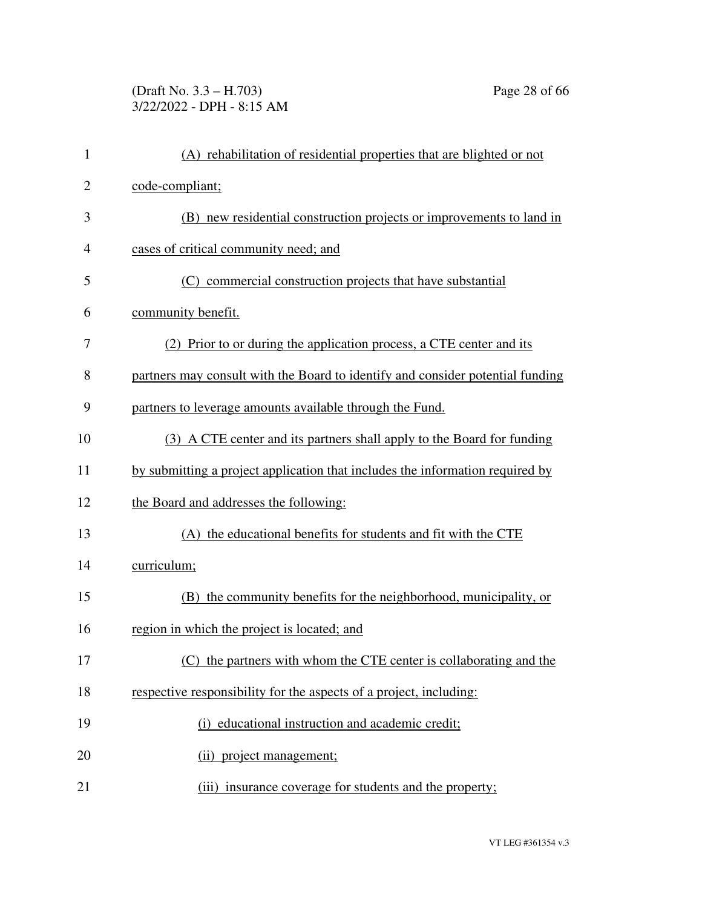(A) rehabilitation of residential properties that are blighted or not code-compliant;

(B) new residential construction projects or improvements to land in cases of critical community need; and

(C) commercial construction projects that have substantial community benefit.

(2) Prior to or during the application process, a CTE center and its partners may consult with the Board to identify and consider potential funding partners to leverage amounts available through the Fund.

(3) A CTE center and its partners shall apply to the Board for funding by submitting a project application that includes the information required by the Board and addresses the following:

(A) the educational benefits for students and fit with the CTE curriculum;

(B) the community benefits for the neighborhood, municipality, or region in which the project is located; and

(C) the partners with whom the CTE center is collaborating and the respective responsibility for the aspects of a project, including:

(i) educational instruction and academic credit;

(ii) project management;

(iii) insurance coverage for students and the property;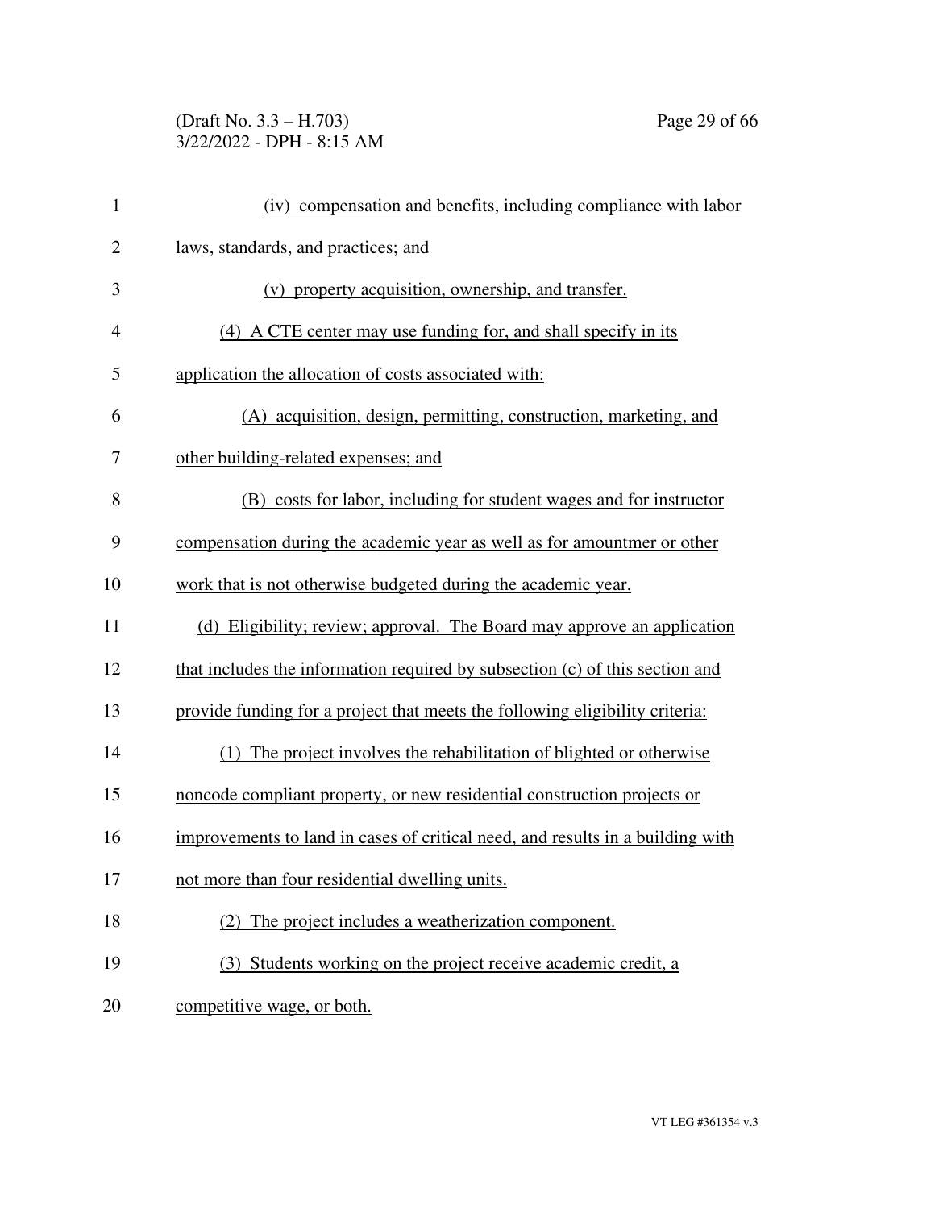(iv) compensation and benefits, including compliance with labor laws, standards, and practices; and

(v) property acquisition, ownership, and transfer.

(4) A CTE center may use funding for, and shall specify in its application the allocation of costs associated with:

(A) acquisition, design, permitting, construction, marketing, and other building-related expenses; and

(B) costs for labor, including for student wages and for instructor compensation during the academic year as well as for amountmer or other work that is not otherwise budgeted during the academic year.

(d) Eligibility; review; approval. The Board may approve an application that includes the information required by subsection (c) of this section and provide funding for a project that meets the following eligibility criteria:

(1) The project involves the rehabilitation of blighted or otherwise noncode compliant property, or new residential construction projects or improvements to land in cases of critical need, and results in a building with not more than four residential dwelling units.

(2) The project includes a weatherization component.

(3) Students working on the project receive academic credit, a competitive wage, or both.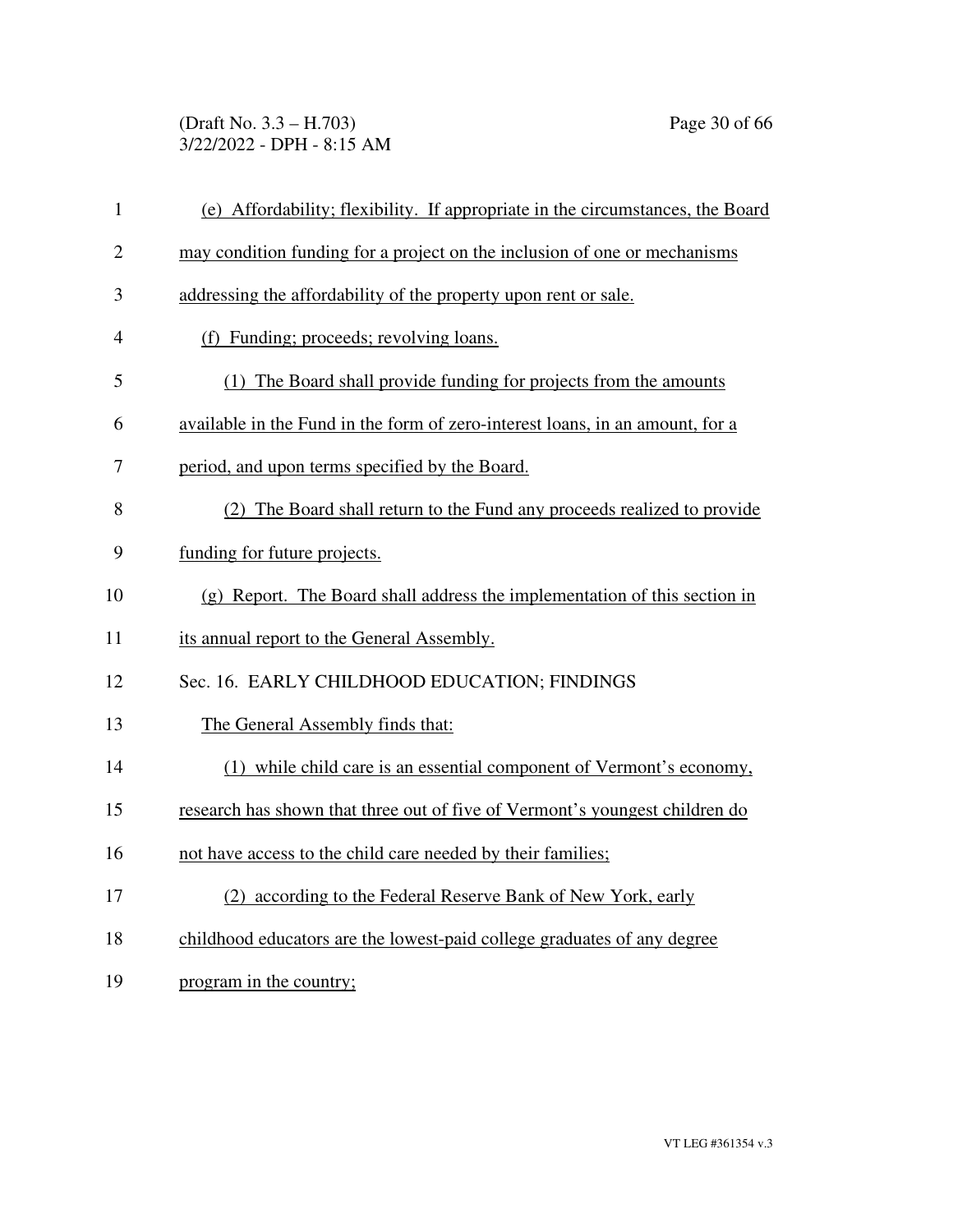(e) Affordability; flexibility. If appropriate in the circumstances, the Board may condition funding for a project on the inclusion of one or mechanisms addressing the affordability of the property upon rent or sale.

(f) Funding; proceeds; revolving loans.

(1) The Board shall provide funding for projects from the amounts available in the Fund in the form of zero-interest loans, in an amount, for a period, and upon terms specified by the Board.

(2) The Board shall return to the Fund any proceeds realized to provide funding for future projects.

(g) Report. The Board shall address the implementation of this section in its annual report to the General Assembly.

Sec. 16. EARLY CHILDHOOD EDUCATION; FINDINGS

The General Assembly finds that:

(1) while child care is an essential component of Vermont's economy, research has shown that three out of five Vermont's youngest children do not have access to the child care needed by their families;

(2) according to the Federal Reserve Bank of New York, early childhood educators are the lowest-paid college graduates of any degree program in the country;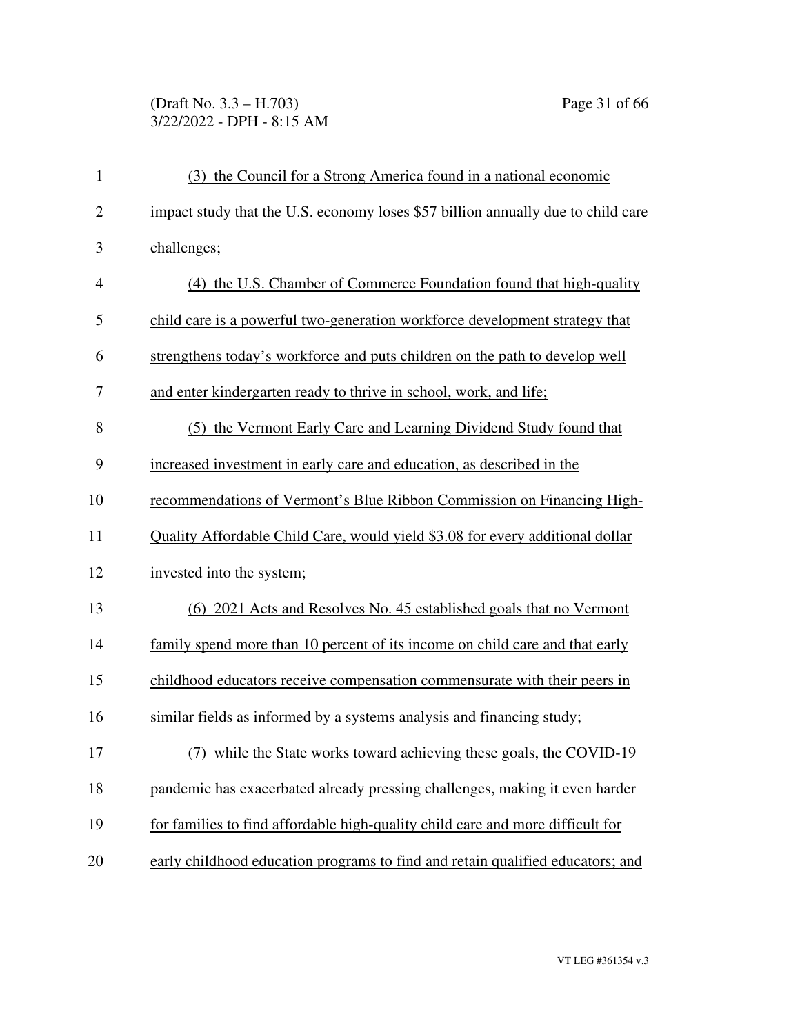(3) the Council for a Strong America found in a national economic impact study that the U.S. economy loses $57 billion annually due to child care challenges;

(4) the U.S. Chamber of Commerce Foundation found that high-quality child care is a powerful two-generation workforce development strategy that strengthens today's workforce and puts children on the path to develop well and enter kindergarten ready to thrive in school, work, and life;

(5) the Vermont Early Care and Learning Dividend Study found that increased investment in early care and education, as described in the recommendations of Vermont's Blue Ribbon Commission on Financing High-Quality Affordable Child Care, would yield $3.08 for every additional dollar invested into the system;

(6) 2021 Acts and Resolves No. 45 established goals that no Vermont family spend more than 10 percent of its income on child care and that early childhood educators receive compensation commensurate with their peers in similar fields as informed by a systems analysis and financing study;

(7) while the State works toward achieving these goals, the COVID-19 pandemic has exacerbated already pressing challenges, making it even harder for families to find affordable high-quality child care and more difficult for early childhood education programs to find and retain qualified educators; and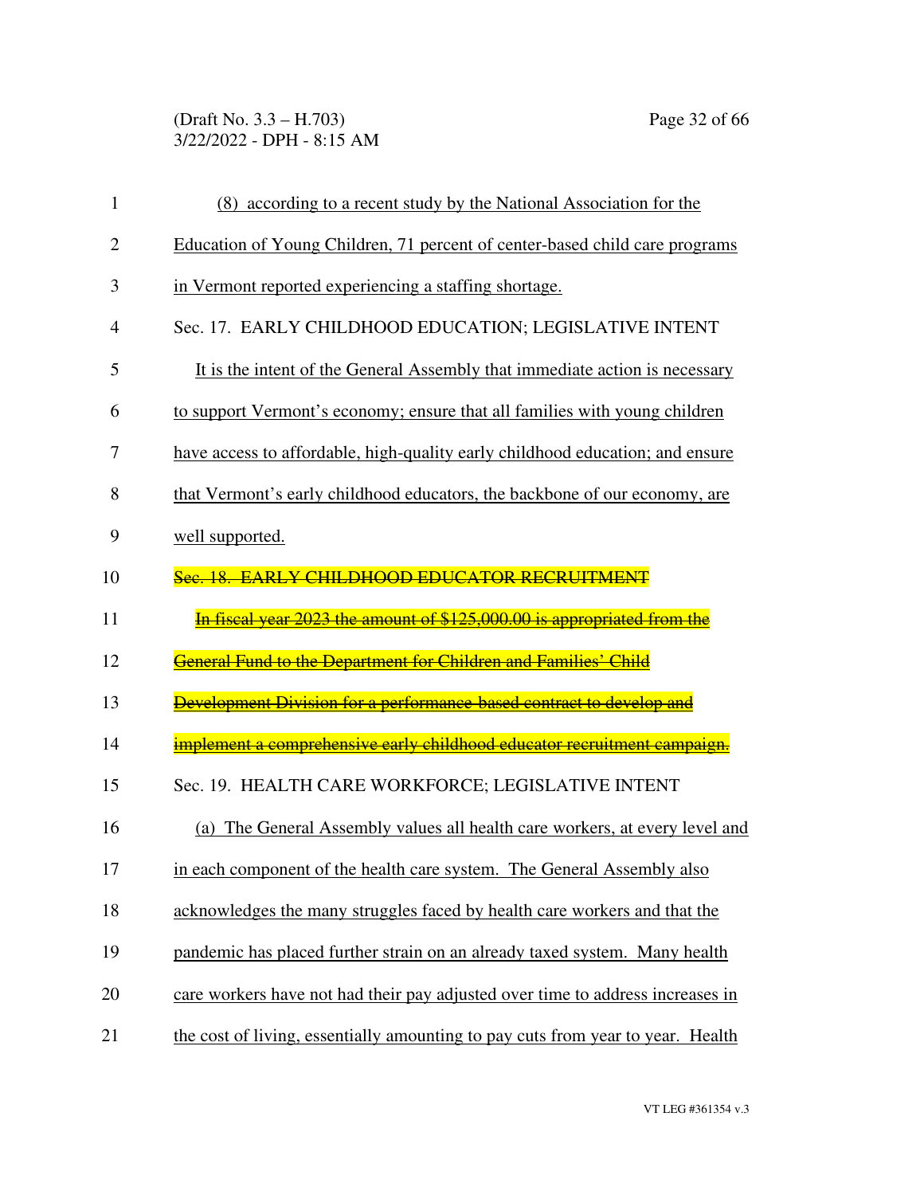(8) according to a recent study by the National Association for the Education of Young Children, 71 percent of center-based child care programs in Vermont reported experiencing a staffing shortage.

Sec. 17. EARLY CHILDHOOD EDUCATION; LEGISLATIVE INTENT

It is the intent of the General Assembly that immediate action is necessary to support Vermont's economy; ensure that all families with young children have access to affordable, high-quality early childhood education; and ensure that Vermont's early childhood educators, the backbone of our economy, are well supported.

~~Sec. 18. EARLY CHILDHOOD EDUCATOR RECRUITMENT~~

~~In fiscal year 2023 the amount of $125,000.00 is appropriated from the General Fund to the Department for Children and Families' Child Development Division for a performance-based contract to develop and implement a comprehensive early childhood educator recruitment campaign.~~

Sec. 19. HEALTH CARE WORKFORCE; LEGISLATIVE INTENT

(a) The General Assembly values all health care workers, at every level and in each component of the health care system. The General Assembly also acknowledges the many struggles faced by health care workers and that the pandemic has placed further strain on an already taxed system. Many health care workers have not had their pay adjusted over time to address increases in the cost of living, essentially amounting to pay cuts from year to year. Health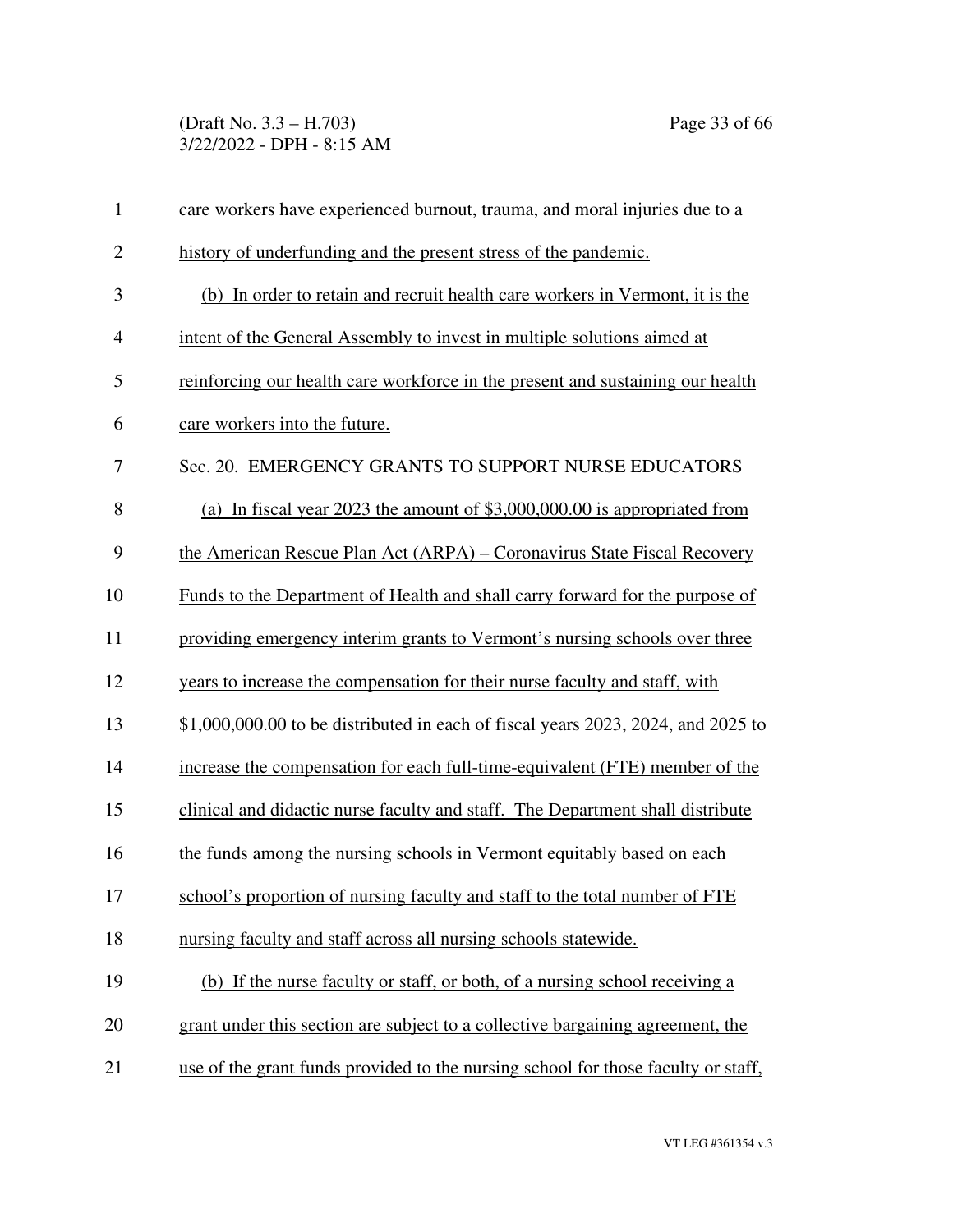care workers have experienced burnout, trauma, and moral injuries due to a history of underfunding and the present stress of the pandemic.

(b) In order to retain and recruit health care workers in Vermont, it is the intent of the General Assembly to invest in multiple solutions aimed at reinforcing our health care workforce in the present and sustaining our health care workers into the future.

Sec. 20. EMERGENCY GRANTS TO SUPPORT NURSE EDUCATORS

(a) In fiscal year 2023 the amount of $3,000,000.00 is appropriated from the American Rescue Plan Act (ARPA) – Coronavirus State Fiscal Recovery Funds to the Department of Health and shall carry forward for the purpose of providing emergency interim grants to Vermont's nursing schools over three years to increase the compensation for their nurse faculty and staff, with $1,000,000.00 to be distributed in each of fiscal years 2023, 2024, and 2025 to increase the compensation for each full-time-equivalent (FTE) member of the clinical and didactic nurse faculty and staff. The Department shall distribute the funds among the nursing schools in Vermont equitably based on each school's proportion of nursing faculty and staff to the total number of FTE nursing faculty and staff across all nursing schools statewide.

(b) If the nurse faculty or staff, or both, of a nursing school receiving a grant under this section are subject to a collective bargaining agreement, the use of the grant funds provided to the nursing school for those faculty or staff,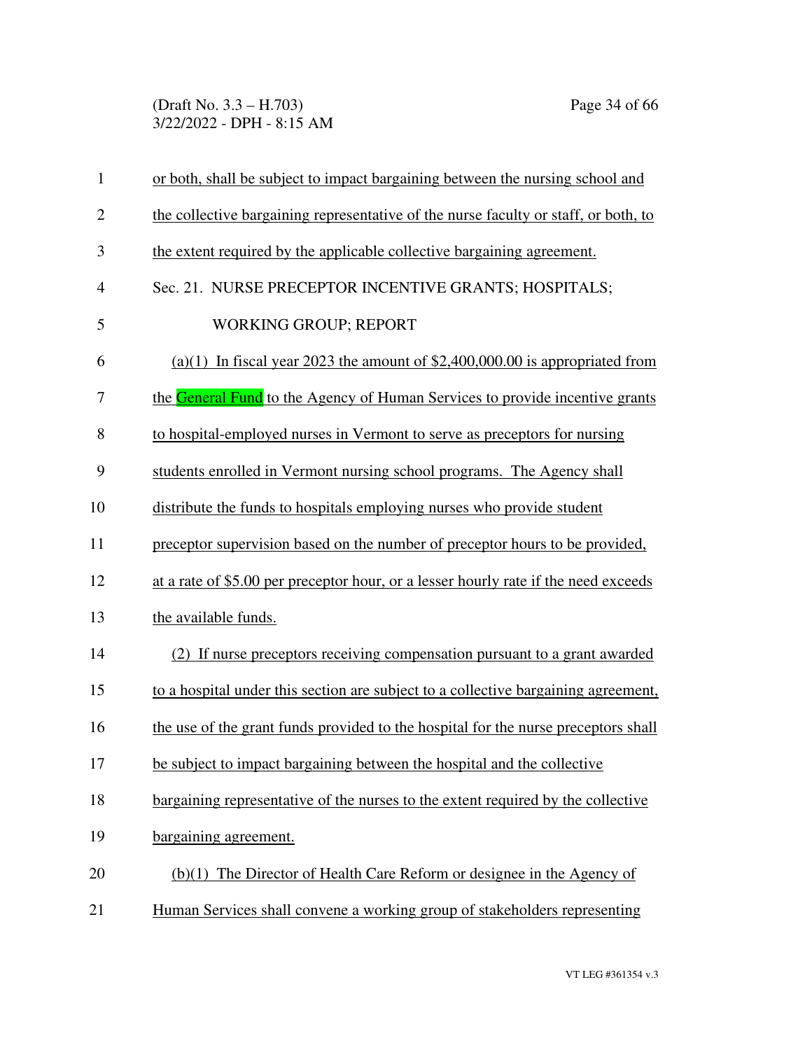or both, shall be subject to impact bargaining between the nursing school and the collective bargaining representative of the nurse faculty or staff, or both, to the extent required by the applicable collective bargaining agreement.

Sec. 21. NURSE PRECEPTOR INCENTIVE GRANTS; HOSPITALS; WORKING GROUP; REPORT

(a)(1) In fiscal year 2023 the amount of $2,400,000.00 is appropriated from the General Fund to the Agency of Human Services to provide incentive grants to hospital-employed nurses in Vermont to serve as preceptors for nursing students enrolled in Vermont nursing school programs. The Agency shall distribute the funds to hospitals employing nurses who provide student preceptor supervision based on the number of preceptor hours to be provided, at a rate of $5.00 per preceptor hour, or a lesser hourly rate if the need exceeds the available funds.

(2) If nurse preceptors receiving compensation pursuant to a grant awarded to a hospital under this section are subject to a collective bargaining agreement, the use of the grant funds provided to the hospital for the nurse preceptors shall be subject to impact bargaining between the hospital and the collective bargaining representative of the nurses to the extent required by the collective bargaining agreement.

(b)(1) The Director of Health Care Reform or designee in the Agency of Human Services shall convene a working group of stakeholders representing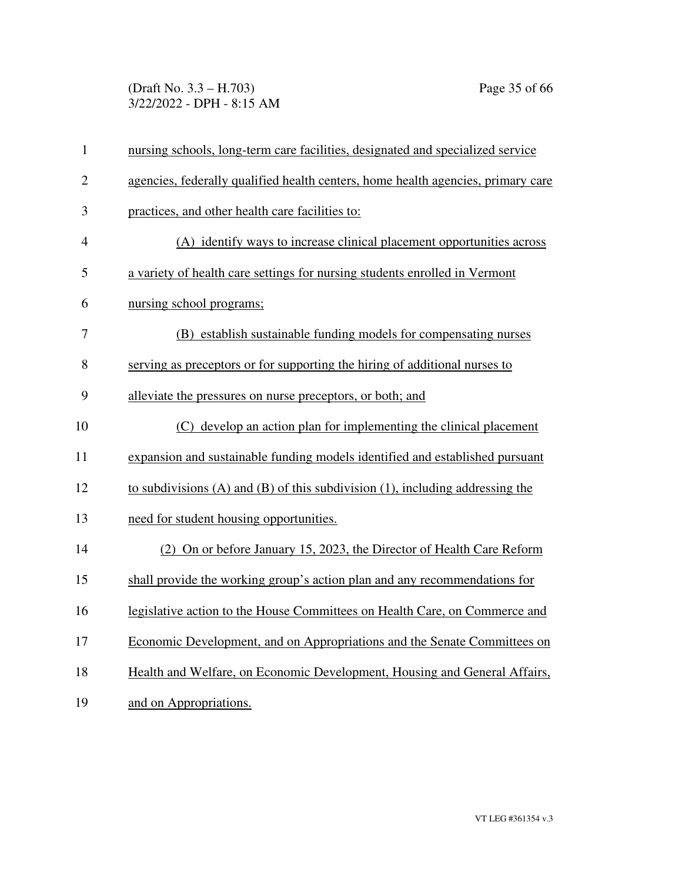nursing schools, long-term care facilities, designated and specialized service agencies, federally qualified health centers, home health agencies, primary care practices, and other health care facilities to:

(A) identify ways to increase clinical placement opportunities across a variety of health care settings for nursing students enrolled in Vermont nursing school programs;

(B) establish sustainable funding models for compensating nurses serving as preceptors or for supporting the hiring of additional nurses to alleviate the pressures on nurse preceptors, or both; and

(C) develop an action plan for implementing the clinical placement expansion and sustainable funding models identified and established pursuant to subdivisions (A) and (B) of this subdivision (1), including addressing the need for student housing opportunities.

(2) On or before January 15, 2023, the Director of Health Care Reform shall provide the working group's action plan and any recommendations for legislative action to the House Committees on Health Care, on Commerce and Economic Development, and on Appropriations and the Senate Committees on Health and Welfare, on Economic Development, Housing and General Affairs, and on Appropriations.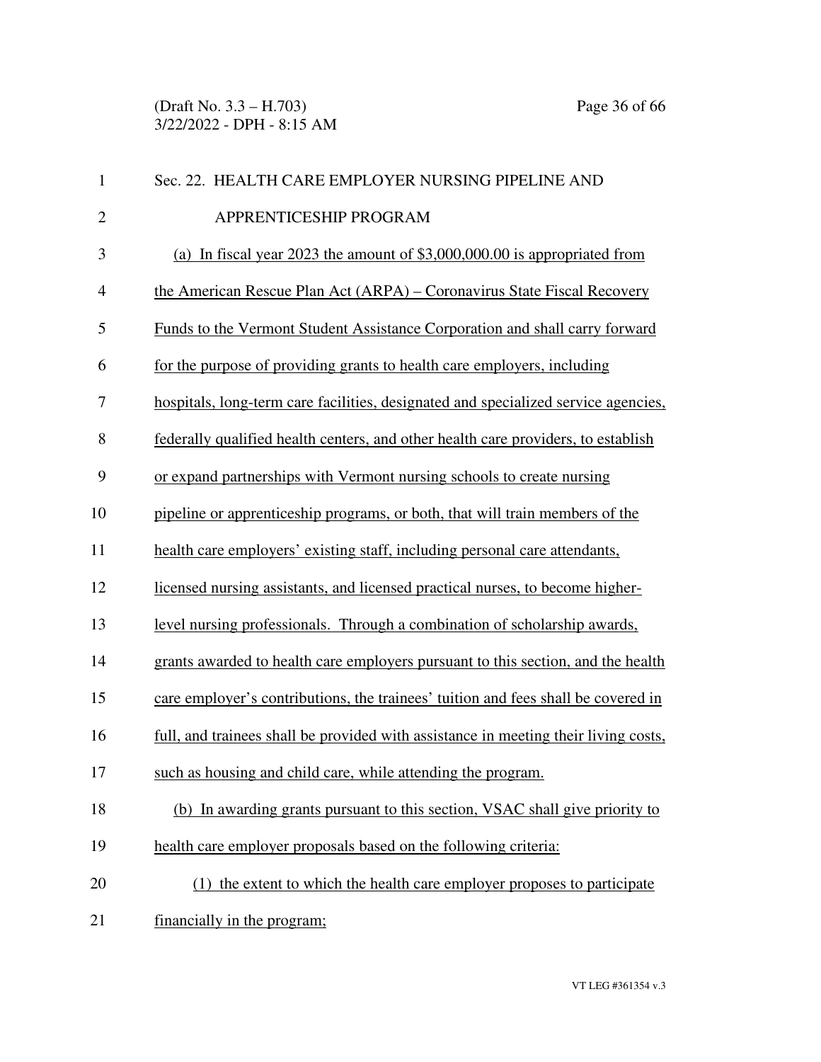Sec. 22. HEALTH CARE EMPLOYER NURSING PIPELINE AND APPRENTICESHIP PROGRAM

(a) In fiscal year 2023 the amount of $3,000,000.00 is appropriated from the American Rescue Plan Act (ARPA) – Coronavirus State Fiscal Recovery Funds to the Vermont Student Assistance Corporation and shall carry forward for the purpose of providing grants to health care employers, including hospitals, long-term care facilities, designated and specialized service agencies, federally qualified health centers, and other health care providers, to establish or expand partnerships with Vermont nursing schools to create nursing pipeline or apprenticeship programs, or both, that will train members of the health care employers' existing staff, including personal care attendants, licensed nursing assistants, and licensed practical nurses, to become higher-level nursing professionals. Through a combination of scholarship awards, grants awarded to health care employers pursuant to this section, and the health care employer's contributions, the trainees' tuition and fees shall be covered in full, and trainees shall be provided with assistance in meeting their living costs, such as housing and child care, while attending the program.

(b) In awarding grants pursuant to this section, VSAC shall give priority to health care employer proposals based on the following criteria:

(1) the extent to which the health care employer proposes to participate financially in the program;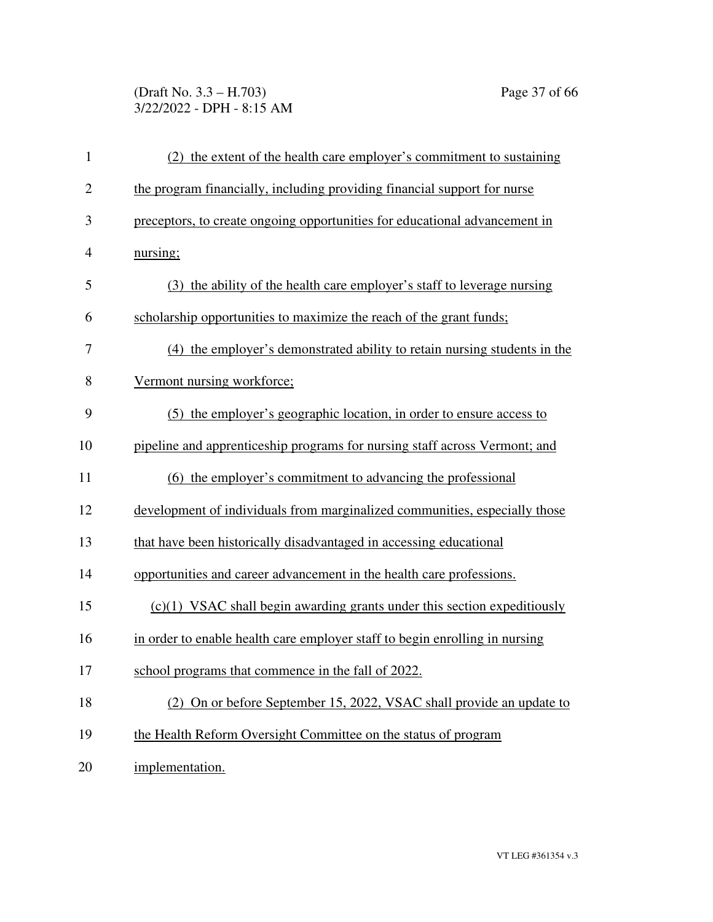(2) the extent of the health care employer's commitment to sustaining the program financially, including providing financial support for nurse preceptors, to create ongoing opportunities for educational advancement in nursing;

(3) the ability of the health care employer's staff to leverage nursing scholarship opportunities to maximize the reach of the grant funds;

(4) the employer's demonstrated ability to retain nursing students in the Vermont nursing workforce;

(5) the employer's geographic location, in order to ensure access to pipeline and apprenticeship programs for nursing staff across Vermont; and

(6) the employer's commitment to advancing the professional development of individuals from marginalized communities, especially those that have been historically disadvantaged in accessing educational opportunities and career advancement in the health care professions.

(c)(1) VSAC shall begin awarding grants under this section expeditiously in order to enable health care employer staff to begin enrolling in nursing school programs that commence in the fall of 2022.

(2) On or before September 15, 2022, VSAC shall provide an update to the Health Reform Oversight Committee on the status of program implementation.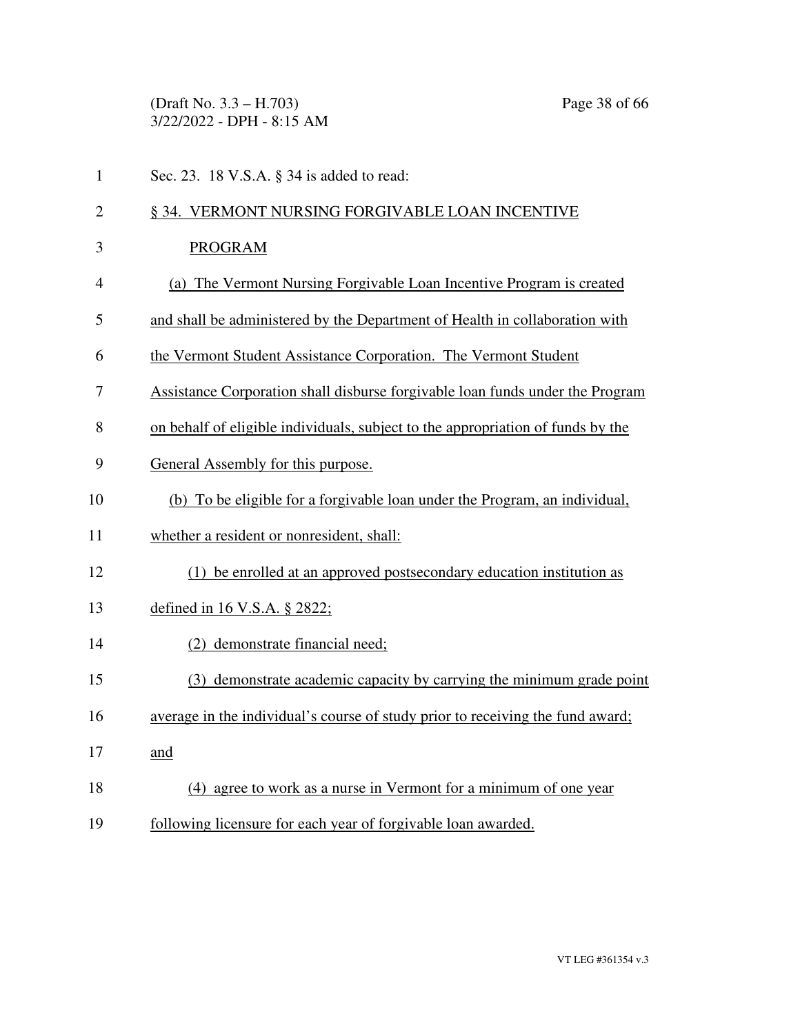Sec. 23. 18 V.S.A. § 34 is added to read:

§ 34. VERMONT NURSING FORGIVABLE LOAN INCENTIVE PROGRAM

(a) The Vermont Nursing Forgivable Loan Incentive Program is created and shall be administered by the Department of Health in collaboration with the Vermont Student Assistance Corporation. The Vermont Student Assistance Corporation shall disburse forgivable loan funds under the Program on behalf of eligible individuals, subject to the appropriation of funds by the General Assembly for this purpose.

(b) To be eligible for a forgivable loan under the Program, an individual, whether a resident or nonresident, shall:

(1) be enrolled at an approved postsecondary education institution as defined in 16 V.S.A. § 2822;

(2) demonstrate financial need;

(3) demonstrate academic capacity by carrying the minimum grade point average in the individual's course of study prior to receiving the fund award; and

(4) agree to work as a nurse in Vermont for a minimum of one year following licensure for each year of forgivable loan awarded.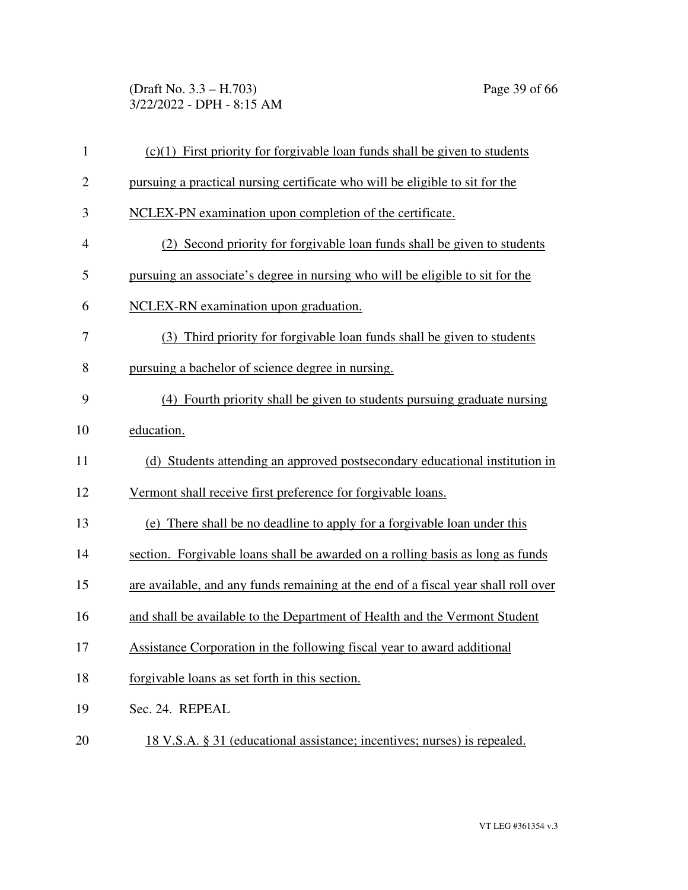(c)(1) First priority for forgivable loan funds shall be given to students pursuing a practical nursing certificate who will be eligible to sit for the NCLEX-PN examination upon completion of the certificate.

(2) Second priority for forgivable loan funds shall be given to students pursuing an associate's degree in nursing who will be eligible to sit for the NCLEX-RN examination upon graduation.

(3) Third priority for forgivable loan funds shall be given to students pursuing a bachelor of science degree in nursing.

(4) Fourth priority shall be given to students pursuing graduate nursing education.

(d) Students attending an approved postsecondary educational institution in Vermont shall receive first preference for forgivable loans.

(e) There shall be no deadline to apply for a forgivable loan under this section. Forgivable loans shall be awarded on a rolling basis as long as funds are available, and any funds remaining at the end of a fiscal year shall roll over and shall be available to the Department of Health and the Vermont Student Assistance Corporation in the following fiscal year to award additional forgivable loans as set forth in this section.

Sec. 24. REPEAL

18 V.S.A. § 31 (educational assistance; incentives; nurses) is repealed.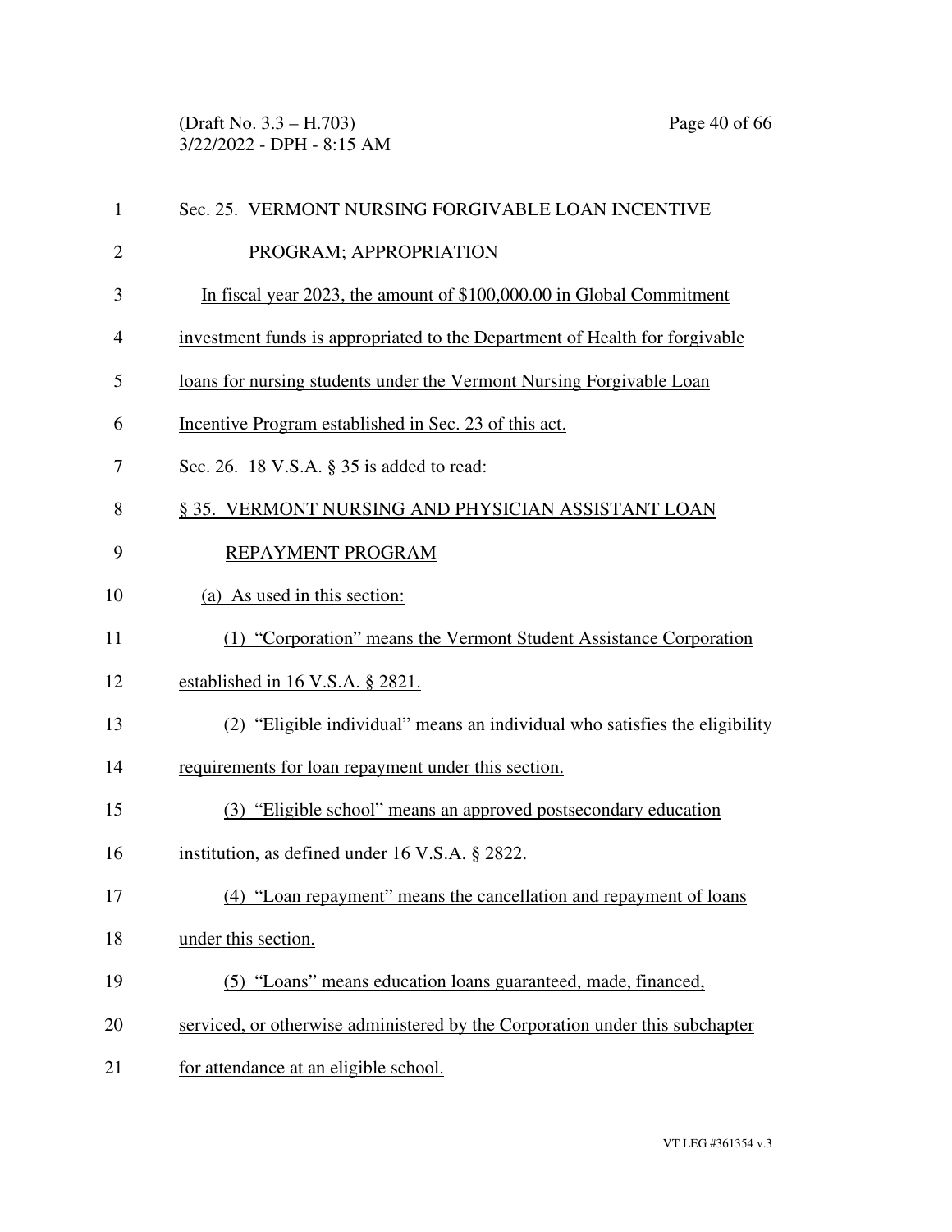Sec. 25. VERMONT NURSING FORGIVABLE LOAN INCENTIVE PROGRAM; APPROPRIATION

In fiscal year 2023, the amount of $100,000.00 in Global Commitment investment funds is appropriated to the Department of Health for forgivable loans for nursing students under the Vermont Nursing Forgivable Loan Incentive Program established in Sec. 23 of this act.

Sec. 26. 18 V.S.A. § 35 is added to read:

§ 35. VERMONT NURSING AND PHYSICIAN ASSISTANT LOAN REPAYMENT PROGRAM

(a) As used in this section:

(1) "Corporation" means the Vermont Student Assistance Corporation established in 16 V.S.A. § 2821.

(2) "Eligible individual" means an individual who satisfies the eligibility requirements for loan repayment under this section.

(3) "Eligible school" means an approved postsecondary education institution, as defined under 16 V.S.A. § 2822.

(4) "Loan repayment" means the cancellation and repayment of loans under this section.

(5) "Loans" means education loans guaranteed, made, financed, serviced, or otherwise administered by the Corporation under this subchapter for attendance at an eligible school.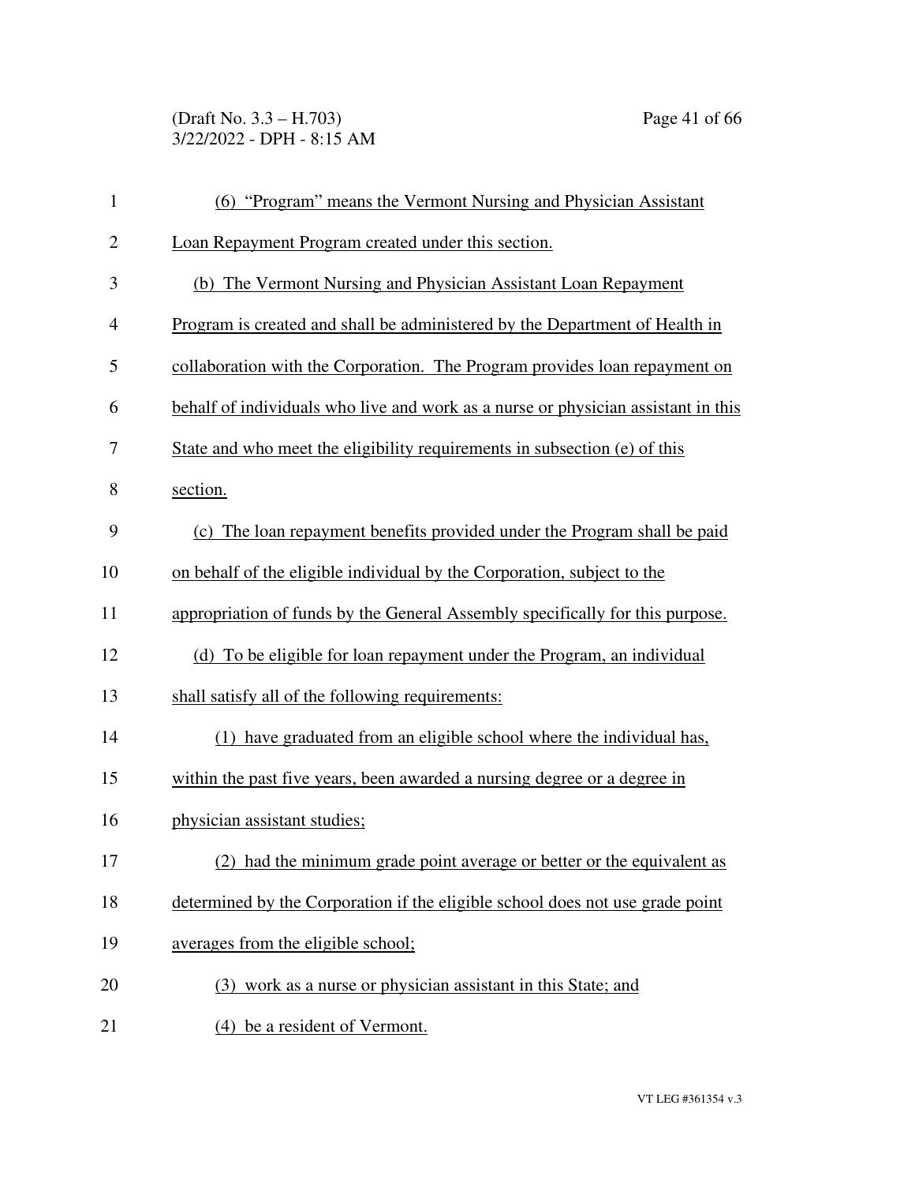(6) "Program" means the Vermont Nursing and Physician Assistant Loan Repayment Program created under this section.

(b) The Vermont Nursing and Physician Assistant Loan Repayment Program is created and shall be administered by the Department of Health in collaboration with the Corporation. The Program provides loan repayment on behalf of individuals who live and work as a nurse or physician assistant in this State and who meet the eligibility requirements in subsection (e) of this section.

(c) The loan repayment benefits provided under the Program shall be paid on behalf of the eligible individual by the Corporation, subject to the appropriation of funds by the General Assembly specifically for this purpose.

(d) To be eligible for loan repayment under the Program, an individual shall satisfy all of the following requirements:

(1) have graduated from an eligible school where the individual has, within the past five years, been awarded a nursing degree or a degree in physician assistant studies;

(2) had the minimum grade point average or better or the equivalent as determined by the Corporation if the eligible school does not use grade point averages from the eligible school;

(3) work as a nurse or physician assistant in this State; and

(4) be a resident of Vermont.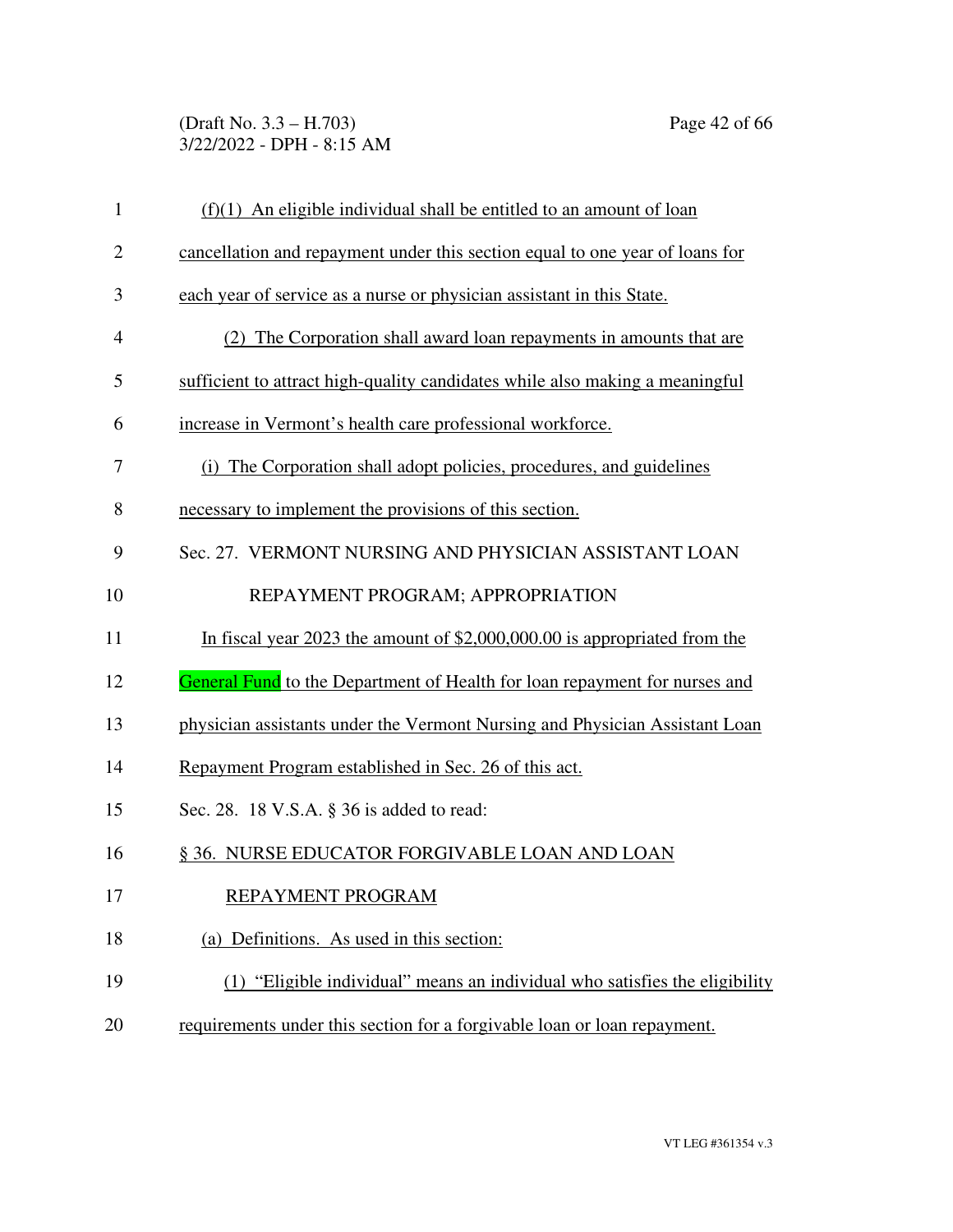(f)(1) An eligible individual shall be entitled to an amount of loan cancellation and repayment under this section equal to one year of loans for each year of service as a nurse or physician assistant in this State.

(2) The Corporation shall award loan repayments in amounts that are sufficient to attract high-quality candidates while also making a meaningful increase in Vermont's health care professional workforce.

(i) The Corporation shall adopt policies, procedures, and guidelines necessary to implement the provisions of this section.

Sec. 27. VERMONT NURSING AND PHYSICIAN ASSISTANT LOAN REPAYMENT PROGRAM; APPROPRIATION

In fiscal year 2023 the amount of $2,000,000.00 is appropriated from the General Fund to the Department of Health for loan repayment for nurses and physician assistants under the Vermont Nursing and Physician Assistant Loan Repayment Program established in Sec. 26 of this act.

Sec. 28. 18 V.S.A. § 36 is added to read:

§ 36. NURSE EDUCATOR FORGIVABLE LOAN AND LOAN REPAYMENT PROGRAM

(a) Definitions. As used in this section:

(1) "Eligible individual" means an individual who satisfies the eligibility requirements under this section for a forgivable loan or loan repayment.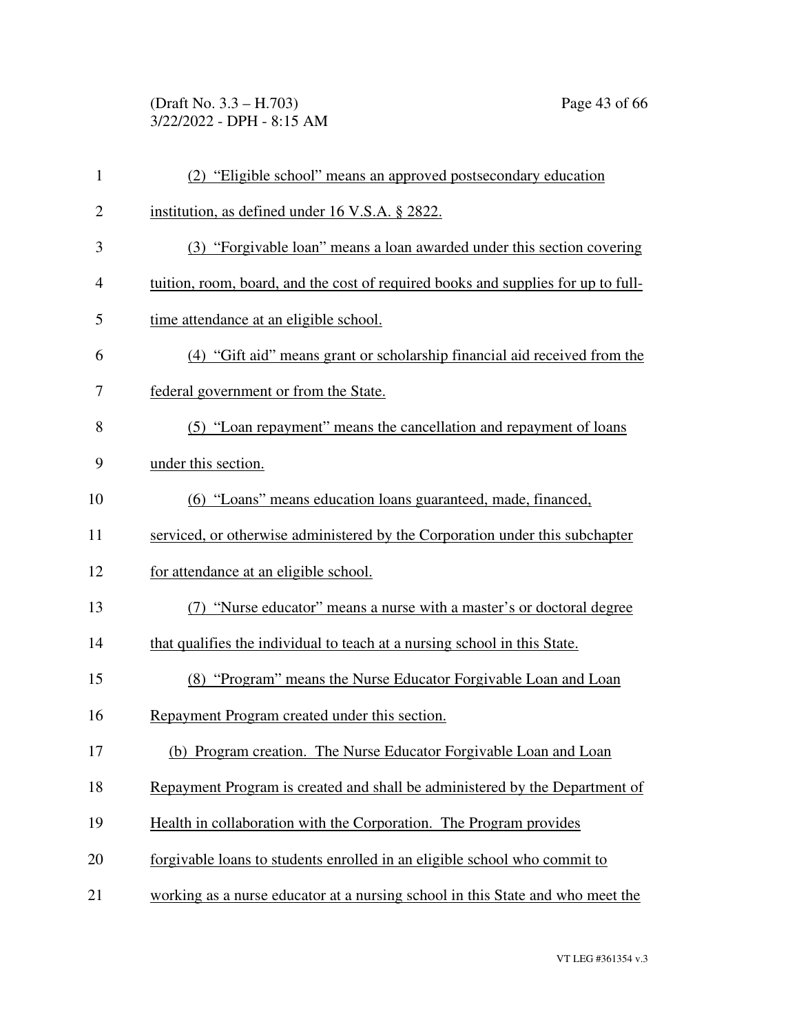(2) "Eligible school" means an approved postsecondary education institution, as defined under 16 V.S.A. § 2822.

(3) "Forgivable loan" means a loan awarded under this section covering tuition, room, board, and the cost of required books and supplies for up to full-time attendance at an eligible school.

(4) "Gift aid" means grant or scholarship financial aid received from the federal government or from the State.

(5) "Loan repayment" means the cancellation and repayment of loans under this section.

(6) "Loans" means education loans guaranteed, made, financed, serviced, or otherwise administered by the Corporation under this subchapter for attendance at an eligible school.

(7) "Nurse educator" means a nurse with a master's or doctoral degree that qualifies the individual to teach at a nursing school in this State.

(8) "Program" means the Nurse Educator Forgivable Loan and Loan Repayment Program created under this section.

(b) Program creation. The Nurse Educator Forgivable Loan and Loan Repayment Program is created and shall be administered by the Department of Health in collaboration with the Corporation. The Program provides forgivable loans to students enrolled in an eligible school who commit to working as a nurse educator at a nursing school in this State and who meet the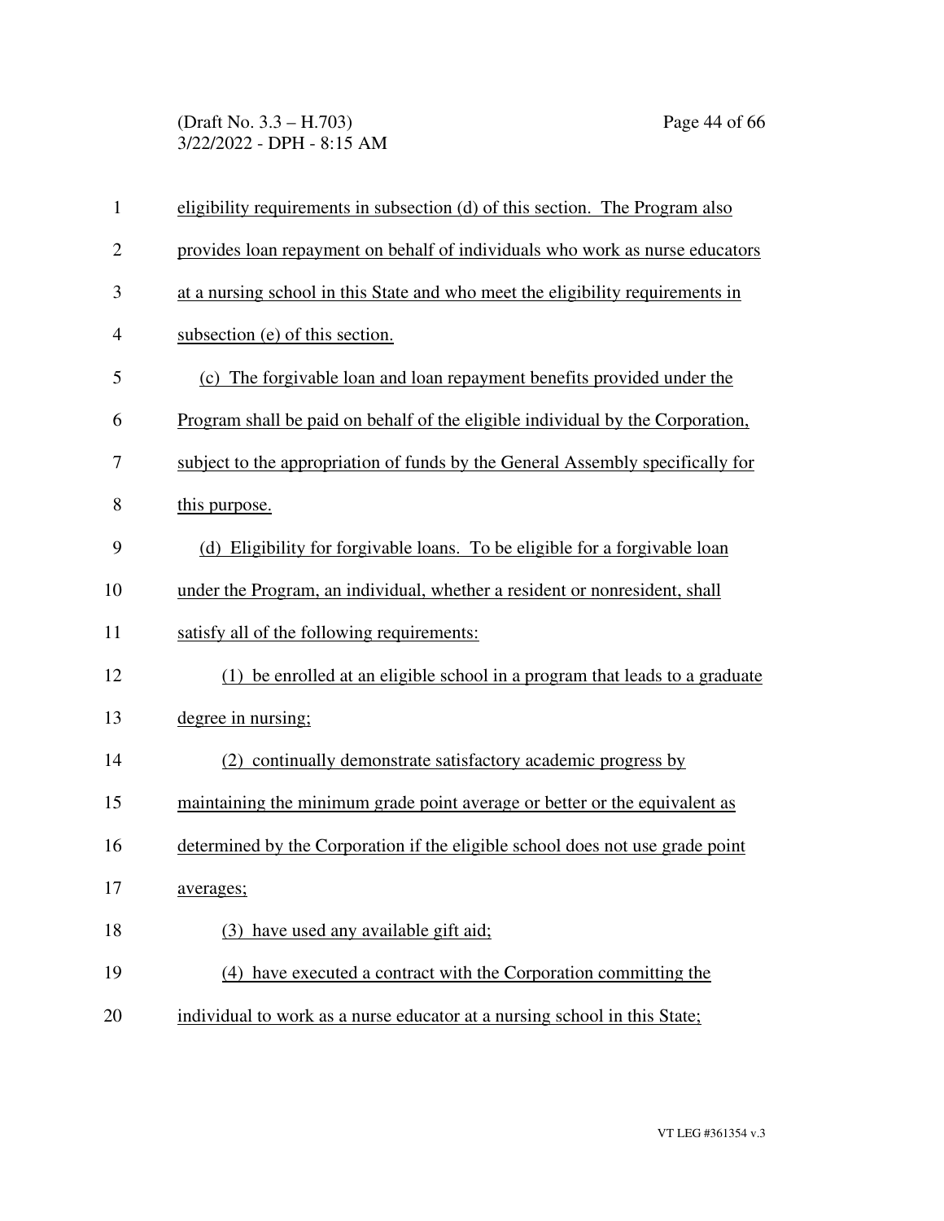eligibility requirements in subsection (d) of this section. The Program also provides loan repayment on behalf of individuals who work as nurse educators at a nursing school in this State and who meet the eligibility requirements in subsection (e) of this section.

(c) The forgivable loan and loan repayment benefits provided under the Program shall be paid on behalf of the eligible individual by the Corporation, subject to the appropriation of funds by the General Assembly specifically for this purpose.

(d) Eligibility for forgivable loans. To be eligible for a forgivable loan under the Program, an individual, whether a resident or nonresident, shall satisfy all of the following requirements:

(1) be enrolled at an eligible school in a program that leads to a graduate degree in nursing;

(2) continually demonstrate satisfactory academic progress by maintaining the minimum grade point average or better or the equivalent as determined by the Corporation if the eligible school does not use grade point averages;

(3) have used any available gift aid;

(4) have executed a contract with the Corporation committing the individual to work as a nurse educator at a nursing school in this State;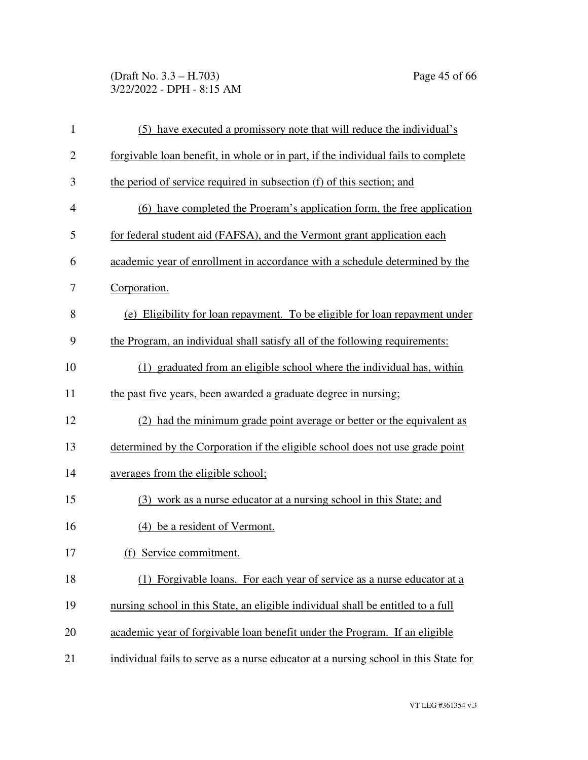(5) have executed a promissory note that will reduce the individual's forgivable loan benefit, in whole or in part, if the individual fails to complete the period of service required in subsection (f) of this section; and

(6) have completed the Program's application form, the free application for federal student aid (FAFSA), and the Vermont grant application each academic year of enrollment in accordance with a schedule determined by the Corporation.

(e) Eligibility for loan repayment. To be eligible for loan repayment under the Program, an individual shall satisfy all of the following requirements:

(1) graduated from an eligible school where the individual has, within the past five years, been awarded a graduate degree in nursing;

(2) had the minimum grade point average or better or the equivalent as determined by the Corporation if the eligible school does not use grade point averages from the eligible school;

(3) work as a nurse educator at a nursing school in this State; and

(4) be a resident of Vermont.

(f) Service commitment.

(1) Forgivable loans. For each year of service as a nurse educator at a nursing school in this State, an eligible individual shall be entitled to a full academic year of forgivable loan benefit under the Program. If an eligible individual fails to serve as a nurse educator at a nursing school in this State for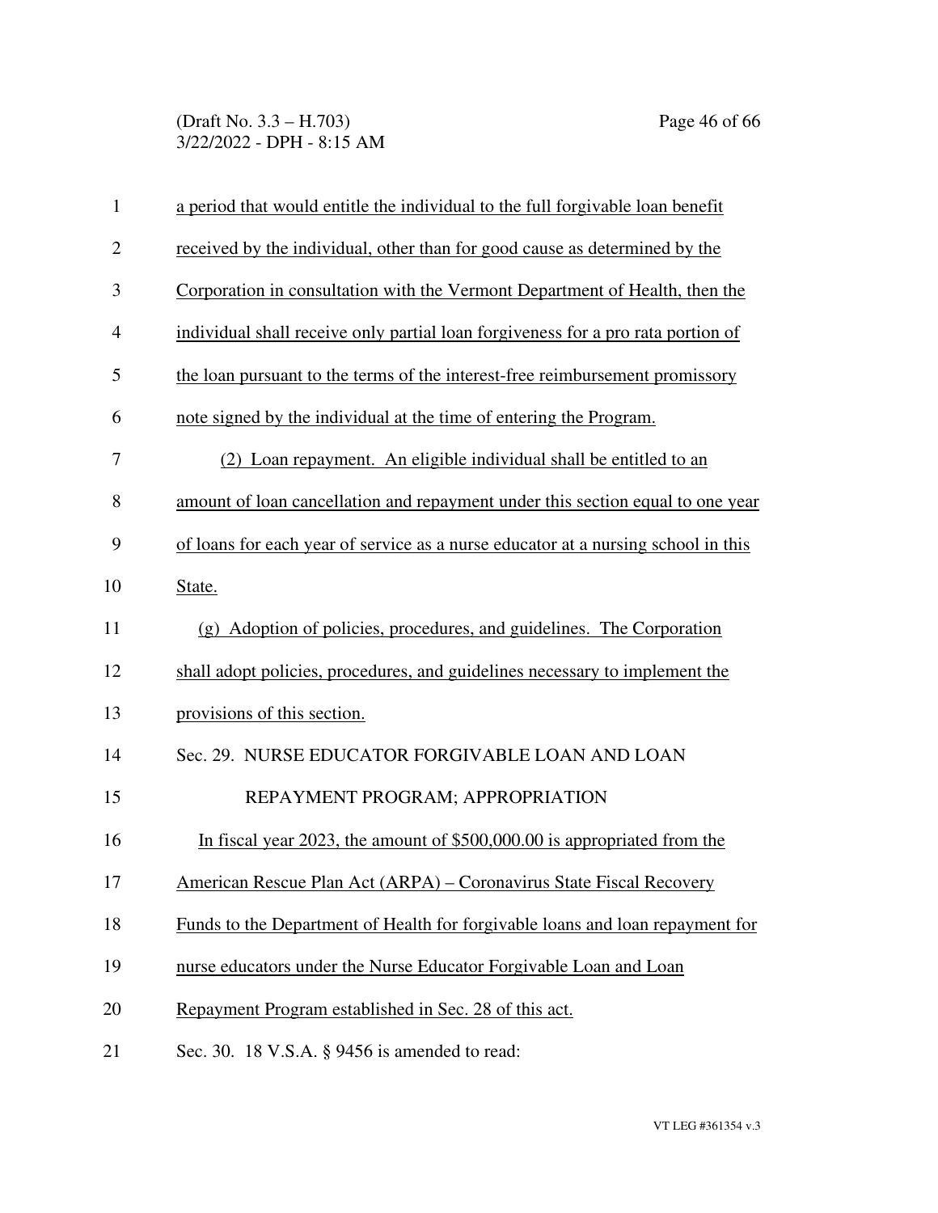a period that would entitle the individual to the full forgivable loan benefit received by the individual, other than for good cause as determined by the Corporation in consultation with the Vermont Department of Health, then the individual shall receive only partial loan forgiveness for a pro rata portion of the loan pursuant to the terms of the interest-free reimbursement promissory note signed by the individual at the time of entering the Program.

(2) Loan repayment. An eligible individual shall be entitled to an amount of loan cancellation and repayment under this section equal to one year of loans for each year of service as a nurse educator at a nursing school in this State.

(g) Adoption of policies, procedures, and guidelines. The Corporation shall adopt policies, procedures, and guidelines necessary to implement the provisions of this section.

Sec. 29. NURSE EDUCATOR FORGIVABLE LOAN AND LOAN REPAYMENT PROGRAM; APPROPRIATION

In fiscal year 2023, the amount of $500,000.00 is appropriated from the American Rescue Plan Act (ARPA) – Coronavirus State Fiscal Recovery Funds to the Department of Health for forgivable loans and loan repayment for nurse educators under the Nurse Educator Forgivable Loan and Loan Repayment Program established in Sec. 28 of this act.

Sec. 30. 18 V.S.A. § 9456 is amended to read: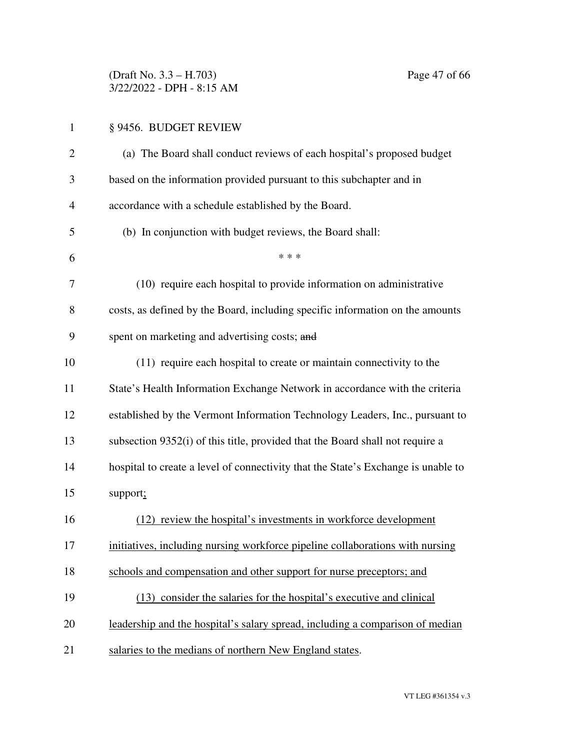§ 9456. BUDGET REVIEW

(a) The Board shall conduct reviews of each hospital's proposed budget based on the information provided pursuant to this subchapter and in accordance with a schedule established by the Board.

(b) In conjunction with budget reviews, the Board shall:

\* \* \*

(10) require each hospital to provide information on administrative costs, as defined by the Board, including specific information on the amounts spent on marketing and advertising costs; ~~and~~

(11) require each hospital to create or maintain connectivity to the State's Health Information Exchange Network in accordance with the criteria established by the Vermont Information Technology Leaders, Inc., pursuant to subsection 9352(i) of this title, provided that the Board shall not require a hospital to create a level of connectivity that the State's Exchange is unable to support<u>;</u>

<u>(12) review the hospital's investments in workforce development initiatives, including nursing workforce pipeline collaborations with nursing schools and compensation and other support for nurse preceptors; and</u>

<u>(13) consider the salaries for the hospital's executive and clinical leadership and the hospital's salary spread, including a comparison of median salaries to the medians of northern New England states</u>.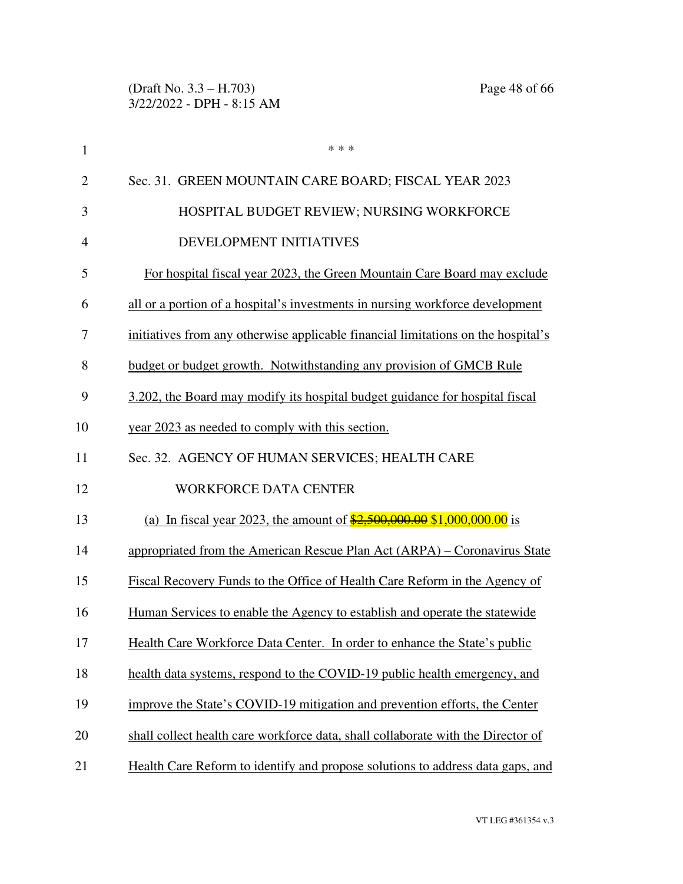\* \* \*

Sec. 31. GREEN MOUNTAIN CARE BOARD; FISCAL YEAR 2023 HOSPITAL BUDGET REVIEW; NURSING WORKFORCE DEVELOPMENT INITIATIVES

For hospital fiscal year 2023, the Green Mountain Care Board may exclude all or a portion of a hospital's investments in nursing workforce development initiatives from any otherwise applicable financial limitations on the hospital's budget or budget growth. Notwithstanding any provision of GMCB Rule 3.202, the Board may modify its hospital budget guidance for hospital fiscal year 2023 as needed to comply with this section.

Sec. 32. AGENCY OF HUMAN SERVICES; HEALTH CARE WORKFORCE DATA CENTER

(a) In fiscal year 2023, the amount of ~~$2,500,000.00~~ $1,000,000.00 is appropriated from the American Rescue Plan Act (ARPA) – Coronavirus State Fiscal Recovery Funds to the Office of Health Care Reform in the Agency of Human Services to enable the Agency to establish and operate the statewide Health Care Workforce Data Center. In order to enhance the State's public health data systems, respond to the COVID-19 public health emergency, and improve the State's COVID-19 mitigation and prevention efforts, the Center shall collect health care workforce data, shall collaborate with the Director of Health Care Reform to identify and propose solutions to address data gaps, and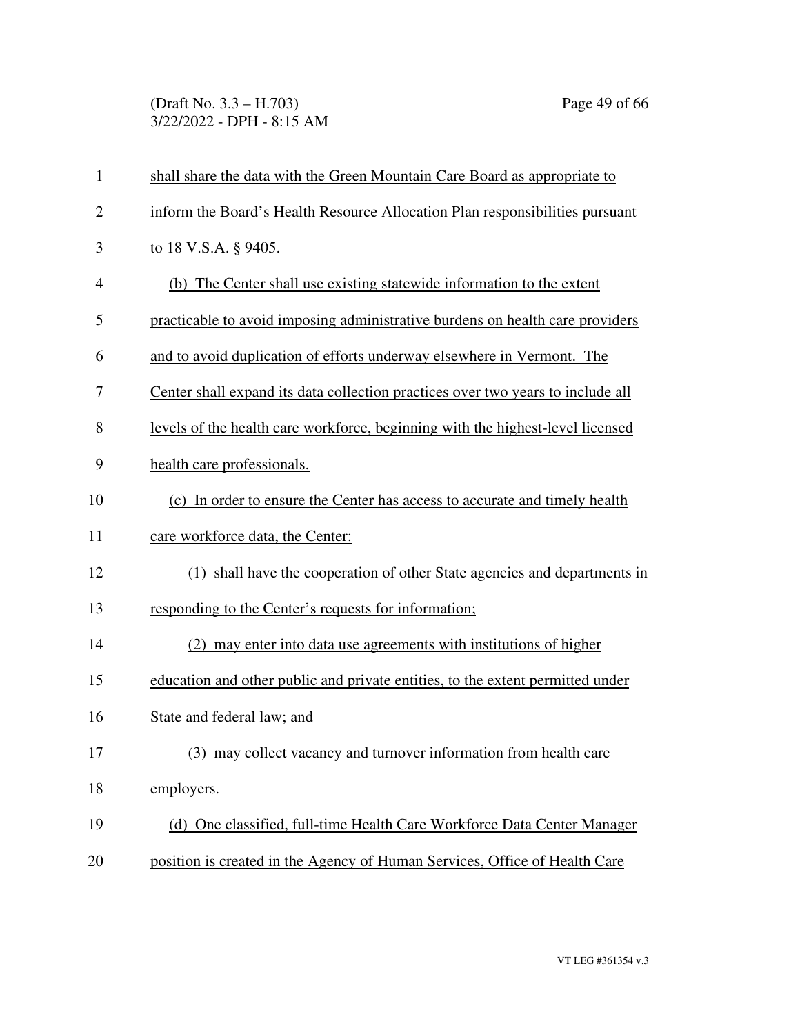shall share the data with the Green Mountain Care Board as appropriate to inform the Board's Health Resource Allocation Plan responsibilities pursuant to 18 V.S.A. § 9405.

(b) The Center shall use existing statewide information to the extent practicable to avoid imposing administrative burdens on health care providers and to avoid duplication of efforts underway elsewhere in Vermont. The Center shall expand its data collection practices over two years to include all levels of the health care workforce, beginning with the highest-level licensed health care professionals.

(c) In order to ensure the Center has access to accurate and timely health care workforce data, the Center:

(1) shall have the cooperation of other State agencies and departments in responding to the Center's requests for information;

(2) may enter into data use agreements with institutions of higher education and other public and private entities, to the extent permitted under State and federal law; and

(3) may collect vacancy and turnover information from health care employers.

(d) One classified, full-time Health Care Workforce Data Center Manager position is created in the Agency of Human Services, Office of Health Care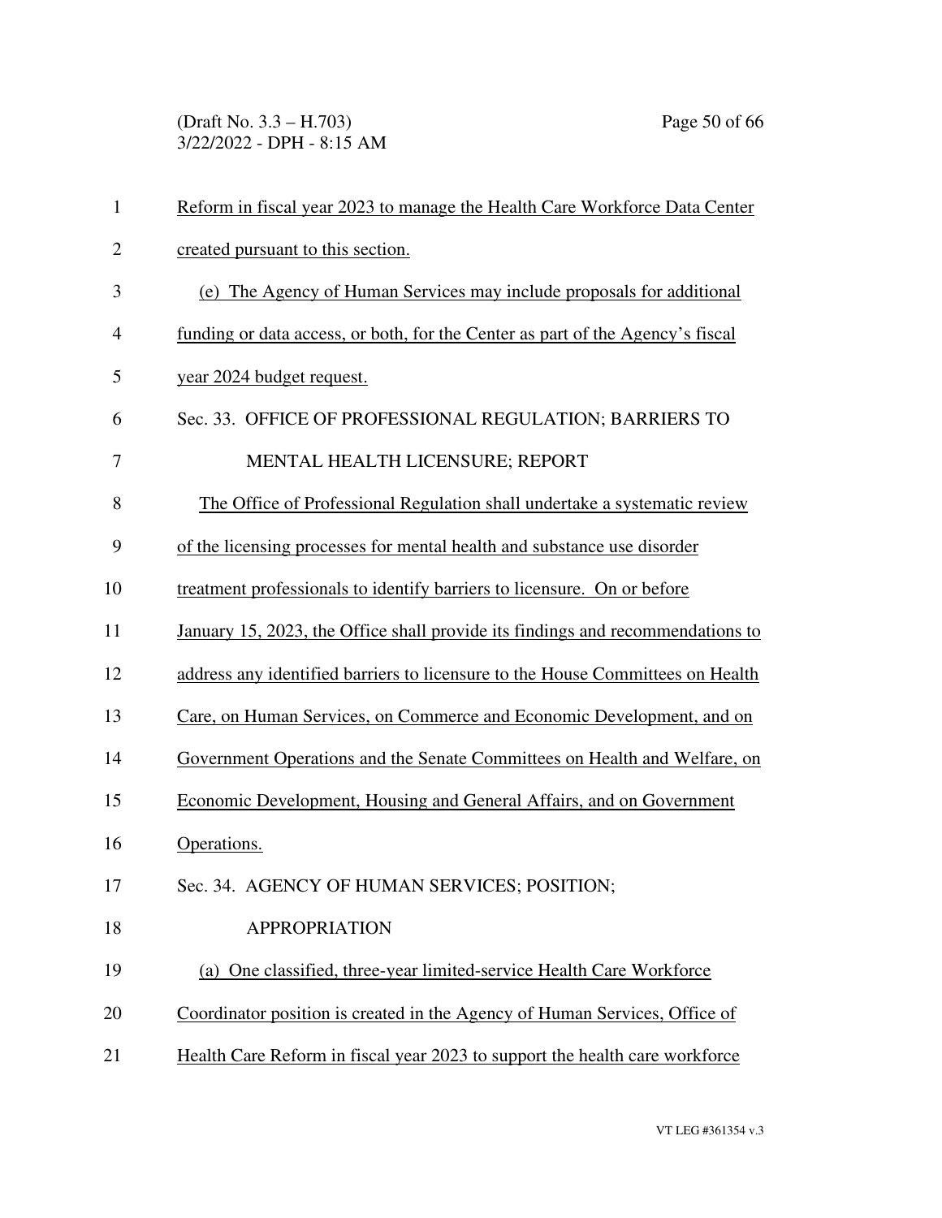Reform in fiscal year 2023 to manage the Health Care Workforce Data Center created pursuant to this section.

(e) The Agency of Human Services may include proposals for additional funding or data access, or both, for the Center as part of the Agency's fiscal year 2024 budget request.

Sec. 33. OFFICE OF PROFESSIONAL REGULATION; BARRIERS TO MENTAL HEALTH LICENSURE; REPORT

The Office of Professional Regulation shall undertake a systematic review of the licensing processes for mental health and substance use disorder treatment professionals to identify barriers to licensure. On or before January 15, 2023, the Office shall provide its findings and recommendations to address any identified barriers to licensure to the House Committees on Health Care, on Human Services, on Commerce and Economic Development, and on Government Operations and the Senate Committees on Health and Welfare, on Economic Development, Housing and General Affairs, and on Government Operations.

Sec. 34. AGENCY OF HUMAN SERVICES; POSITION; APPROPRIATION

(a) One classified, three-year limited-service Health Care Workforce Coordinator position is created in the Agency of Human Services, Office of Health Care Reform in fiscal year 2023 to support the health care workforce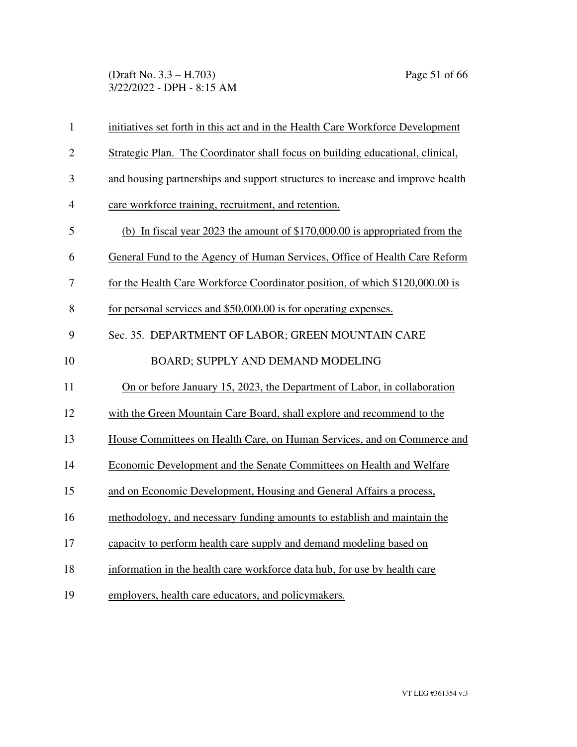initiatives set forth in this act and in the Health Care Workforce Development Strategic Plan. The Coordinator shall focus on building educational, clinical, and housing partnerships and support structures to increase and improve health care workforce training, recruitment, and retention.

(b) In fiscal year 2023 the amount of $170,000.00 is appropriated from the General Fund to the Agency of Human Services, Office of Health Care Reform for the Health Care Workforce Coordinator position, of which $120,000.00 is for personal services and $50,000.00 is for operating expenses.

Sec. 35. DEPARTMENT OF LABOR; GREEN MOUNTAIN CARE BOARD; SUPPLY AND DEMAND MODELING

On or before January 15, 2023, the Department of Labor, in collaboration with the Green Mountain Care Board, shall explore and recommend to the House Committees on Health Care, on Human Services, and on Commerce and Economic Development and the Senate Committees on Health and Welfare and on Economic Development, Housing and General Affairs a process, methodology, and necessary funding amounts to establish and maintain the capacity to perform health care supply and demand modeling based on information in the health care workforce data hub, for use by health care employers, health care educators, and policymakers.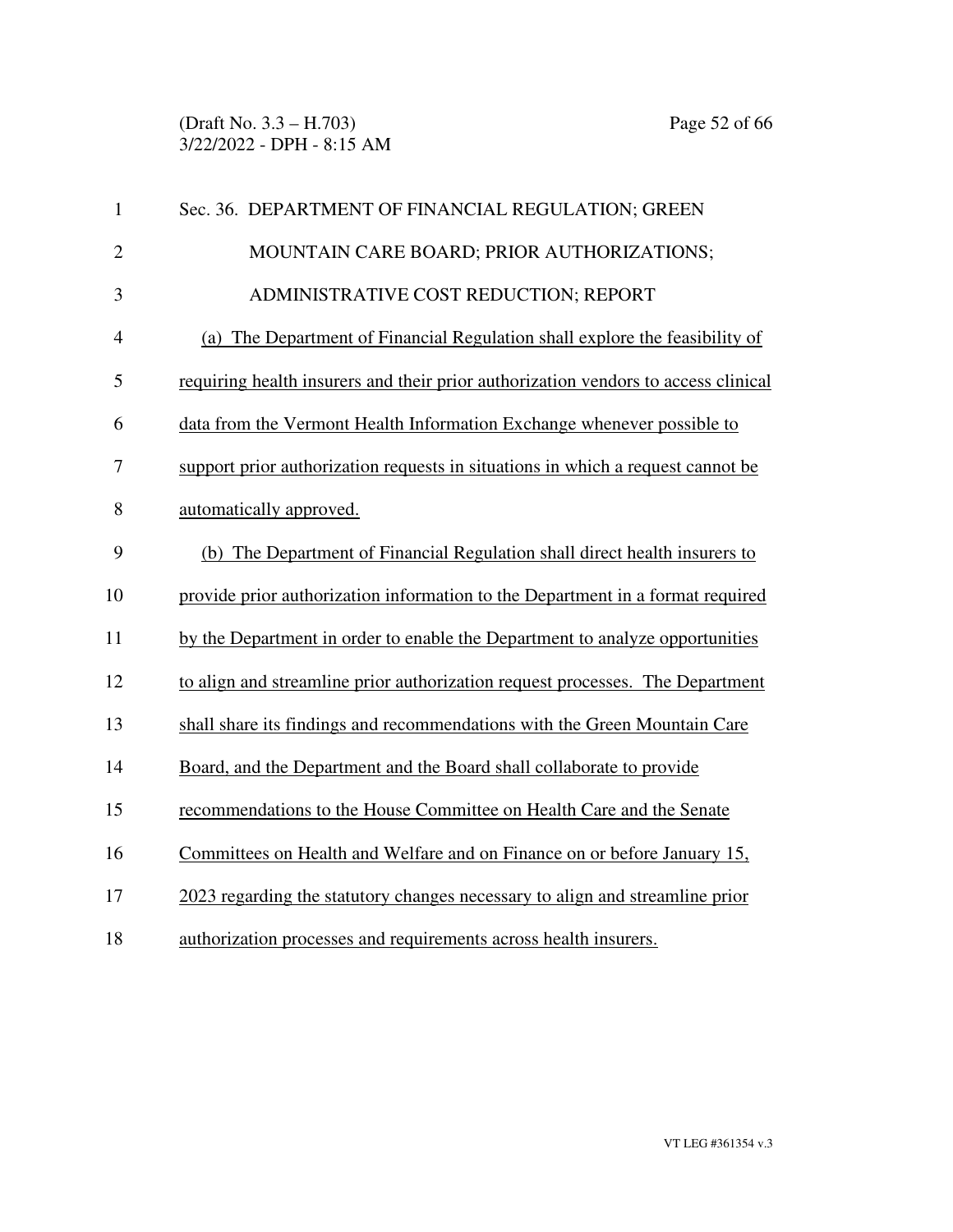Sec. 36. DEPARTMENT OF FINANCIAL REGULATION; GREEN MOUNTAIN CARE BOARD; PRIOR AUTHORIZATIONS; ADMINISTRATIVE COST REDUCTION; REPORT

(a) The Department of Financial Regulation shall explore the feasibility of requiring health insurers and their prior authorization vendors to access clinical data from the Vermont Health Information Exchange whenever possible to support prior authorization requests in situations in which a request cannot be automatically approved.

(b) The Department of Financial Regulation shall direct health insurers to provide prior authorization information to the Department in a format required by the Department in order to enable the Department to analyze opportunities to align and streamline prior authorization request processes. The Department shall share its findings and recommendations with the Green Mountain Care Board, and the Department and the Board shall collaborate to provide recommendations to the House Committee on Health Care and the Senate Committees on Health and Welfare and on Finance on or before January 15, 2023 regarding the statutory changes necessary to align and streamline prior authorization processes and requirements across health insurers.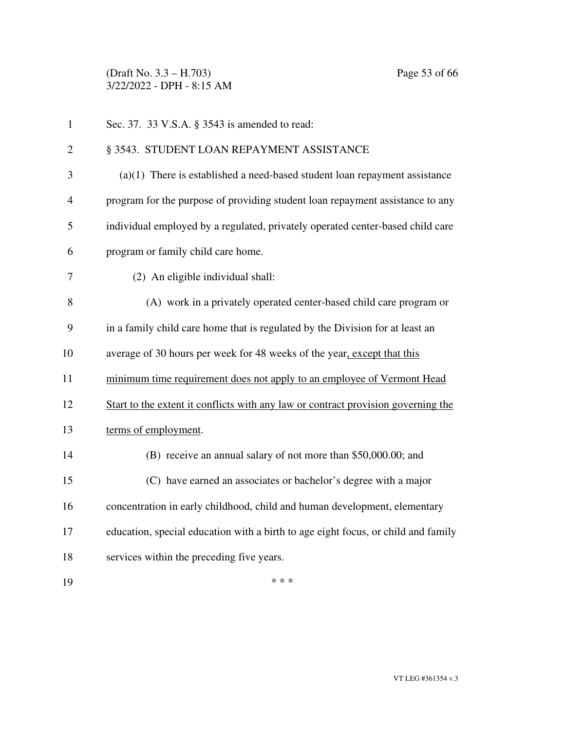Sec. 37. 33 V.S.A. § 3543 is amended to read:

§ 3543. STUDENT LOAN REPAYMENT ASSISTANCE

(a)(1) There is established a need-based student loan repayment assistance program for the purpose of providing student loan repayment assistance to any individual employed by a regulated, privately operated center-based child care program or family child care home.

(2) An eligible individual shall:

(A) work in a privately operated center-based child care program or in a family child care home that is regulated by the Division for at least an average of 30 hours per week for 48 weeks of the year, except that this minimum time requirement does not apply to an employee of Vermont Head Start to the extent it conflicts with any law or contract provision governing the terms of employment.

(B) receive an annual salary of not more than $50,000.00; and

(C) have earned an associates or bachelor's degree with a major concentration in early childhood, child and human development, elementary education, special education with a birth to age eight focus, or child and family services within the preceding five years.

\* \* \*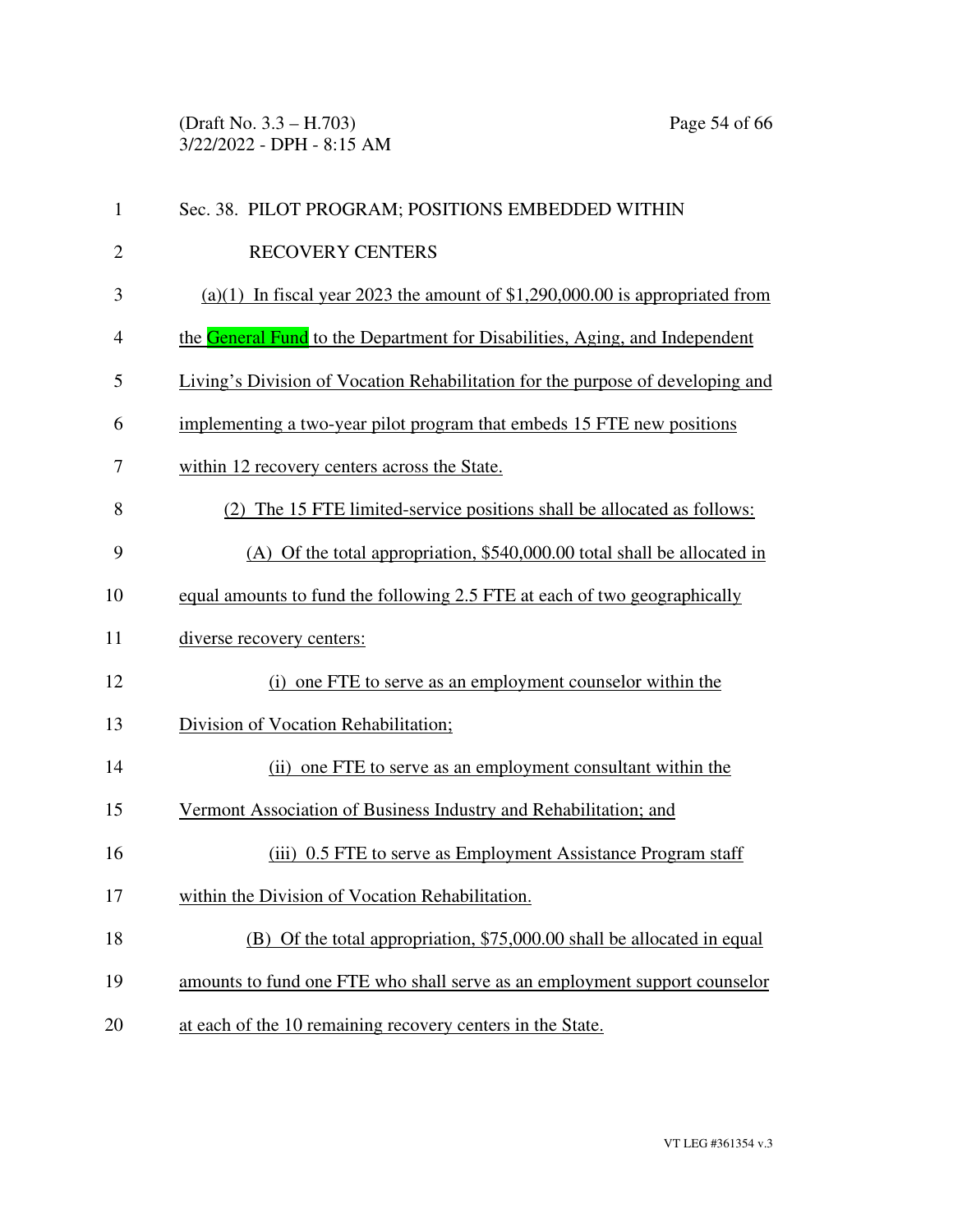Sec. 38. PILOT PROGRAM; POSITIONS EMBEDDED WITHIN RECOVERY CENTERS

(a)(1) In fiscal year 2023 the amount of $1,290,000.00 is appropriated from the General Fund to the Department for Disabilities, Aging, and Independent Living's Division of Vocation Rehabilitation for the purpose of developing and implementing a two-year pilot program that embeds 15 FTE new positions within 12 recovery centers across the State.

(2) The 15 FTE limited-service positions shall be allocated as follows:

(A) Of the total appropriation, $540,000.00 total shall be allocated in equal amounts to fund the following 2.5 FTE at each of two geographically diverse recovery centers:

(i) one FTE to serve as an employment counselor within the Division of Vocation Rehabilitation;

(ii) one FTE to serve as an employment consultant within the Vermont Association of Business Industry and Rehabilitation; and

(iii) 0.5 FTE to serve as Employment Assistance Program staff within the Division of Vocation Rehabilitation.

(B) Of the total appropriation, $75,000.00 shall be allocated in equal amounts to fund one FTE who shall serve as an employment support counselor at each of the 10 remaining recovery centers in the State.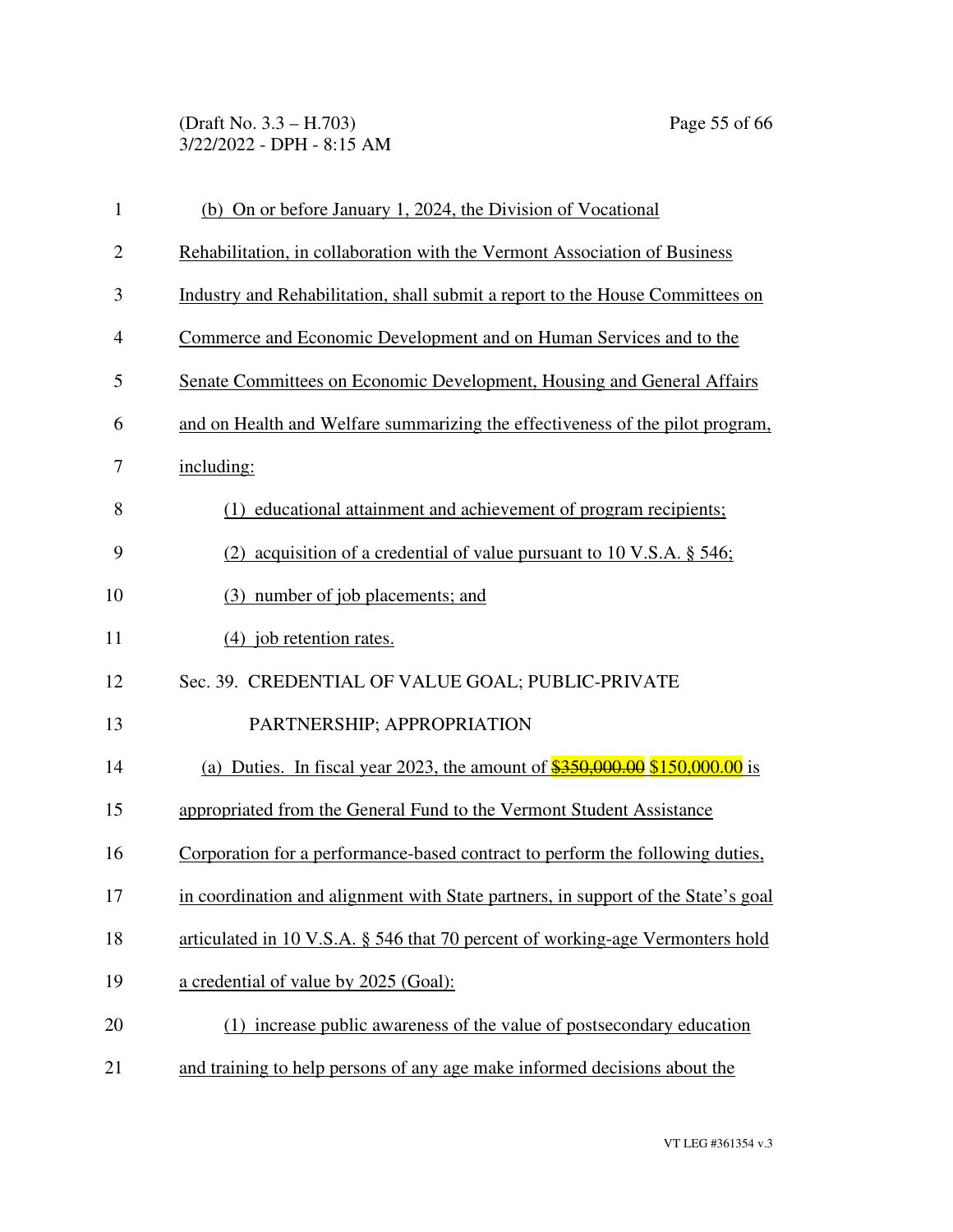(b) On or before January 1, 2024, the Division of Vocational Rehabilitation, in collaboration with the Vermont Association of Business Industry and Rehabilitation, shall submit a report to the House Committees on Commerce and Economic Development and on Human Services and to the Senate Committees on Economic Development, Housing and General Affairs and on Health and Welfare summarizing the effectiveness of the pilot program, including:

(1) educational attainment and achievement of program recipients;

(2) acquisition of a credential of value pursuant to 10 V.S.A. § 546;

(3) number of job placements; and

(4) job retention rates.

Sec. 39. CREDENTIAL OF VALUE GOAL; PUBLIC-PRIVATE PARTNERSHIP; APPROPRIATION

(a) Duties. In fiscal year 2023, the amount of ~~$350,000.00~~ $150,000.00 is appropriated from the General Fund to the Vermont Student Assistance Corporation for a performance-based contract to perform the following duties, in coordination and alignment with State partners, in support of the State's goal articulated in 10 V.S.A. § 546 that 70 percent of working-age Vermonters hold a credential of value by 2025 (Goal):

(1) increase public awareness of the value of postsecondary education and training to help persons of any age make informed decisions about the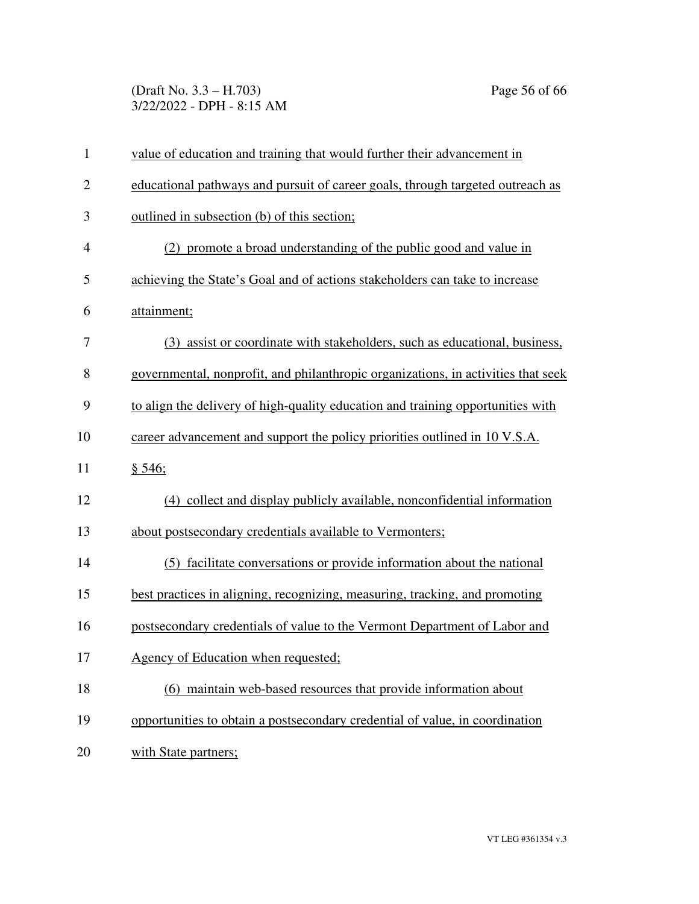value of education and training that would further their advancement in educational pathways and pursuit of career goals, through targeted outreach as outlined in subsection (b) of this section;

(2) promote a broad understanding of the public good and value in achieving the State's Goal and of actions stakeholders can take to increase attainment;

(3) assist or coordinate with stakeholders, such as educational, business, governmental, nonprofit, and philanthropic organizations, in activities that seek to align the delivery of high-quality education and training opportunities with career advancement and support the policy priorities outlined in 10 V.S.A. § 546;

(4) collect and display publicly available, nonconfidential information about postsecondary credentials available to Vermonters;

(5) facilitate conversations or provide information about the national best practices in aligning, recognizing, measuring, tracking, and promoting postsecondary credentials of value to the Vermont Department of Labor and Agency of Education when requested;

(6) maintain web-based resources that provide information about opportunities to obtain a postsecondary credential of value, in coordination with State partners;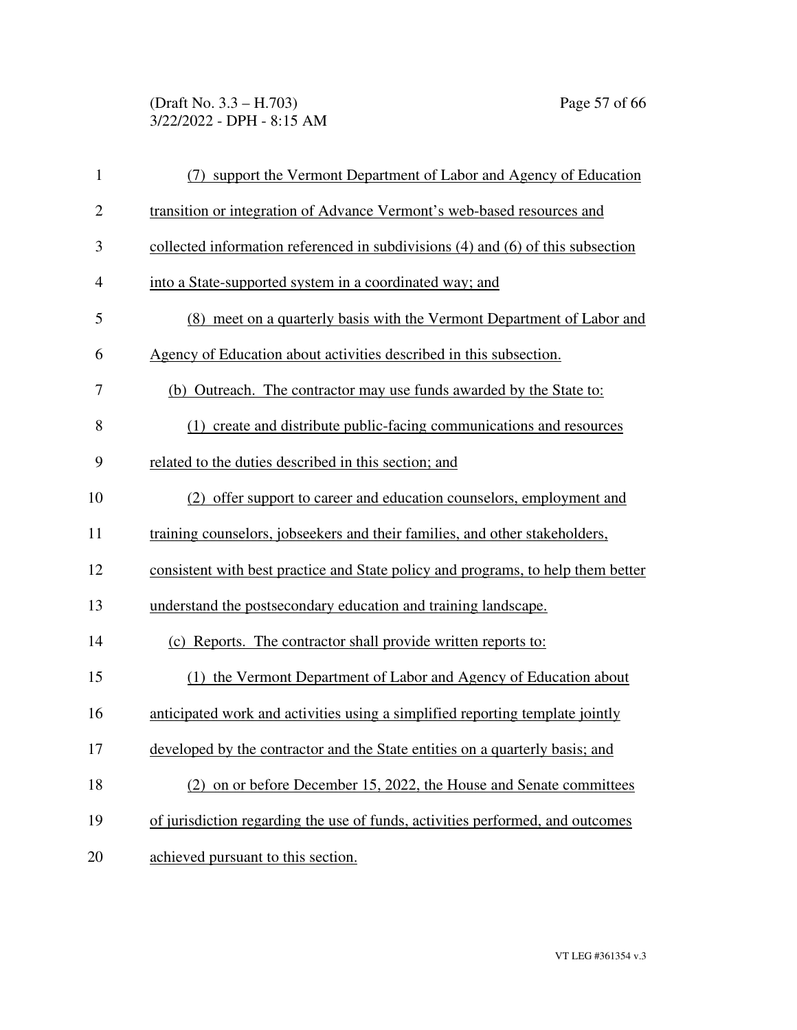(7) support the Vermont Department of Labor and Agency of Education transition or integration of Advance Vermont's web-based resources and collected information referenced in subdivisions (4) and (6) of this subsection into a State-supported system in a coordinated way; and

(8) meet on a quarterly basis with the Vermont Department of Labor and Agency of Education about activities described in this subsection.

(b) Outreach. The contractor may use funds awarded by the State to:

(1) create and distribute public-facing communications and resources related to the duties described in this section; and

(2) offer support to career and education counselors, employment and training counselors, jobseekers and their families, and other stakeholders, consistent with best practice and State policy and programs, to help them better understand the postsecondary education and training landscape.

(c) Reports. The contractor shall provide written reports to:

(1) the Vermont Department of Labor and Agency of Education about anticipated work and activities using a simplified reporting template jointly developed by the contractor and the State entities on a quarterly basis; and

(2) on or before December 15, 2022, the House and Senate committees of jurisdiction regarding the use of funds, activities performed, and outcomes achieved pursuant to this section.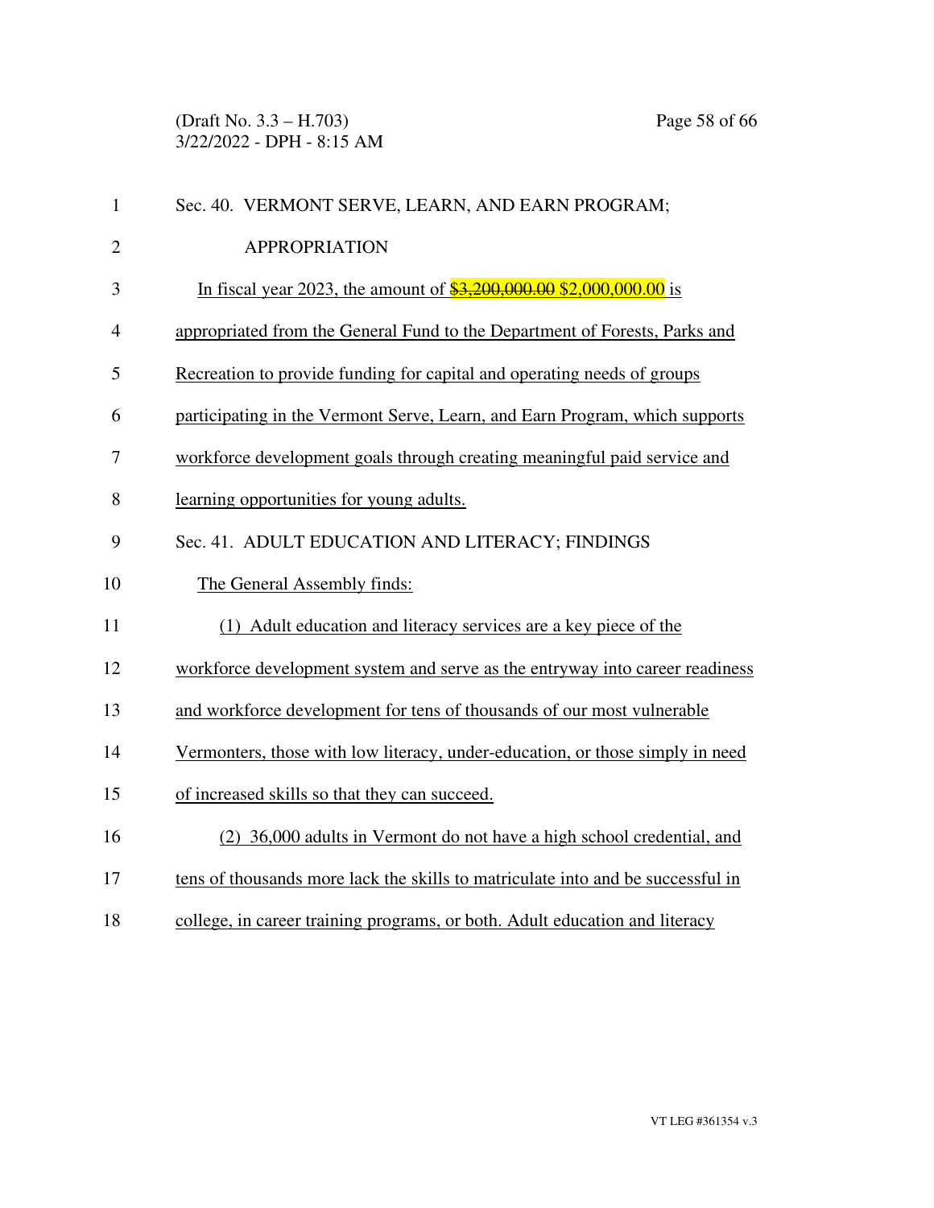Sec. 40. VERMONT SERVE, LEARN, AND EARN PROGRAM; APPROPRIATION

In fiscal year 2023, the amount of ~~$3,200,000.00~~ $2,000,000.00 is appropriated from the General Fund to the Department of Forests, Parks and Recreation to provide funding for capital and operating needs of groups participating in the Vermont Serve, Learn, and Earn Program, which supports workforce development goals through creating meaningful paid service and learning opportunities for young adults.

Sec. 41. ADULT EDUCATION AND LITERACY; FINDINGS

The General Assembly finds:

(1) Adult education and literacy services are a key piece of the workforce development system and serve as the entryway into career readiness and workforce development for tens of thousands of our most vulnerable Vermonters, those with low literacy, under-education, or those simply in need of increased skills so that they can succeed.

(2) 36,000 adults in Vermont do not have a high school credential, and tens of thousands more lack the skills to matriculate into and be successful in college, in career training programs, or both. Adult education and literacy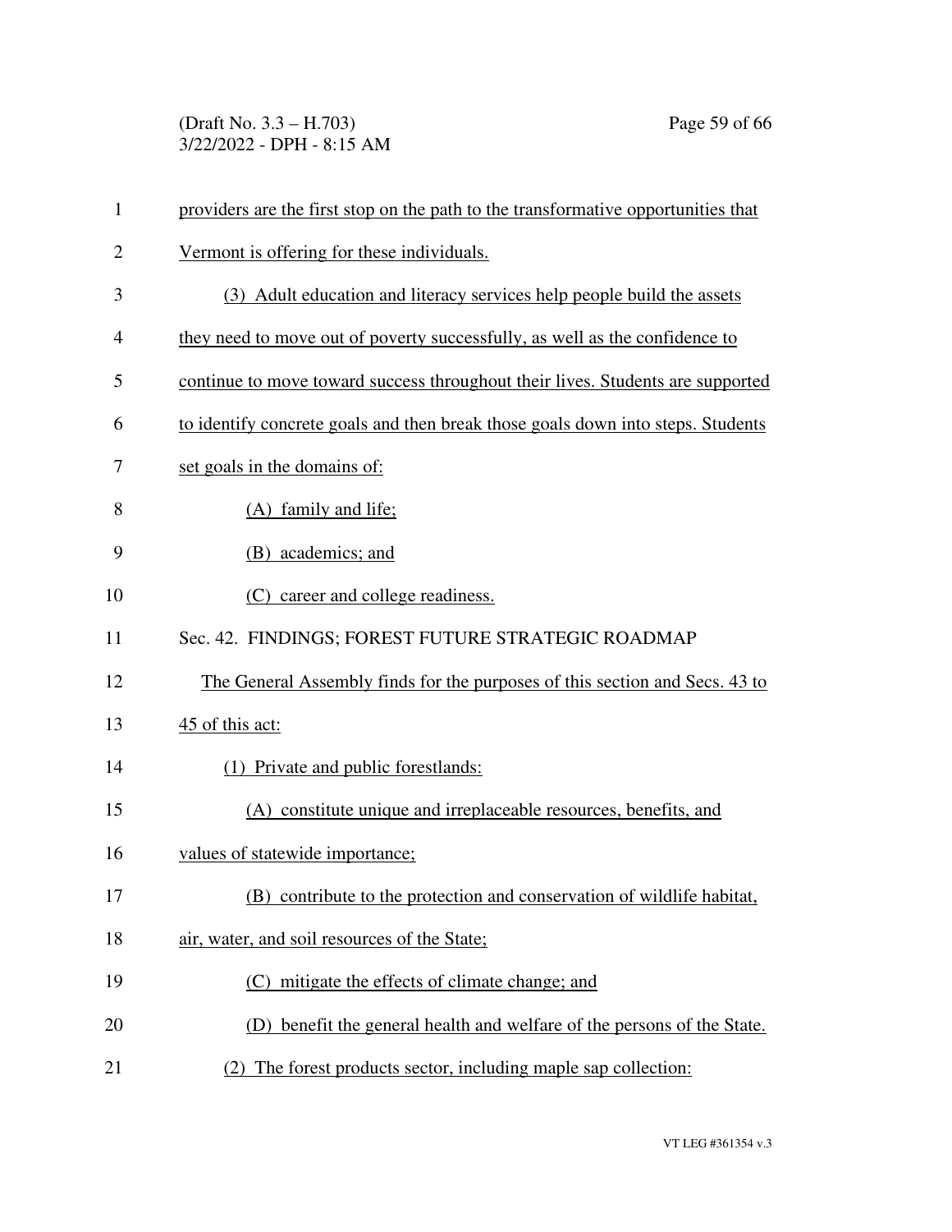providers are the first stop on the path to the transformative opportunities that Vermont is offering for these individuals.

(3) Adult education and literacy services help people build the assets they need to move out of poverty successfully, as well as the confidence to continue to move toward success throughout their lives. Students are supported to identify concrete goals and then break those goals down into steps. Students set goals in the domains of:

(A) family and life;

(B) academics; and

(C) career and college readiness.

Sec. 42. FINDINGS; FOREST FUTURE STRATEGIC ROADMAP

The General Assembly finds for the purposes of this section and Secs. 43 to 45 of this act:

(1) Private and public forestlands:

(A) constitute unique and irreplaceable resources, benefits, and values of statewide importance;

(B) contribute to the protection and conservation of wildlife habitat, air, water, and soil resources of the State;

(C) mitigate the effects of climate change; and

(D) benefit the general health and welfare of the persons of the State.

(2) The forest products sector, including maple sap collection: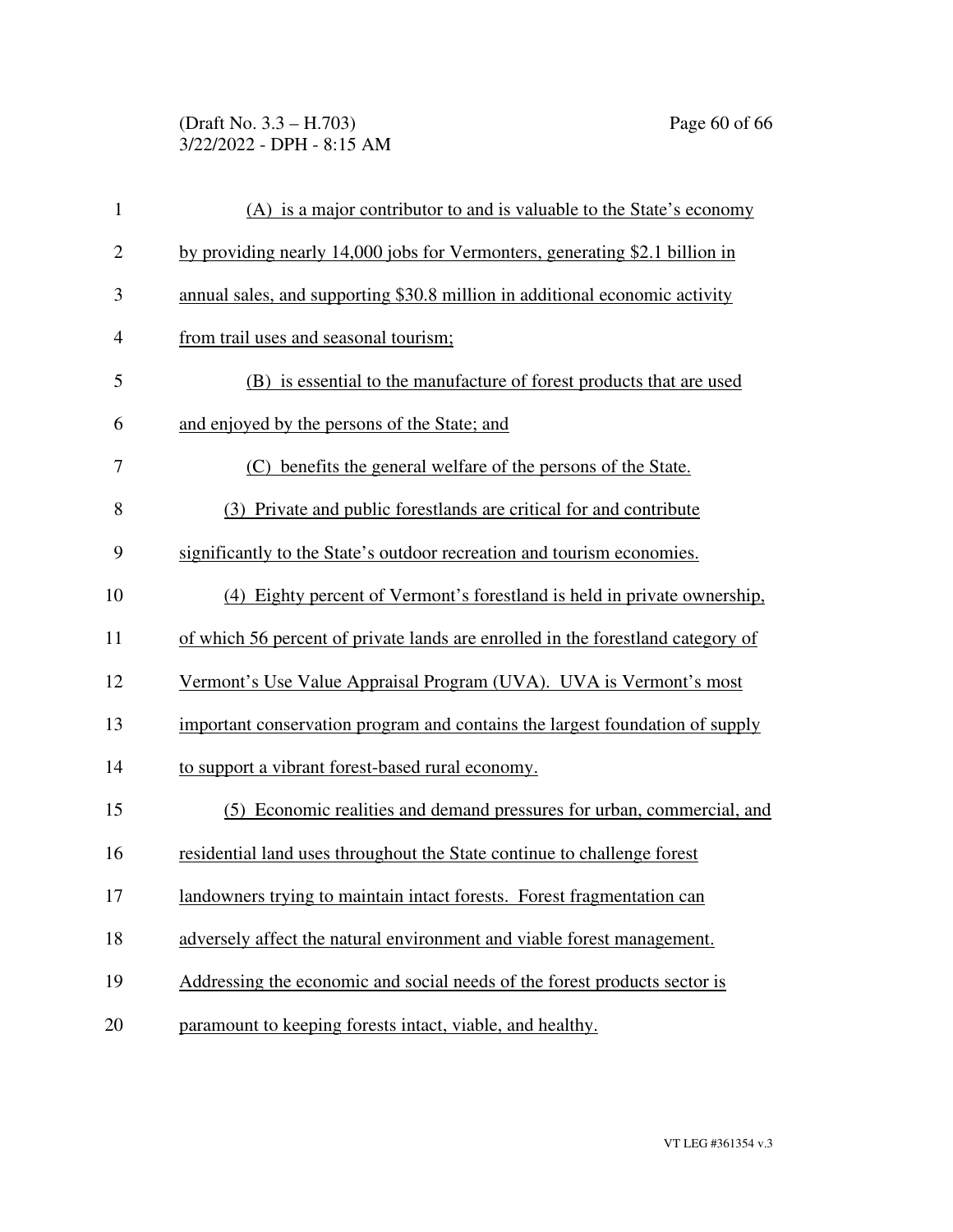(A) is a major contributor to and is valuable to the State's economy by providing nearly 14,000 jobs for Vermonters, generating $2.1 billion in annual sales, and supporting $30.8 million in additional economic activity from trail uses and seasonal tourism;

(B) is essential to the manufacture of forest products that are used and enjoyed by the persons of the State; and

(C) benefits the general welfare of the persons of the State.

(3) Private and public forestlands are critical for and contribute significantly to the State's outdoor recreation and tourism economies.

(4) Eighty percent of Vermont's forestland is held in private ownership, of which 56 percent of private lands are enrolled in the forestland category of Vermont's Use Value Appraisal Program (UVA). UVA is Vermont's most important conservation program and contains the largest foundation of supply to support a vibrant forest-based rural economy.

(5) Economic realities and demand pressures for urban, commercial, and residential land uses throughout the State continue to challenge forest landowners trying to maintain intact forests. Forest fragmentation can adversely affect the natural environment and viable forest management. Addressing the economic and social needs of the forest products sector is paramount to keeping forests intact, viable, and healthy.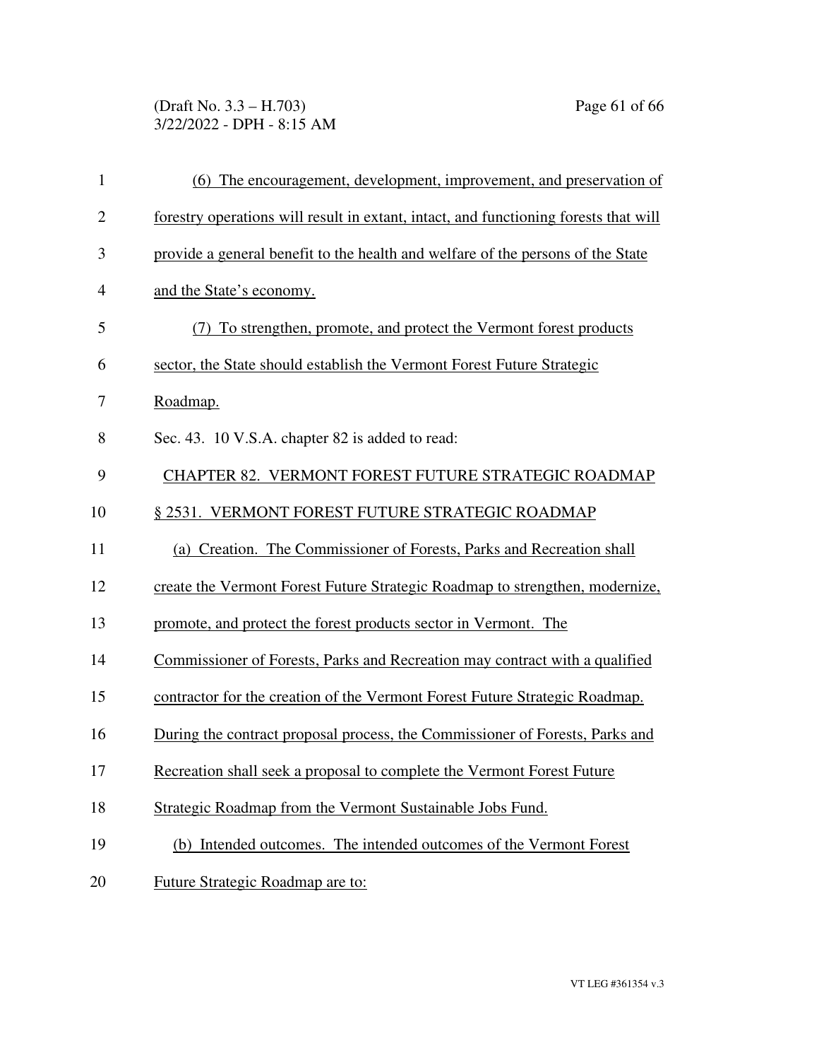(6) The encouragement, development, improvement, and preservation of forestry operations will result in extant, intact, and functioning forests that will provide a general benefit to the health and welfare of the persons of the State and the State's economy.

(7) To strengthen, promote, and protect the Vermont forest products sector, the State should establish the Vermont Forest Future Strategic Roadmap.

Sec. 43. 10 V.S.A. chapter 82 is added to read:

## CHAPTER 82. VERMONT FOREST FUTURE STRATEGIC ROADMAP

### § 2531. VERMONT FOREST FUTURE STRATEGIC ROADMAP

(a) Creation. The Commissioner of Forests, Parks and Recreation shall create the Vermont Forest Future Strategic Roadmap to strengthen, modernize, promote, and protect the forest products sector in Vermont. The Commissioner of Forests, Parks and Recreation may contract with a qualified contractor for the creation of the Vermont Forest Future Strategic Roadmap. During the contract proposal process, the Commissioner of Forests, Parks and Recreation shall seek a proposal to complete the Vermont Forest Future Strategic Roadmap from the Vermont Sustainable Jobs Fund.

(b) Intended outcomes. The intended outcomes of the Vermont Forest Future Strategic Roadmap are to: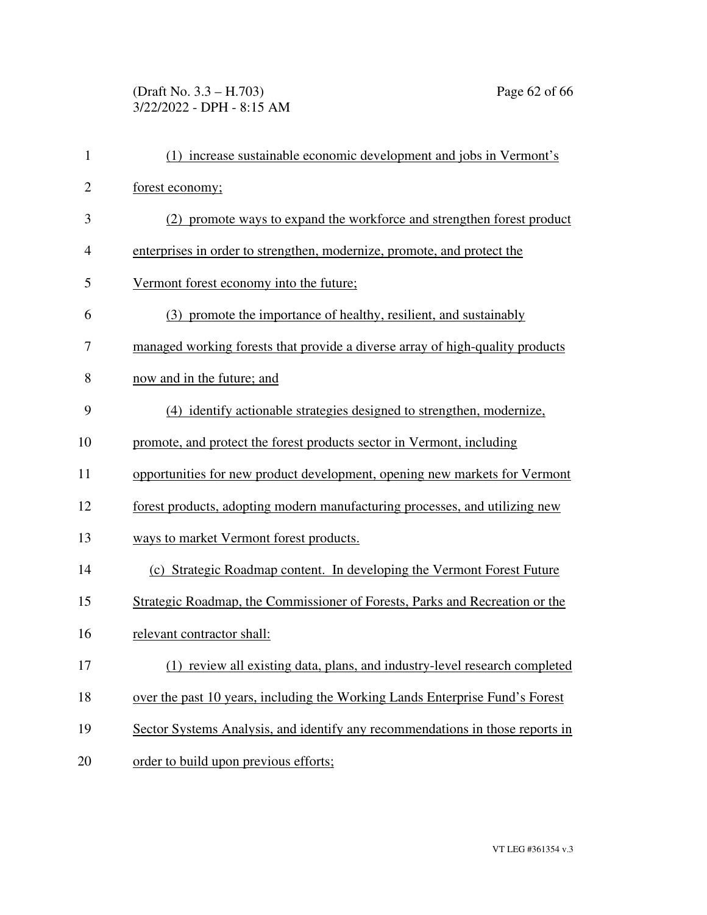(1) increase sustainable economic development and jobs in Vermont's forest economy;

(2) promote ways to expand the workforce and strengthen forest product enterprises in order to strengthen, modernize, promote, and protect the Vermont forest economy into the future;

(3) promote the importance of healthy, resilient, and sustainably managed working forests that provide a diverse array of high-quality products now and in the future; and

(4) identify actionable strategies designed to strengthen, modernize, promote, and protect the forest products sector in Vermont, including opportunities for new product development, opening new markets for Vermont forest products, adopting modern manufacturing processes, and utilizing new ways to market Vermont forest products.

(c) Strategic Roadmap content. In developing the Vermont Forest Future Strategic Roadmap, the Commissioner of Forests, Parks and Recreation or the relevant contractor shall:

(1) review all existing data, plans, and industry-level research completed over the past 10 years, including the Working Lands Enterprise Fund's Forest Sector Systems Analysis, and identify any recommendations in those reports in order to build upon previous efforts;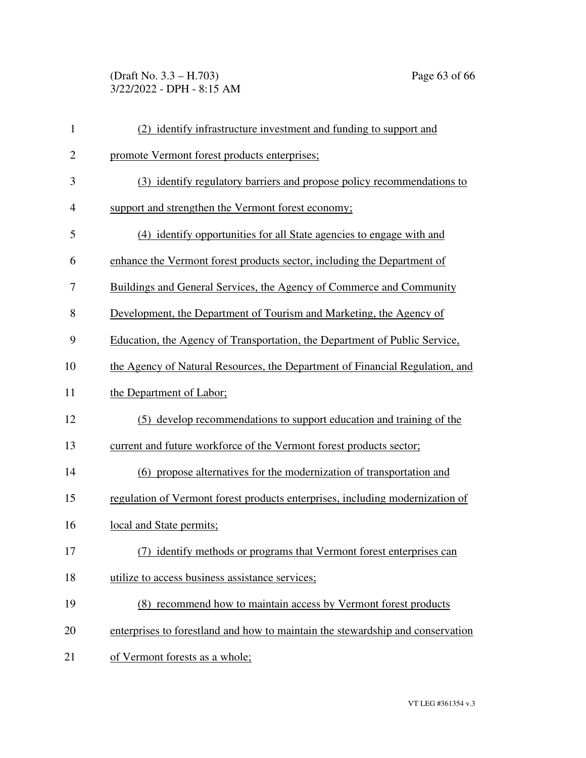(2) identify infrastructure investment and funding to support and promote Vermont forest products enterprises;

(3) identify regulatory barriers and propose policy recommendations to support and strengthen the Vermont forest economy;

(4) identify opportunities for all State agencies to engage with and enhance the Vermont forest products sector, including the Department of Buildings and General Services, the Agency of Commerce and Community Development, the Department of Tourism and Marketing, the Agency of Education, the Agency of Transportation, the Department of Public Service, the Agency of Natural Resources, the Department of Financial Regulation, and the Department of Labor;

(5) develop recommendations to support education and training of the current and future workforce of the Vermont forest products sector;

(6) propose alternatives for the modernization of transportation and regulation of Vermont forest products enterprises, including modernization of local and State permits;

(7) identify methods or programs that Vermont forest enterprises can utilize to access business assistance services;

(8) recommend how to maintain access by Vermont forest products enterprises to forestland and how to maintain the stewardship and conservation of Vermont forests as a whole;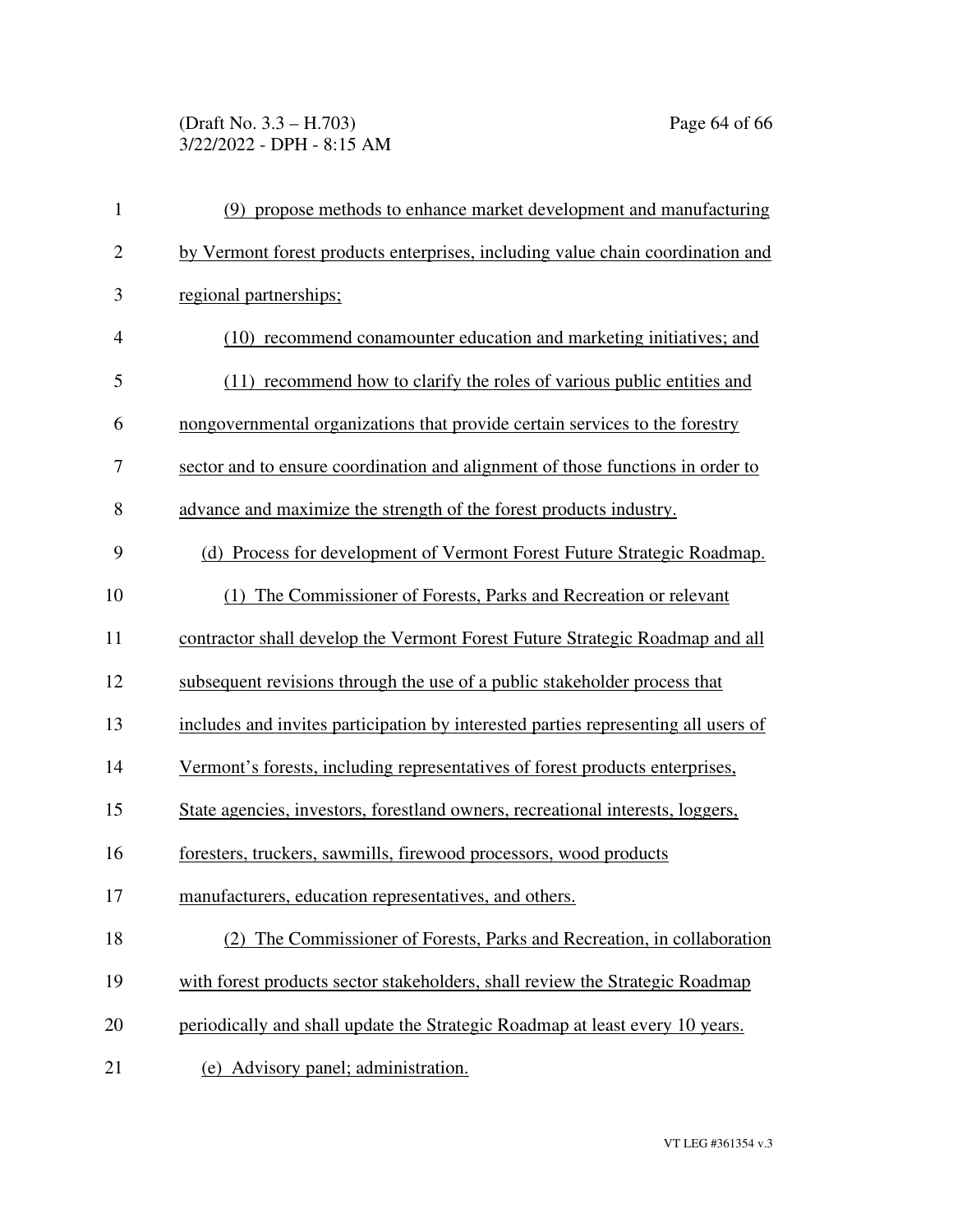(9) propose methods to enhance market development and manufacturing by Vermont forest products enterprises, including value chain coordination and regional partnerships;

(10) recommend conamounter education and marketing initiatives; and

(11) recommend how to clarify the roles of various public entities and nongovernmental organizations that provide certain services to the forestry sector and to ensure coordination and alignment of those functions in order to advance and maximize the strength of the forest products industry.

(d) Process for development of Vermont Forest Future Strategic Roadmap.

(1) The Commissioner of Forests, Parks and Recreation or relevant contractor shall develop the Vermont Forest Future Strategic Roadmap and all subsequent revisions through the use of a public stakeholder process that includes and invites participation by interested parties representing all users of Vermont's forests, including representatives of forest products enterprises, State agencies, investors, forestland owners, recreational interests, loggers, foresters, truckers, sawmills, firewood processors, wood products manufacturers, education representatives, and others.

(2) The Commissioner of Forests, Parks and Recreation, in collaboration with forest products sector stakeholders, shall review the Strategic Roadmap periodically and shall update the Strategic Roadmap at least every 10 years.

(e) Advisory panel; administration.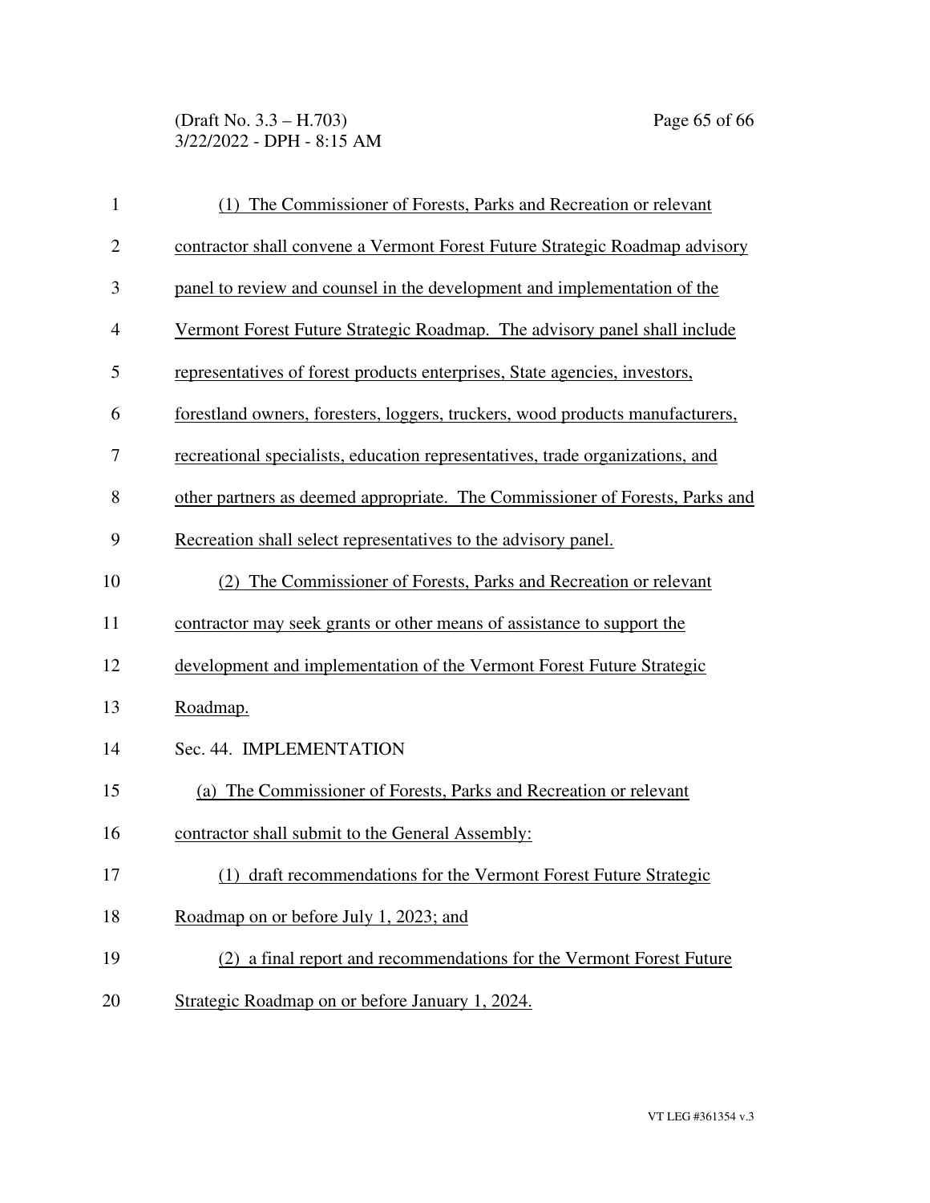(1) The Commissioner of Forests, Parks and Recreation or relevant contractor shall convene a Vermont Forest Future Strategic Roadmap advisory panel to review and counsel in the development and implementation of the Vermont Forest Future Strategic Roadmap. The advisory panel shall include representatives of forest products enterprises, State agencies, investors, forestland owners, foresters, loggers, truckers, wood products manufacturers, recreational specialists, education representatives, trade organizations, and other partners as deemed appropriate. The Commissioner of Forests, Parks and Recreation shall select representatives to the advisory panel.

(2) The Commissioner of Forests, Parks and Recreation or relevant contractor may seek grants or other means of assistance to support the development and implementation of the Vermont Forest Future Strategic Roadmap.

Sec. 44. IMPLEMENTATION

(a) The Commissioner of Forests, Parks and Recreation or relevant contractor shall submit to the General Assembly:

(1) draft recommendations for the Vermont Forest Future Strategic Roadmap on or before July 1, 2023; and

(2) a final report and recommendations for the Vermont Forest Future Strategic Roadmap on or before January 1, 2024.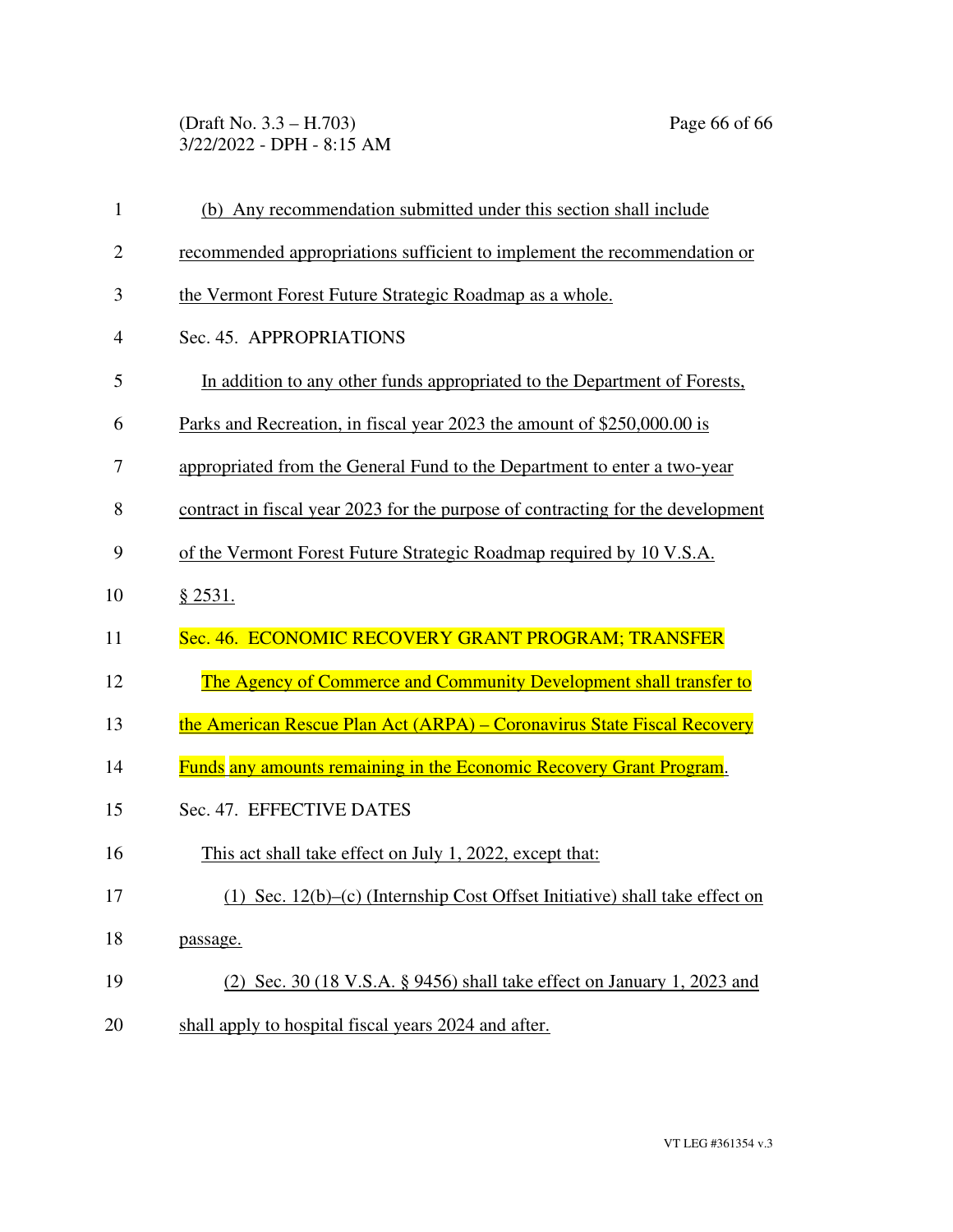(b) Any recommendation submitted under this section shall include recommended appropriations sufficient to implement the recommendation or the Vermont Forest Future Strategic Roadmap as a whole.

Sec. 45. APPROPRIATIONS

In addition to any other funds appropriated to the Department of Forests, Parks and Recreation, in fiscal year 2023 the amount of $250,000.00 is appropriated from the General Fund to the Department to enter a two-year contract in fiscal year 2023 for the purpose of contracting for the development of the Vermont Forest Future Strategic Roadmap required by 10 V.S.A. § 2531.

Sec. 46. ECONOMIC RECOVERY GRANT PROGRAM; TRANSFER

The Agency of Commerce and Community Development shall transfer to the American Rescue Plan Act (ARPA) – Coronavirus State Fiscal Recovery Funds any amounts remaining in the Economic Recovery Grant Program.

Sec. 47. EFFECTIVE DATES

This act shall take effect on July 1, 2022, except that:

(1) Sec. 12(b)–(c) (Internship Cost Offset Initiative) shall take effect on passage.

(2) Sec. 30 (18 V.S.A. § 9456) shall take effect on January 1, 2023 and shall apply to hospital fiscal years 2024 and after.